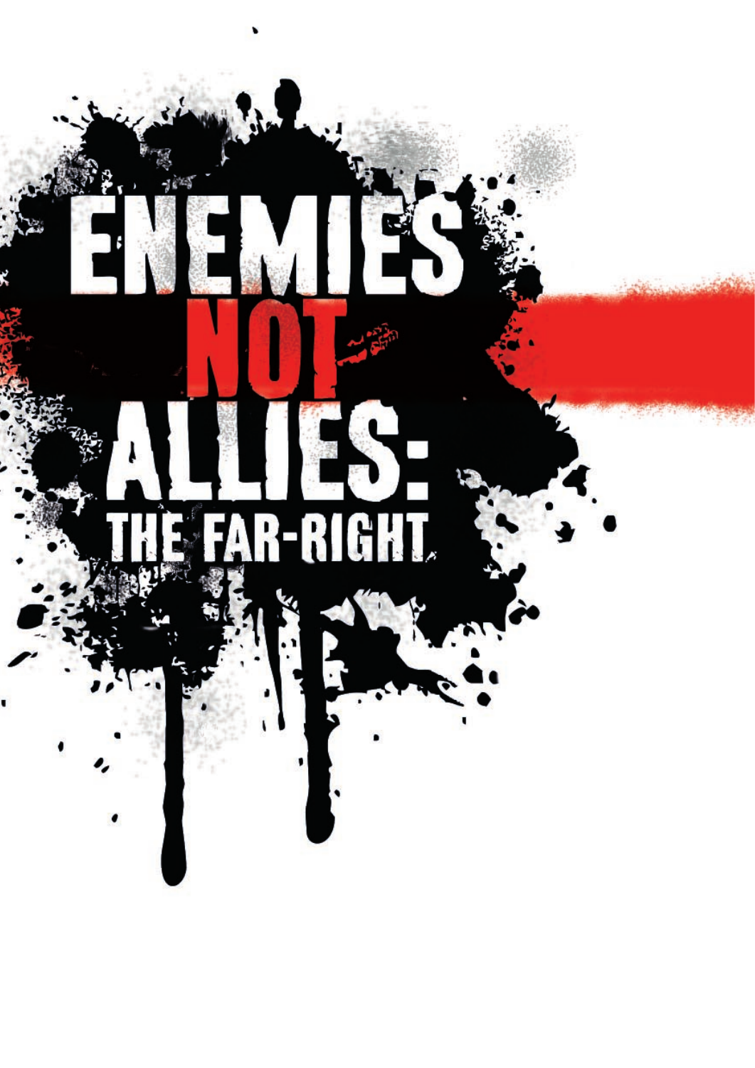# ENEMIES NOT ALLIES: THE FAR-RIGHT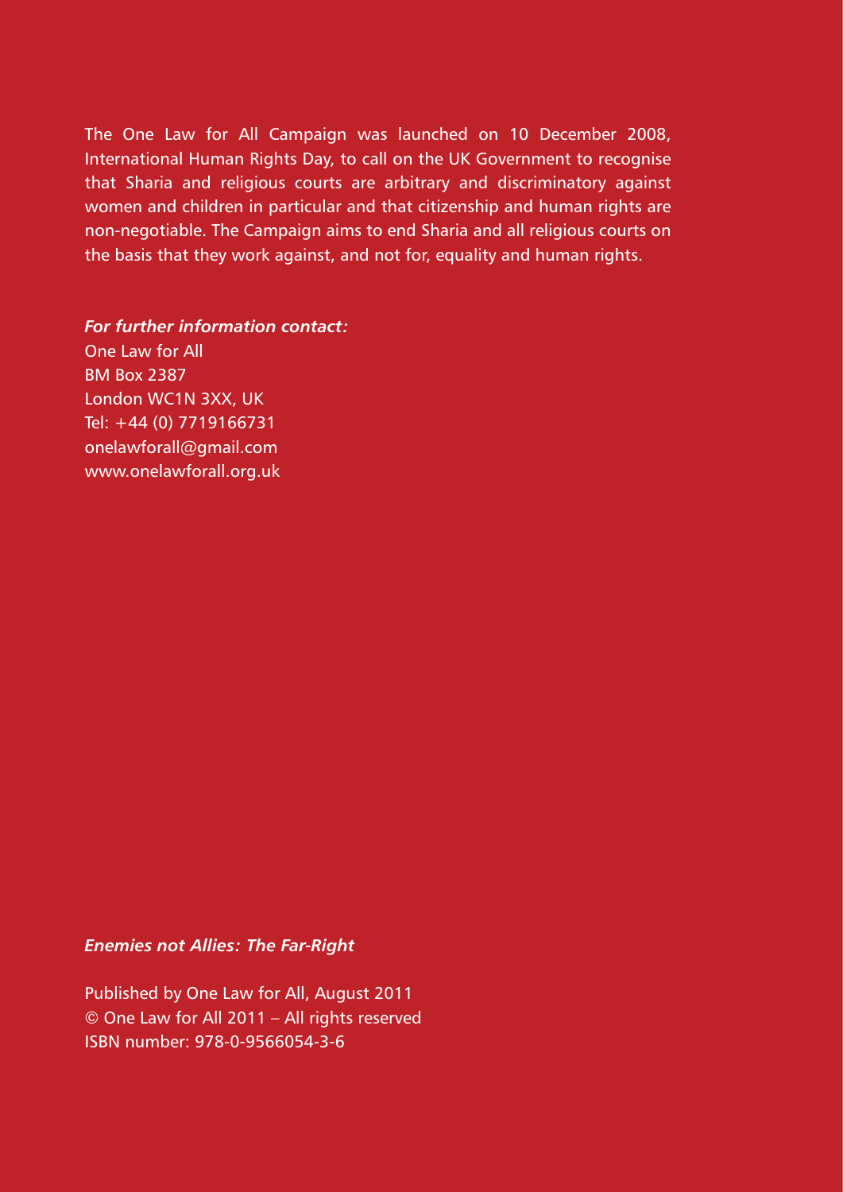The One Law for All Campaign was launched on 10 December 2008, International Human Rights Day, to call on the UK Government to recognise that Sharia and religious courts are arbitrary and discriminatory against women and children in particular and that citizenship and human rights are non-negotiable. The Campaign aims to end Sharia and all religious courts on the basis that they work against, and not for, equality and human rights.

***For further information contact:***
One Law for All
BM Box 2387
London WC1N 3XX, UK
Tel: +44 (0) 7719166731
onelawforall@gmail.com
www.onelawforall.org.uk

***Enemies not Allies: The Far-Right***

Published by One Law for All, August 2011
© One Law for All 2011 – All rights reserved
ISBN number: 978-0-9566054-3-6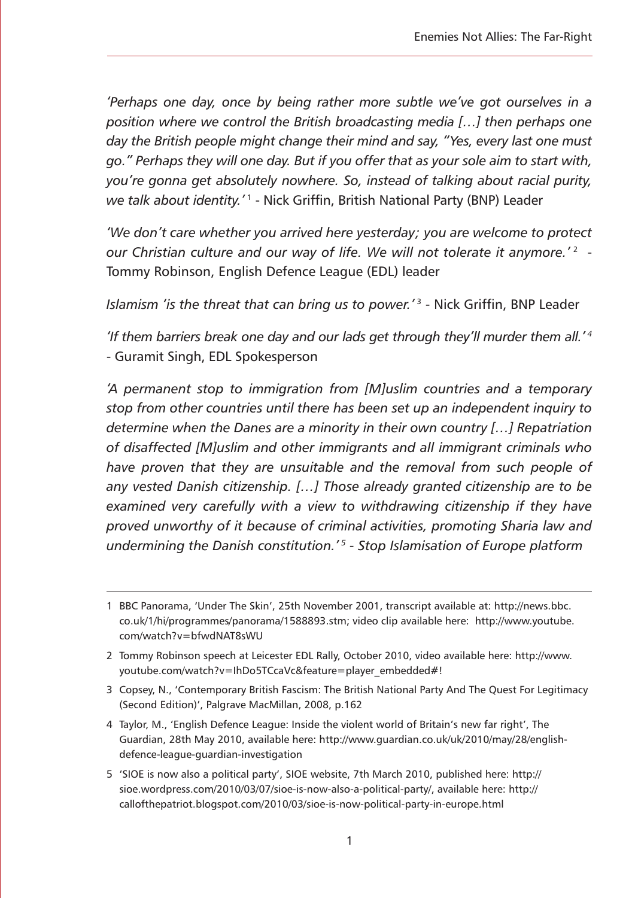*'Perhaps one day, once by being rather more subtle we've got ourselves in a position where we control the British broadcasting media […] then perhaps one day the British people might change their mind and say, "Yes, every last one must go." Perhaps they will one day. But if you offer that as your sole aim to start with, you're gonna get absolutely nowhere. So, instead of talking about racial purity, we talk about identity.'*[1] - Nick Griffin, British National Party (BNP) Leader

*'We don't care whether you arrived here yesterday; you are welcome to protect our Christian culture and our way of life. We will not tolerate it anymore.'*[2] - Tommy Robinson, English Defence League (EDL) leader

*Islamism 'is the threat that can bring us to power.'*[3] - Nick Griffin, BNP Leader

*'If them barriers break one day and our lads get through they'll murder them all.'*[4] - Guramit Singh, EDL Spokesperson

*'A permanent stop to immigration from [M]uslim countries and a temporary stop from other countries until there has been set up an independent inquiry to determine when the Danes are a minority in their own country […] Repatriation of disaffected [M]uslim and other immigrants and all immigrant criminals who have proven that they are unsuitable and the removal from such people of any vested Danish citizenship. […] Those already granted citizenship are to be examined very carefully with a view to withdrawing citizenship if they have proved unworthy of it because of criminal activities, promoting Sharia law and undermining the Danish constitution.'*[5] *- Stop Islamisation of Europe platform*

---

1 BBC Panorama, 'Under The Skin', 25th November 2001, transcript available at: http://news.bbc.co.uk/1/hi/programmes/panorama/1588893.stm; video clip available here: http://www.youtube.com/watch?v=bfwdNAT8sWU

2 Tommy Robinson speech at Leicester EDL Rally, October 2010, video available here: http://www.youtube.com/watch?v=IhDo5TCcaVc&feature=player_embedded#!

3 Copsey, N., 'Contemporary British Fascism: The British National Party And The Quest For Legitimacy (Second Edition)', Palgrave MacMillan, 2008, p.162

4 Taylor, M., 'English Defence League: Inside the violent world of Britain's new far right', The Guardian, 28th May 2010, available here: http://www.guardian.co.uk/uk/2010/may/28/english-defence-league-guardian-investigation

5 'SIOE is now also a political party', SIOE website, 7th March 2010, published here: http://sioe.wordpress.com/2010/03/07/sioe-is-now-also-a-political-party/, available here: http://callofthepatriot.blogspot.com/2010/03/sioe-is-now-political-party-in-europe.html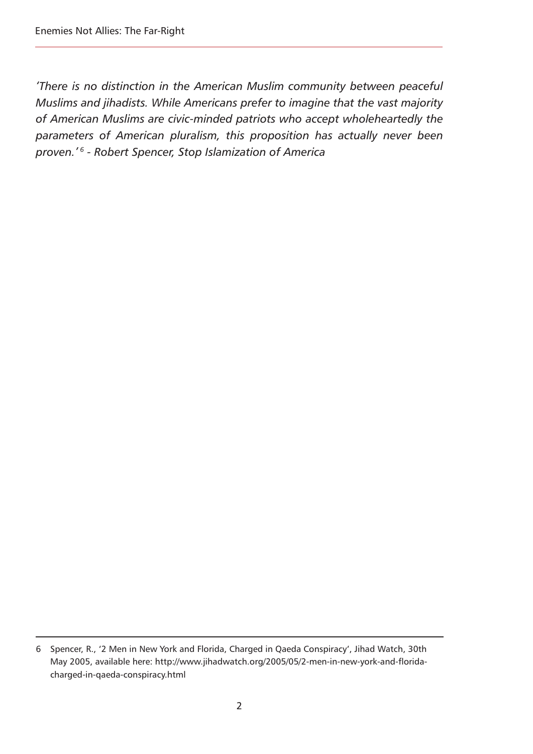*'There is no distinction in the American Muslim community between peaceful Muslims and jihadists. While Americans prefer to imagine that the vast majority of American Muslims are civic-minded patriots who accept wholeheartedly the parameters of American pluralism, this proposition has actually never been proven.'*[6] *- Robert Spencer, Stop Islamization of America*

---

6 Spencer, R., '2 Men in New York and Florida, Charged in Qaeda Conspiracy', Jihad Watch, 30th May 2005, available here: http://www.jihadwatch.org/2005/05/2-men-in-new-york-and-florida-charged-in-qaeda-conspiracy.html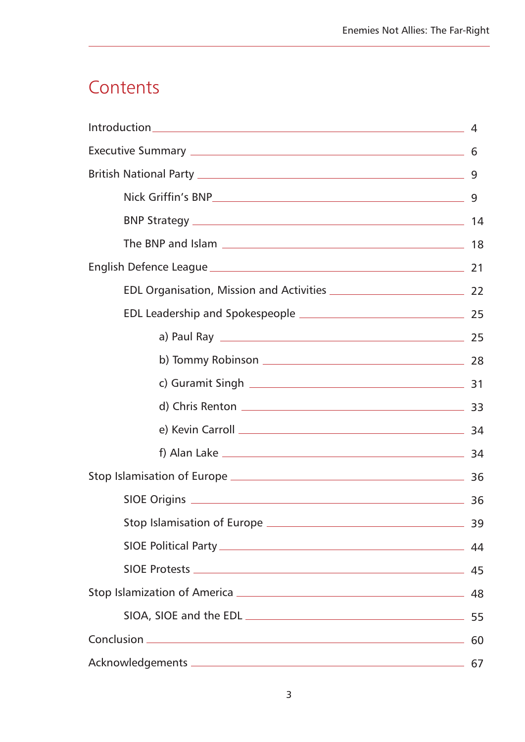# Contents

| | |
|---|---|
| Introduction | 4 |
| Executive Summary | 6 |
| British National Party | 9 |
| &nbsp;&nbsp;&nbsp;&nbsp;Nick Griffin's BNP | 9 |
| &nbsp;&nbsp;&nbsp;&nbsp;BNP Strategy | 14 |
| &nbsp;&nbsp;&nbsp;&nbsp;The BNP and Islam | 18 |
| English Defence League | 21 |
| &nbsp;&nbsp;&nbsp;&nbsp;EDL Organisation, Mission and Activities | 22 |
| &nbsp;&nbsp;&nbsp;&nbsp;EDL Leadership and Spokespeople | 25 |
| &nbsp;&nbsp;&nbsp;&nbsp;&nbsp;&nbsp;&nbsp;&nbsp;a) Paul Ray | 25 |
| &nbsp;&nbsp;&nbsp;&nbsp;&nbsp;&nbsp;&nbsp;&nbsp;b) Tommy Robinson | 28 |
| &nbsp;&nbsp;&nbsp;&nbsp;&nbsp;&nbsp;&nbsp;&nbsp;c) Guramit Singh | 31 |
| &nbsp;&nbsp;&nbsp;&nbsp;&nbsp;&nbsp;&nbsp;&nbsp;d) Chris Renton | 33 |
| &nbsp;&nbsp;&nbsp;&nbsp;&nbsp;&nbsp;&nbsp;&nbsp;e) Kevin Carroll | 34 |
| &nbsp;&nbsp;&nbsp;&nbsp;&nbsp;&nbsp;&nbsp;&nbsp;f) Alan Lake | 34 |
| Stop Islamisation of Europe | 36 |
| &nbsp;&nbsp;&nbsp;&nbsp;SIOE Origins | 36 |
| &nbsp;&nbsp;&nbsp;&nbsp;Stop Islamisation of Europe | 39 |
| &nbsp;&nbsp;&nbsp;&nbsp;SIOE Political Party | 44 |
| &nbsp;&nbsp;&nbsp;&nbsp;SIOE Protests | 45 |
| Stop Islamization of America | 48 |
| &nbsp;&nbsp;&nbsp;&nbsp;SIOA, SIOE and the EDL | 55 |
| Conclusion | 60 |
| Acknowledgements | 67 |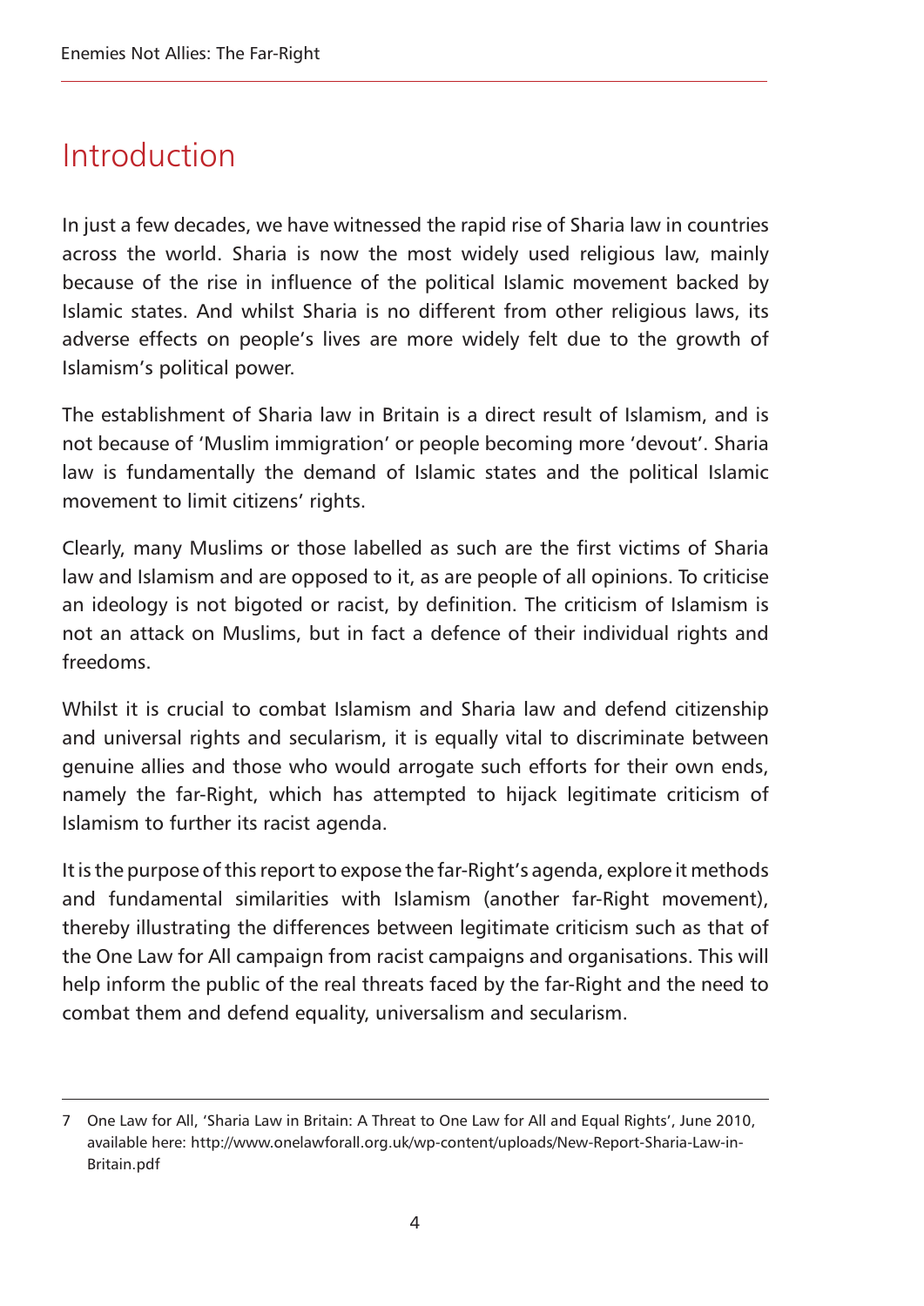# Introduction

In just a few decades, we have witnessed the rapid rise of Sharia law in countries across the world. Sharia is now the most widely used religious law, mainly because of the rise in influence of the political Islamic movement backed by Islamic states. And whilst Sharia is no different from other religious laws, its adverse effects on people's lives are more widely felt due to the growth of Islamism's political power.

The establishment of Sharia law in Britain is a direct result of Islamism, and is not because of 'Muslim immigration' or people becoming more 'devout'. Sharia law is fundamentally the demand of Islamic states and the political Islamic movement to limit citizens' rights.

Clearly, many Muslims or those labelled as such are the first victims of Sharia law and Islamism and are opposed to it, as are people of all opinions. To criticise an ideology is not bigoted or racist, by definition. The criticism of Islamism is not an attack on Muslims, but in fact a defence of their individual rights and freedoms.

Whilst it is crucial to combat Islamism and Sharia law and defend citizenship and universal rights and secularism, it is equally vital to discriminate between genuine allies and those who would arrogate such efforts for their own ends, namely the far-Right, which has attempted to hijack legitimate criticism of Islamism to further its racist agenda.

It is the purpose of this report to expose the far-Right's agenda, explore it methods and fundamental similarities with Islamism (another far-Right movement), thereby illustrating the differences between legitimate criticism such as that of the One Law for All campaign from racist campaigns and organisations. This will help inform the public of the real threats faced by the far-Right and the need to combat them and defend equality, universalism and secularism.

---

7 One Law for All, 'Sharia Law in Britain: A Threat to One Law for All and Equal Rights', June 2010, available here: http://www.onelawforall.org.uk/wp-content/uploads/New-Report-Sharia-Law-in-Britain.pdf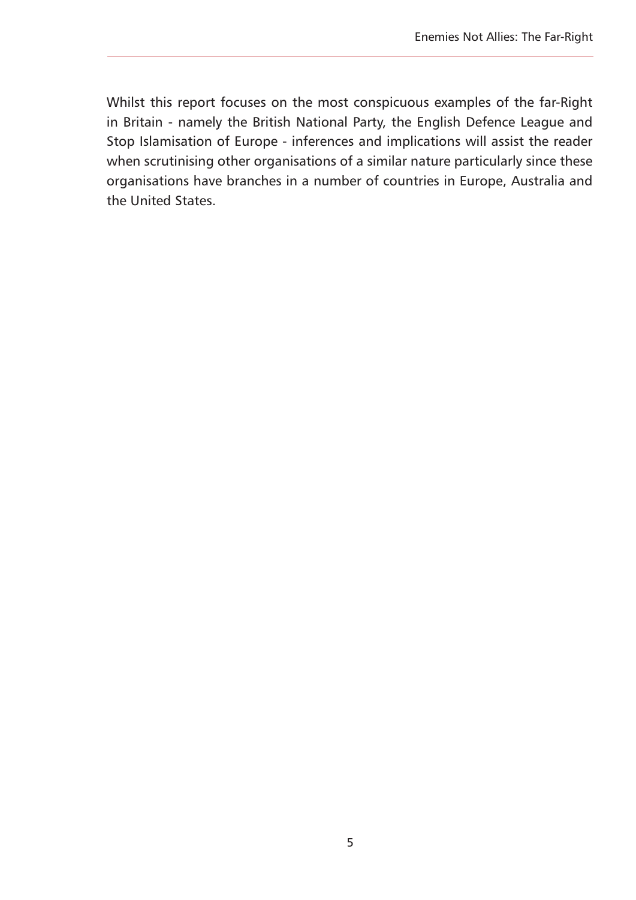Whilst this report focuses on the most conspicuous examples of the far-Right in Britain - namely the British National Party, the English Defence League and Stop Islamisation of Europe - inferences and implications will assist the reader when scrutinising other organisations of a similar nature particularly since these organisations have branches in a number of countries in Europe, Australia and the United States.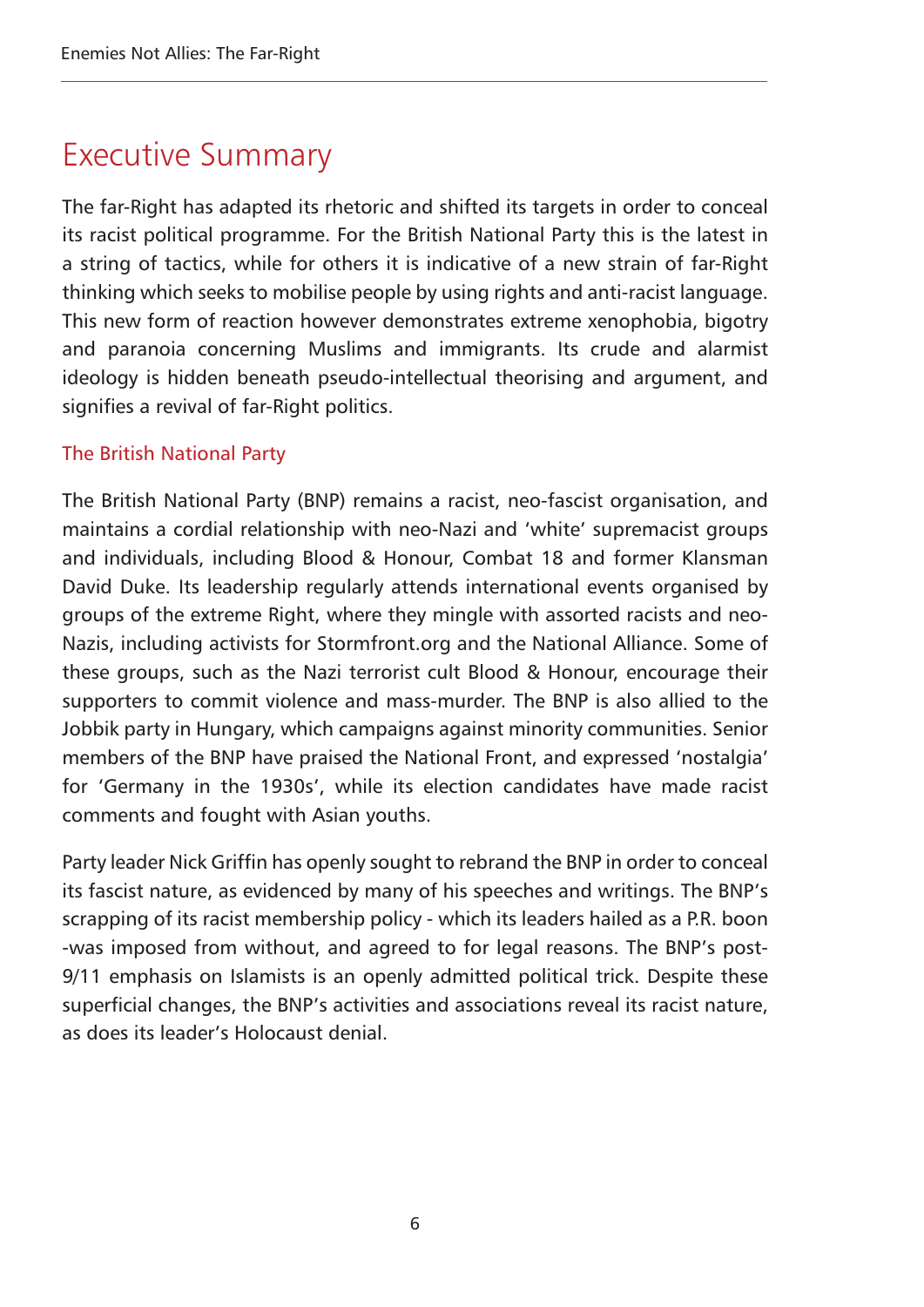# Executive Summary

The far-Right has adapted its rhetoric and shifted its targets in order to conceal its racist political programme. For the British National Party this is the latest in a string of tactics, while for others it is indicative of a new strain of far-Right thinking which seeks to mobilise people by using rights and anti-racist language. This new form of reaction however demonstrates extreme xenophobia, bigotry and paranoia concerning Muslims and immigrants. Its crude and alarmist ideology is hidden beneath pseudo-intellectual theorising and argument, and signifies a revival of far-Right politics.

## The British National Party

The British National Party (BNP) remains a racist, neo-fascist organisation, and maintains a cordial relationship with neo-Nazi and 'white' supremacist groups and individuals, including Blood & Honour, Combat 18 and former Klansman David Duke. Its leadership regularly attends international events organised by groups of the extreme Right, where they mingle with assorted racists and neo-Nazis, including activists for Stormfront.org and the National Alliance. Some of these groups, such as the Nazi terrorist cult Blood & Honour, encourage their supporters to commit violence and mass-murder. The BNP is also allied to the Jobbik party in Hungary, which campaigns against minority communities. Senior members of the BNP have praised the National Front, and expressed 'nostalgia' for 'Germany in the 1930s', while its election candidates have made racist comments and fought with Asian youths.

Party leader Nick Griffin has openly sought to rebrand the BNP in order to conceal its fascist nature, as evidenced by many of his speeches and writings. The BNP's scrapping of its racist membership policy - which its leaders hailed as a P.R. boon -was imposed from without, and agreed to for legal reasons. The BNP's post-9/11 emphasis on Islamists is an openly admitted political trick. Despite these superficial changes, the BNP's activities and associations reveal its racist nature, as does its leader's Holocaust denial.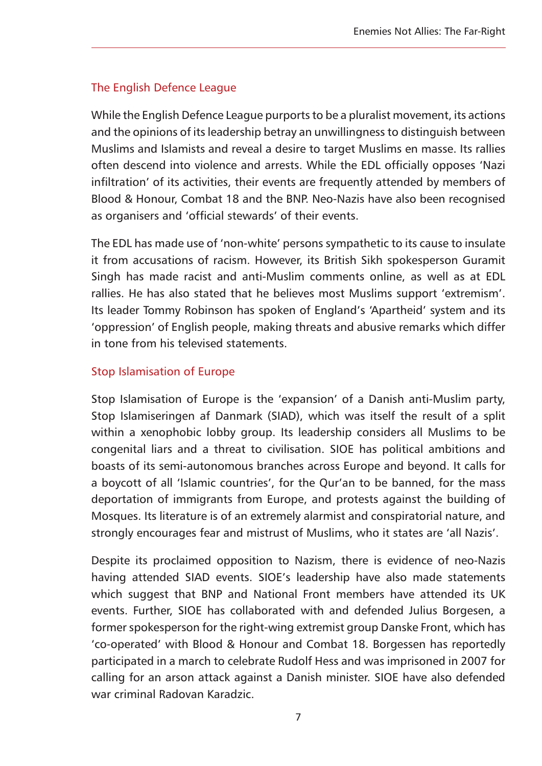## The English Defence League

While the English Defence League purports to be a pluralist movement, its actions and the opinions of its leadership betray an unwillingness to distinguish between Muslims and Islamists and reveal a desire to target Muslims en masse. Its rallies often descend into violence and arrests. While the EDL officially opposes 'Nazi infiltration' of its activities, their events are frequently attended by members of Blood & Honour, Combat 18 and the BNP. Neo-Nazis have also been recognised as organisers and 'official stewards' of their events.

The EDL has made use of 'non-white' persons sympathetic to its cause to insulate it from accusations of racism. However, its British Sikh spokesperson Guramit Singh has made racist and anti-Muslim comments online, as well as at EDL rallies. He has also stated that he believes most Muslims support 'extremism'. Its leader Tommy Robinson has spoken of England's 'Apartheid' system and its 'oppression' of English people, making threats and abusive remarks which differ in tone from his televised statements.

## Stop Islamisation of Europe

Stop Islamisation of Europe is the 'expansion' of a Danish anti-Muslim party, Stop Islamiseringen af Danmark (SIAD), which was itself the result of a split within a xenophobic lobby group. Its leadership considers all Muslims to be congenital liars and a threat to civilisation. SIOE has political ambitions and boasts of its semi-autonomous branches across Europe and beyond. It calls for a boycott of all 'Islamic countries', for the Qur'an to be banned, for the mass deportation of immigrants from Europe, and protests against the building of Mosques. Its literature is of an extremely alarmist and conspiratorial nature, and strongly encourages fear and mistrust of Muslims, who it states are 'all Nazis'.

Despite its proclaimed opposition to Nazism, there is evidence of neo-Nazis having attended SIAD events. SIOE's leadership have also made statements which suggest that BNP and National Front members have attended its UK events. Further, SIOE has collaborated with and defended Julius Borgesen, a former spokesperson for the right-wing extremist group Danske Front, which has 'co-operated' with Blood & Honour and Combat 18. Borgessen has reportedly participated in a march to celebrate Rudolf Hess and was imprisoned in 2007 for calling for an arson attack against a Danish minister. SIOE have also defended war criminal Radovan Karadzic.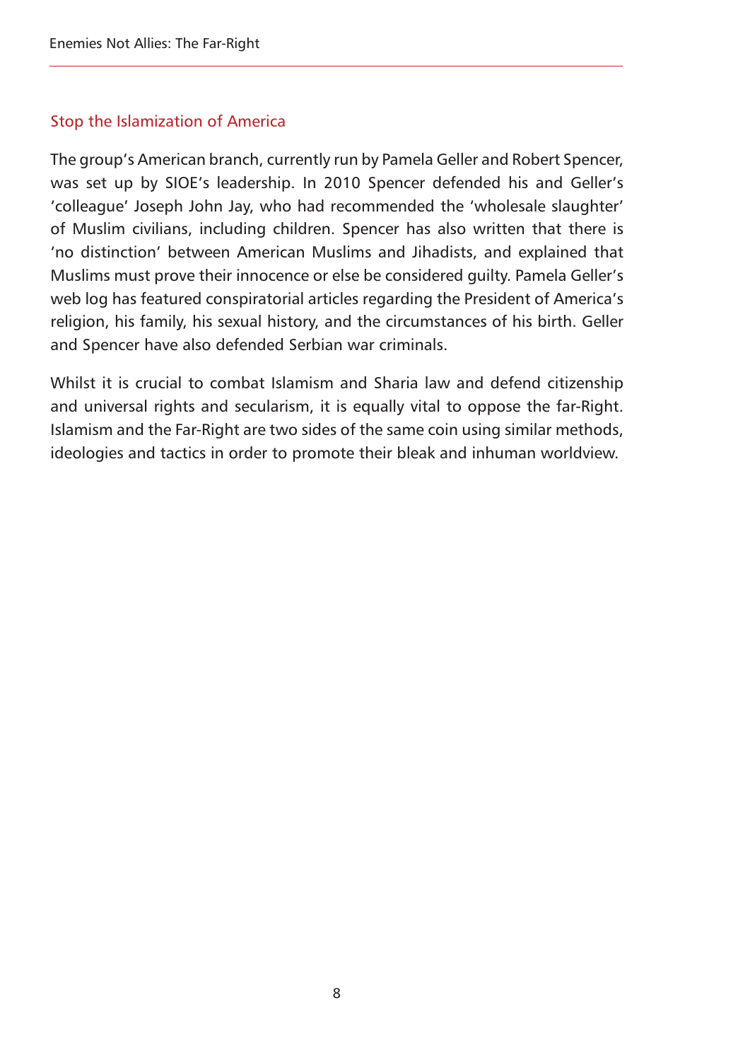## Stop the Islamization of America

The group's American branch, currently run by Pamela Geller and Robert Spencer, was set up by SIOE's leadership. In 2010 Spencer defended his and Geller's 'colleague' Joseph John Jay, who had recommended the 'wholesale slaughter' of Muslim civilians, including children. Spencer has also written that there is 'no distinction' between American Muslims and Jihadists, and explained that Muslims must prove their innocence or else be considered guilty. Pamela Geller's web log has featured conspiratorial articles regarding the President of America's religion, his family, his sexual history, and the circumstances of his birth. Geller and Spencer have also defended Serbian war criminals.

Whilst it is crucial to combat Islamism and Sharia law and defend citizenship and universal rights and secularism, it is equally vital to oppose the far-Right. Islamism and the Far-Right are two sides of the same coin using similar methods, ideologies and tactics in order to promote their bleak and inhuman worldview.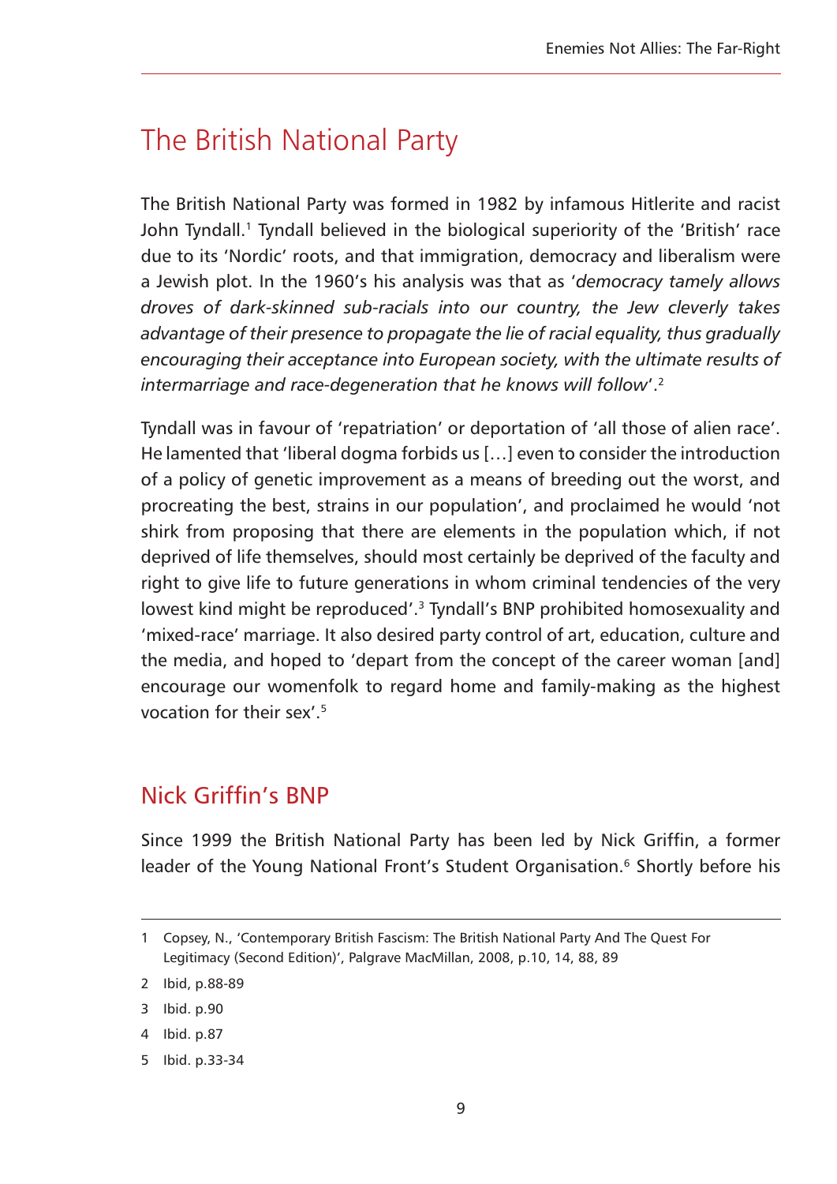# The British National Party

The British National Party was formed in 1982 by infamous Hitlerite and racist John Tyndall.[1] Tyndall believed in the biological superiority of the 'British' race due to its 'Nordic' roots, and that immigration, democracy and liberalism were a Jewish plot. In the 1960's his analysis was that as '*democracy tamely allows droves of dark-skinned sub-racials into our country, the Jew cleverly takes advantage of their presence to propagate the lie of racial equality, thus gradually encouraging their acceptance into European society, with the ultimate results of intermarriage and race-degeneration that he knows will follow*'.[2]

Tyndall was in favour of 'repatriation' or deportation of 'all those of alien race'. He lamented that 'liberal dogma forbids us […] even to consider the introduction of a policy of genetic improvement as a means of breeding out the worst, and procreating the best, strains in our population', and proclaimed he would 'not shirk from proposing that there are elements in the population which, if not deprived of life themselves, should most certainly be deprived of the faculty and right to give life to future generations in whom criminal tendencies of the very lowest kind might be reproduced'.[3] Tyndall's BNP prohibited homosexuality and 'mixed-race' marriage. It also desired party control of art, education, culture and the media, and hoped to 'depart from the concept of the career woman [and] encourage our womenfolk to regard home and family-making as the highest vocation for their sex'.[5]

## Nick Griffin's BNP

Since 1999 the British National Party has been led by Nick Griffin, a former leader of the Young National Front's Student Organisation.[6] Shortly before his

---

1 Copsey, N., 'Contemporary British Fascism: The British National Party And The Quest For Legitimacy (Second Edition)', Palgrave MacMillan, 2008, p.10, 14, 88, 89

2 Ibid, p.88-89

3 Ibid. p.90

4 Ibid. p.87

5 Ibid. p.33-34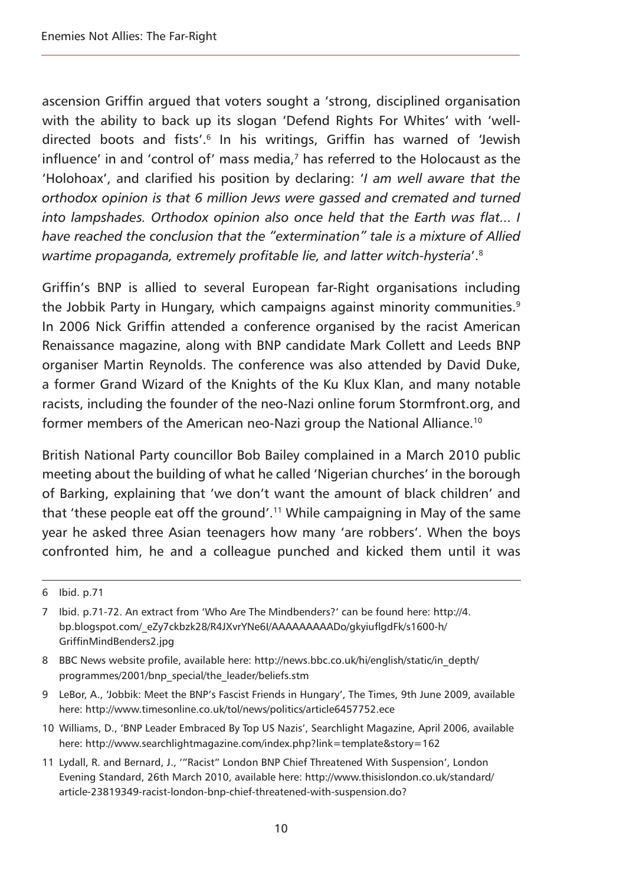ascension Griffin argued that voters sought a 'strong, disciplined organisation with the ability to back up its slogan 'Defend Rights For Whites' with 'well-directed boots and fists'.[6] In his writings, Griffin has warned of 'Jewish influence' in and 'control of' mass media,[7] has referred to the Holocaust as the 'Holohoax', and clarified his position by declaring: '*I am well aware that the orthodox opinion is that 6 million Jews were gassed and cremated and turned into lampshades. Orthodox opinion also once held that the Earth was flat... I have reached the conclusion that the "extermination" tale is a mixture of Allied wartime propaganda, extremely profitable lie, and latter witch-hysteria*'.[8]

Griffin's BNP is allied to several European far-Right organisations including the Jobbik Party in Hungary, which campaigns against minority communities.[9] In 2006 Nick Griffin attended a conference organised by the racist American Renaissance magazine, along with BNP candidate Mark Collett and Leeds BNP organiser Martin Reynolds. The conference was also attended by David Duke, a former Grand Wizard of the Knights of the Ku Klux Klan, and many notable racists, including the founder of the neo-Nazi online forum Stormfront.org, and former members of the American neo-Nazi group the National Alliance.[10]

British National Party councillor Bob Bailey complained in a March 2010 public meeting about the building of what he called 'Nigerian churches' in the borough of Barking, explaining that 'we don't want the amount of black children' and that 'these people eat off the ground'.[11] While campaigning in May of the same year he asked three Asian teenagers how many 'are robbers'. When the boys confronted him, he and a colleague punched and kicked them until it was

---

6 Ibid. p.71

7 Ibid. p.71-72. An extract from 'Who Are The Mindbenders?' can be found here: http://4.bp.blogspot.com/_eZy7ckbzk28/R4JXvrYNe6I/AAAAAAAAADo/gkyiuflgdFk/s1600-h/GriffinMindBenders2.jpg

8 BBC News website profile, available here: http://news.bbc.co.uk/hi/english/static/in_depth/programmes/2001/bnp_special/the_leader/beliefs.stm

9 LeBor, A., 'Jobbik: Meet the BNP's Fascist Friends in Hungary', The Times, 9th June 2009, available here: http://www.timesonline.co.uk/tol/news/politics/article6457752.ece

10 Williams, D., 'BNP Leader Embraced By Top US Nazis', Searchlight Magazine, April 2006, available here: http://www.searchlightmagazine.com/index.php?link=template&story=162

11 Lydall, R. and Bernard, J., '"Racist" London BNP Chief Threatened With Suspension', London Evening Standard, 26th March 2010, available here: http://www.thisislondon.co.uk/standard/article-23819349-racist-london-bnp-chief-threatened-with-suspension.do?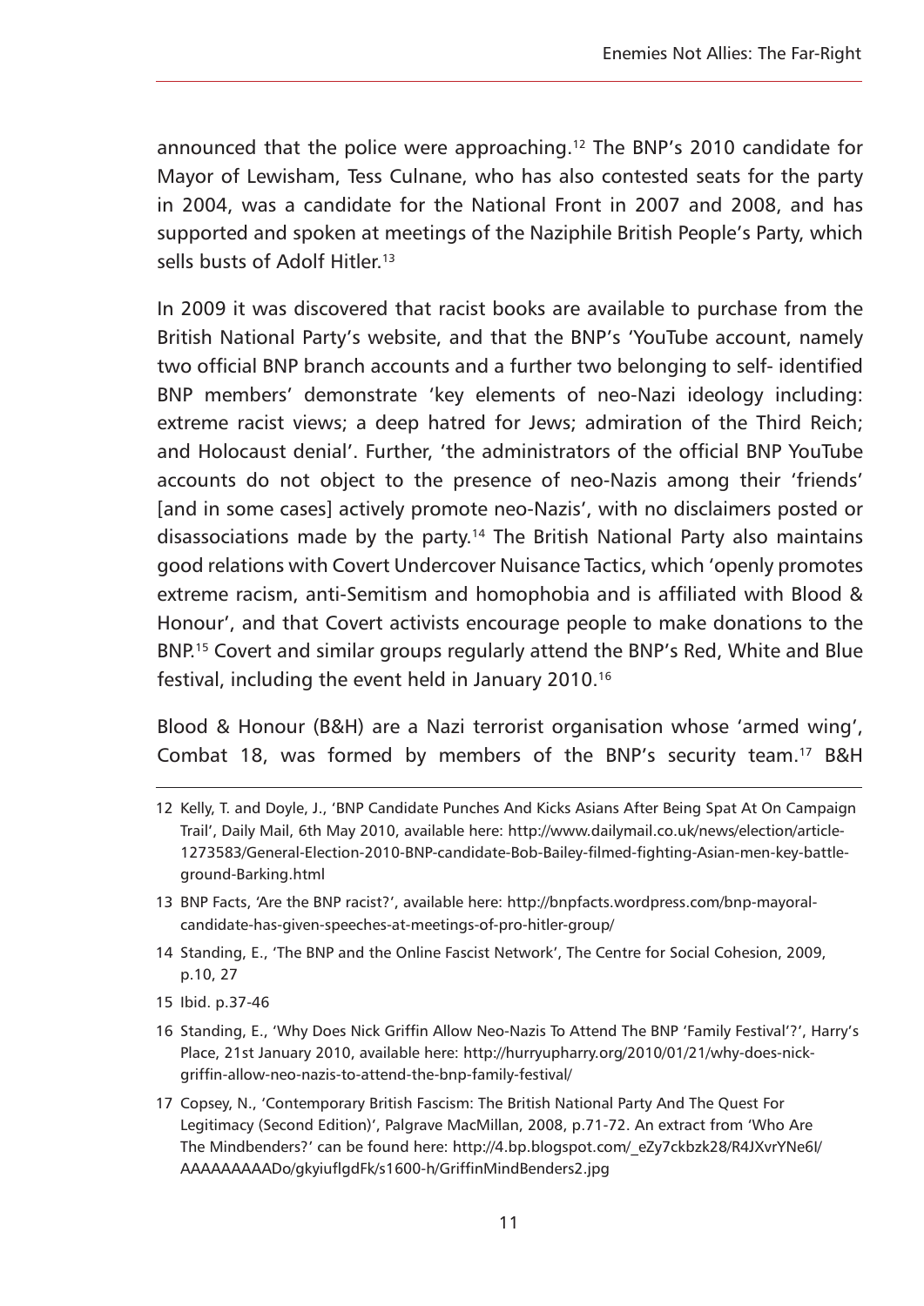announced that the police were approaching.[12] The BNP's 2010 candidate for Mayor of Lewisham, Tess Culnane, who has also contested seats for the party in 2004, was a candidate for the National Front in 2007 and 2008, and has supported and spoken at meetings of the Naziphile British People's Party, which sells busts of Adolf Hitler.[13]

In 2009 it was discovered that racist books are available to purchase from the British National Party's website, and that the BNP's 'YouTube account, namely two official BNP branch accounts and a further two belonging to self- identified BNP members' demonstrate 'key elements of neo-Nazi ideology including: extreme racist views; a deep hatred for Jews; admiration of the Third Reich; and Holocaust denial'. Further, 'the administrators of the official BNP YouTube accounts do not object to the presence of neo-Nazis among their 'friends' [and in some cases] actively promote neo-Nazis', with no disclaimers posted or disassociations made by the party.[14] The British National Party also maintains good relations with Covert Undercover Nuisance Tactics, which 'openly promotes extreme racism, anti-Semitism and homophobia and is affiliated with Blood & Honour', and that Covert activists encourage people to make donations to the BNP.[15] Covert and similar groups regularly attend the BNP's Red, White and Blue festival, including the event held in January 2010.[16]

Blood & Honour (B&H) are a Nazi terrorist organisation whose 'armed wing', Combat 18, was formed by members of the BNP's security team.[17] B&H

---

12 Kelly, T. and Doyle, J., 'BNP Candidate Punches And Kicks Asians After Being Spat At On Campaign Trail', Daily Mail, 6th May 2010, available here: http://www.dailymail.co.uk/news/election/article-1273583/General-Election-2010-BNP-candidate-Bob-Bailey-filmed-fighting-Asian-men-key-battle-ground-Barking.html

13 BNP Facts, 'Are the BNP racist?', available here: http://bnpfacts.wordpress.com/bnp-mayoral-candidate-has-given-speeches-at-meetings-of-pro-hitler-group/

14 Standing, E., 'The BNP and the Online Fascist Network', The Centre for Social Cohesion, 2009, p.10, 27

15 Ibid. p.37-46

16 Standing, E., 'Why Does Nick Griffin Allow Neo-Nazis To Attend The BNP 'Family Festival'?', Harry's Place, 21st January 2010, available here: http://hurryupharry.org/2010/01/21/why-does-nick-griffin-allow-neo-nazis-to-attend-the-bnp-family-festival/

17 Copsey, N., 'Contemporary British Fascism: The British National Party And The Quest For Legitimacy (Second Edition)', Palgrave MacMillan, 2008, p.71-72. An extract from 'Who Are The Mindbenders?' can be found here: http://4.bp.blogspot.com/_eZy7ckbzk28/R4JXvrYNe6I/AAAAAAAAADo/gkyiuflgdFk/s1600-h/GriffinMindBenders2.jpg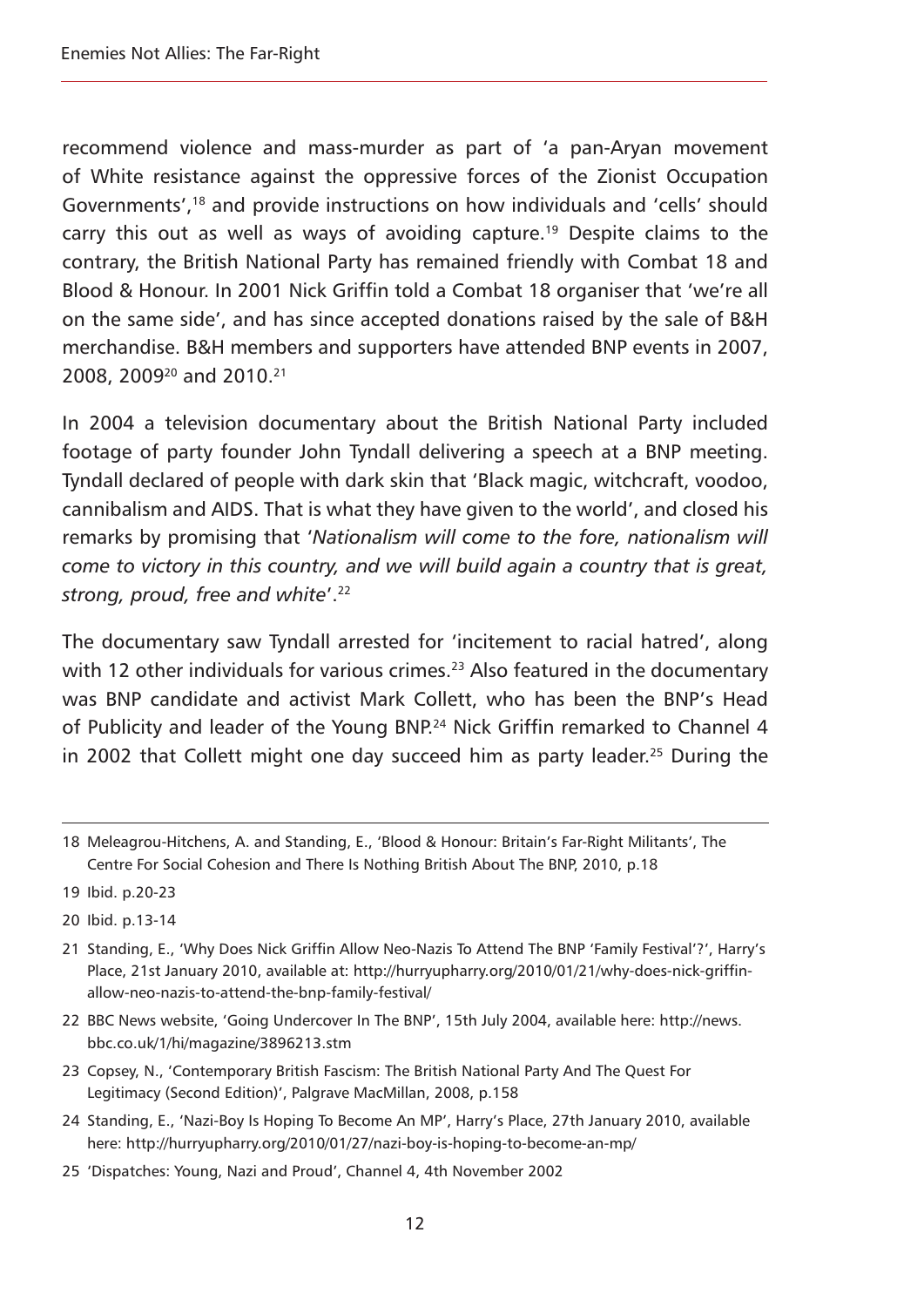recommend violence and mass-murder as part of 'a pan-Aryan movement of White resistance against the oppressive forces of the Zionist Occupation Governments',[18] and provide instructions on how individuals and 'cells' should carry this out as well as ways of avoiding capture.[19] Despite claims to the contrary, the British National Party has remained friendly with Combat 18 and Blood & Honour. In 2001 Nick Griffin told a Combat 18 organiser that 'we're all on the same side', and has since accepted donations raised by the sale of B&H merchandise. B&H members and supporters have attended BNP events in 2007, 2008, 2009[20] and 2010.[21]

In 2004 a television documentary about the British National Party included footage of party founder John Tyndall delivering a speech at a BNP meeting. Tyndall declared of people with dark skin that 'Black magic, witchcraft, voodoo, cannibalism and AIDS. That is what they have given to the world', and closed his remarks by promising that '*Nationalism will come to the fore, nationalism will come to victory in this country, and we will build again a country that is great, strong, proud, free and white*'.[22]

The documentary saw Tyndall arrested for 'incitement to racial hatred', along with 12 other individuals for various crimes.[23] Also featured in the documentary was BNP candidate and activist Mark Collett, who has been the BNP's Head of Publicity and leader of the Young BNP.[24] Nick Griffin remarked to Channel 4 in 2002 that Collett might one day succeed him as party leader.[25] During the

---

18 Meleagrou-Hitchens, A. and Standing, E., 'Blood & Honour: Britain's Far-Right Militants', The Centre For Social Cohesion and There Is Nothing British About The BNP, 2010, p.18

19 Ibid. p.20-23

20 Ibid. p.13-14

21 Standing, E., 'Why Does Nick Griffin Allow Neo-Nazis To Attend The BNP 'Family Festival'?', Harry's Place, 21st January 2010, available at: http://hurryupharry.org/2010/01/21/why-does-nick-griffin-allow-neo-nazis-to-attend-the-bnp-family-festival/

22 BBC News website, 'Going Undercover In The BNP', 15th July 2004, available here: http://news.bbc.co.uk/1/hi/magazine/3896213.stm

23 Copsey, N., 'Contemporary British Fascism: The British National Party And The Quest For Legitimacy (Second Edition)', Palgrave MacMillan, 2008, p.158

24 Standing, E., 'Nazi-Boy Is Hoping To Become An MP', Harry's Place, 27th January 2010, available here: http://hurryupharry.org/2010/01/27/nazi-boy-is-hoping-to-become-an-mp/

25 'Dispatches: Young, Nazi and Proud', Channel 4, 4th November 2002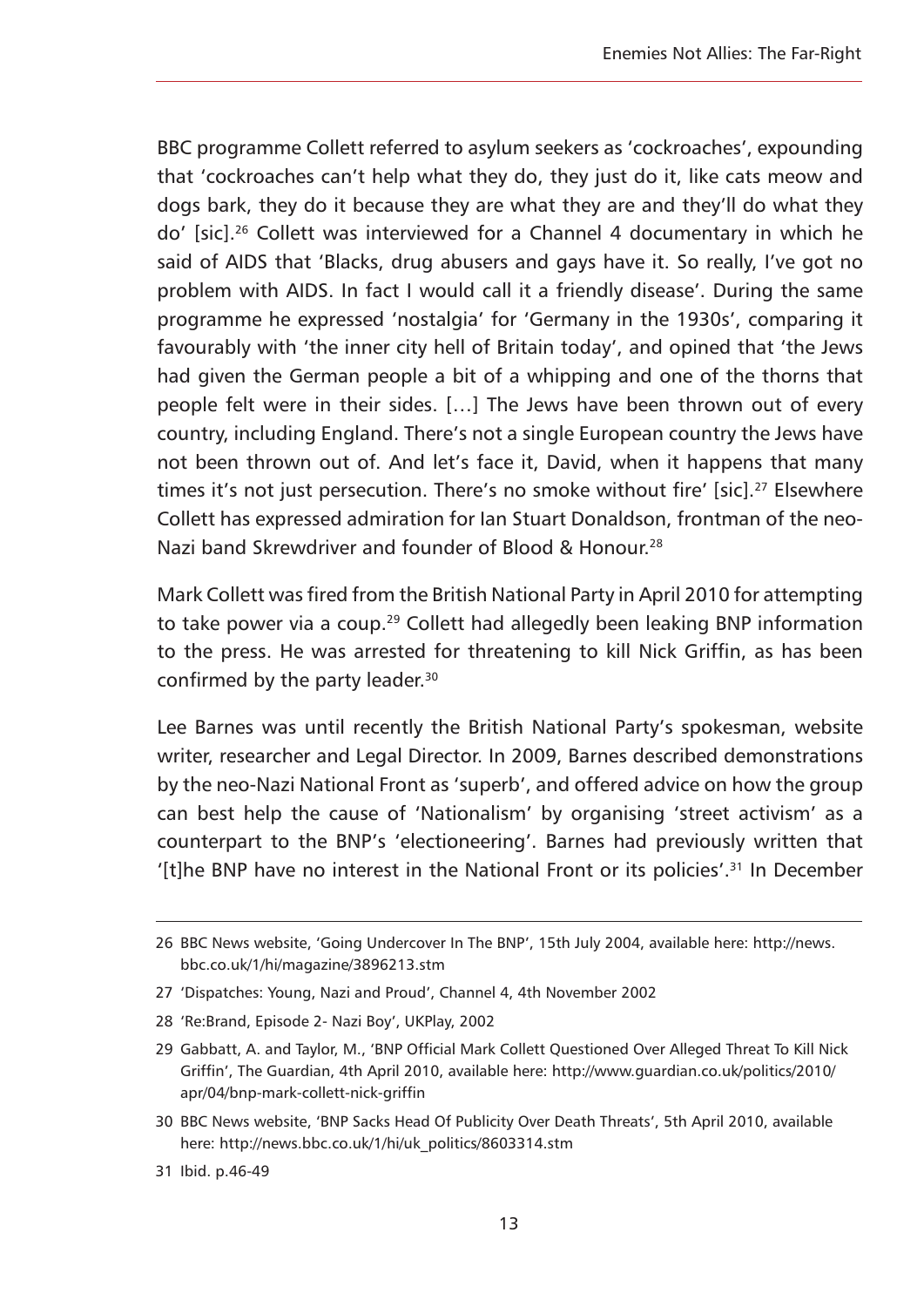BBC programme Collett referred to asylum seekers as 'cockroaches', expounding that 'cockroaches can't help what they do, they just do it, like cats meow and dogs bark, they do it because they are what they are and they'll do what they do' [sic].[26] Collett was interviewed for a Channel 4 documentary in which he said of AIDS that 'Blacks, drug abusers and gays have it. So really, I've got no problem with AIDS. In fact I would call it a friendly disease'. During the same programme he expressed 'nostalgia' for 'Germany in the 1930s', comparing it favourably with 'the inner city hell of Britain today', and opined that 'the Jews had given the German people a bit of a whipping and one of the thorns that people felt were in their sides. […] The Jews have been thrown out of every country, including England. There's not a single European country the Jews have not been thrown out of. And let's face it, David, when it happens that many times it's not just persecution. There's no smoke without fire' [sic].[27] Elsewhere Collett has expressed admiration for Ian Stuart Donaldson, frontman of the neo-Nazi band Skrewdriver and founder of Blood & Honour.[28]

Mark Collett was fired from the British National Party in April 2010 for attempting to take power via a coup.[29] Collett had allegedly been leaking BNP information to the press. He was arrested for threatening to kill Nick Griffin, as has been confirmed by the party leader.[30]

Lee Barnes was until recently the British National Party's spokesman, website writer, researcher and Legal Director. In 2009, Barnes described demonstrations by the neo-Nazi National Front as 'superb', and offered advice on how the group can best help the cause of 'Nationalism' by organising 'street activism' as a counterpart to the BNP's 'electioneering'. Barnes had previously written that '[t]he BNP have no interest in the National Front or its policies'.[31] In December

---

26 BBC News website, 'Going Undercover In The BNP', 15th July 2004, available here: http://news.bbc.co.uk/1/hi/magazine/3896213.stm

27 'Dispatches: Young, Nazi and Proud', Channel 4, 4th November 2002

28 'Re:Brand, Episode 2- Nazi Boy', UKPlay, 2002

29 Gabbatt, A. and Taylor, M., 'BNP Official Mark Collett Questioned Over Alleged Threat To Kill Nick Griffin', The Guardian, 4th April 2010, available here: http://www.guardian.co.uk/politics/2010/apr/04/bnp-mark-collett-nick-griffin

30 BBC News website, 'BNP Sacks Head Of Publicity Over Death Threats', 5th April 2010, available here: http://news.bbc.co.uk/1/hi/uk_politics/8603314.stm

31 Ibid. p.46-49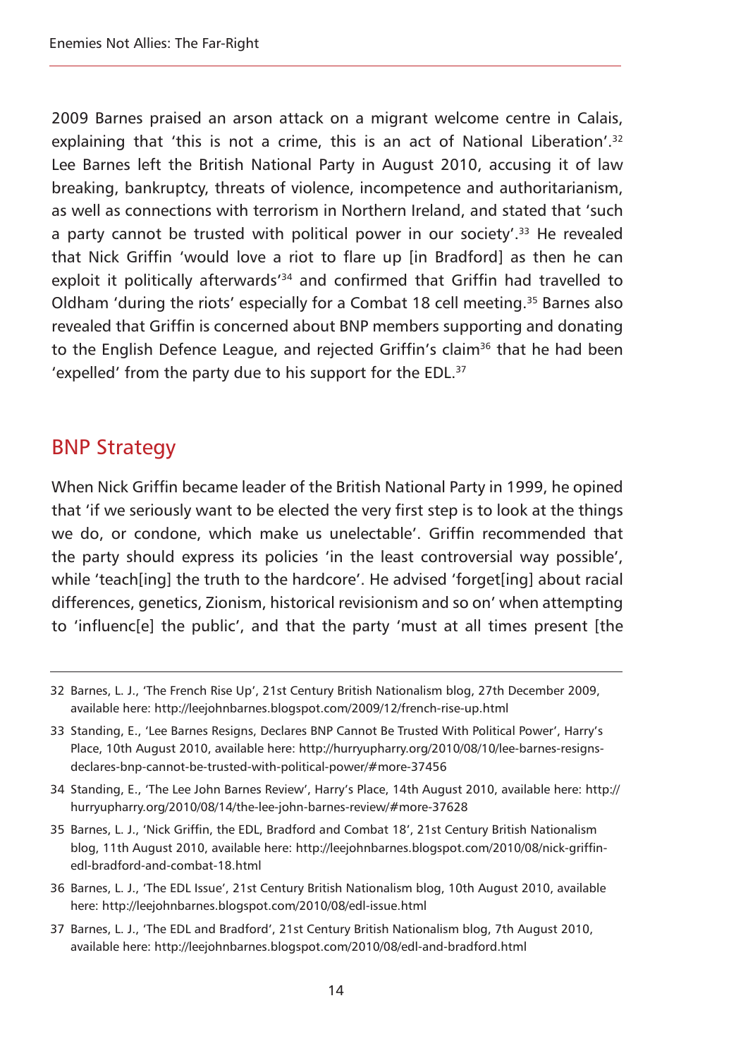2009 Barnes praised an arson attack on a migrant welcome centre in Calais, explaining that 'this is not a crime, this is an act of National Liberation'.[32] Lee Barnes left the British National Party in August 2010, accusing it of law breaking, bankruptcy, threats of violence, incompetence and authoritarianism, as well as connections with terrorism in Northern Ireland, and stated that 'such a party cannot be trusted with political power in our society'.[33] He revealed that Nick Griffin 'would love a riot to flare up [in Bradford] as then he can exploit it politically afterwards'[34] and confirmed that Griffin had travelled to Oldham 'during the riots' especially for a Combat 18 cell meeting.[35] Barnes also revealed that Griffin is concerned about BNP members supporting and donating to the English Defence League, and rejected Griffin's claim[36] that he had been 'expelled' from the party due to his support for the EDL.[37]

## BNP Strategy

When Nick Griffin became leader of the British National Party in 1999, he opined that 'if we seriously want to be elected the very first step is to look at the things we do, or condone, which make us unelectable'. Griffin recommended that the party should express its policies 'in the least controversial way possible', while 'teach[ing] the truth to the hardcore'. He advised 'forget[ing] about racial differences, genetics, Zionism, historical revisionism and so on' when attempting to 'influenc[e] the public', and that the party 'must at all times present [the

---

32 Barnes, L. J., 'The French Rise Up', 21st Century British Nationalism blog, 27th December 2009, available here: http://leejohnbarnes.blogspot.com/2009/12/french-rise-up.html

33 Standing, E., 'Lee Barnes Resigns, Declares BNP Cannot Be Trusted With Political Power', Harry's Place, 10th August 2010, available here: http://hurryupharry.org/2010/08/10/lee-barnes-resigns-declares-bnp-cannot-be-trusted-with-political-power/#more-37456

34 Standing, E., 'The Lee John Barnes Review', Harry's Place, 14th August 2010, available here: http://hurryupharry.org/2010/08/14/the-lee-john-barnes-review/#more-37628

35 Barnes, L. J., 'Nick Griffin, the EDL, Bradford and Combat 18', 21st Century British Nationalism blog, 11th August 2010, available here: http://leejohnbarnes.blogspot.com/2010/08/nick-griffin-edl-bradford-and-combat-18.html

36 Barnes, L. J., 'The EDL Issue', 21st Century British Nationalism blog, 10th August 2010, available here: http://leejohnbarnes.blogspot.com/2010/08/edl-issue.html

37 Barnes, L. J., 'The EDL and Bradford', 21st Century British Nationalism blog, 7th August 2010, available here: http://leejohnbarnes.blogspot.com/2010/08/edl-and-bradford.html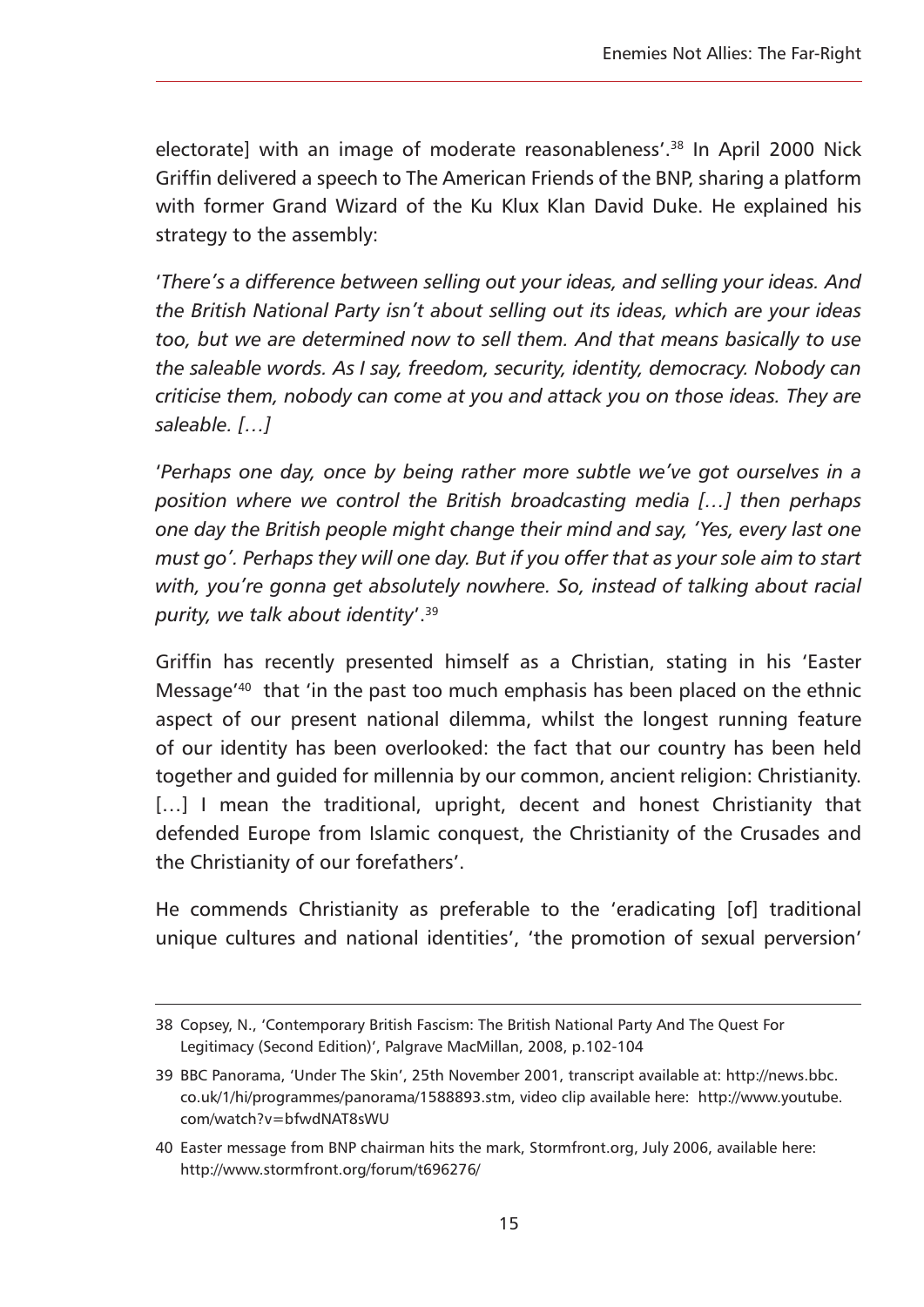electorate] with an image of moderate reasonableness'.[38] In April 2000 Nick Griffin delivered a speech to The American Friends of the BNP, sharing a platform with former Grand Wizard of the Ku Klux Klan David Duke. He explained his strategy to the assembly:

'*There's a difference between selling out your ideas, and selling your ideas. And the British National Party isn't about selling out its ideas, which are your ideas too, but we are determined now to sell them. And that means basically to use the saleable words. As I say, freedom, security, identity, democracy. Nobody can criticise them, nobody can come at you and attack you on those ideas. They are saleable. […]*

'*Perhaps one day, once by being rather more subtle we've got ourselves in a position where we control the British broadcasting media […] then perhaps one day the British people might change their mind and say, 'Yes, every last one must go'. Perhaps they will one day. But if you offer that as your sole aim to start with, you're gonna get absolutely nowhere. So, instead of talking about racial purity, we talk about identity*'.[39]

Griffin has recently presented himself as a Christian, stating in his 'Easter Message'[40] that 'in the past too much emphasis has been placed on the ethnic aspect of our present national dilemma, whilst the longest running feature of our identity has been overlooked: the fact that our country has been held together and guided for millennia by our common, ancient religion: Christianity. […] I mean the traditional, upright, decent and honest Christianity that defended Europe from Islamic conquest, the Christianity of the Crusades and the Christianity of our forefathers'.

He commends Christianity as preferable to the 'eradicating [of] traditional unique cultures and national identities', 'the promotion of sexual perversion'

---

38 Copsey, N., 'Contemporary British Fascism: The British National Party And The Quest For Legitimacy (Second Edition)', Palgrave MacMillan, 2008, p.102-104

39 BBC Panorama, 'Under The Skin', 25th November 2001, transcript available at: http://news.bbc.co.uk/1/hi/programmes/panorama/1588893.stm, video clip available here: http://www.youtube.com/watch?v=bfwdNAT8sWU

40 Easter message from BNP chairman hits the mark, Stormfront.org, July 2006, available here: http://www.stormfront.org/forum/t696276/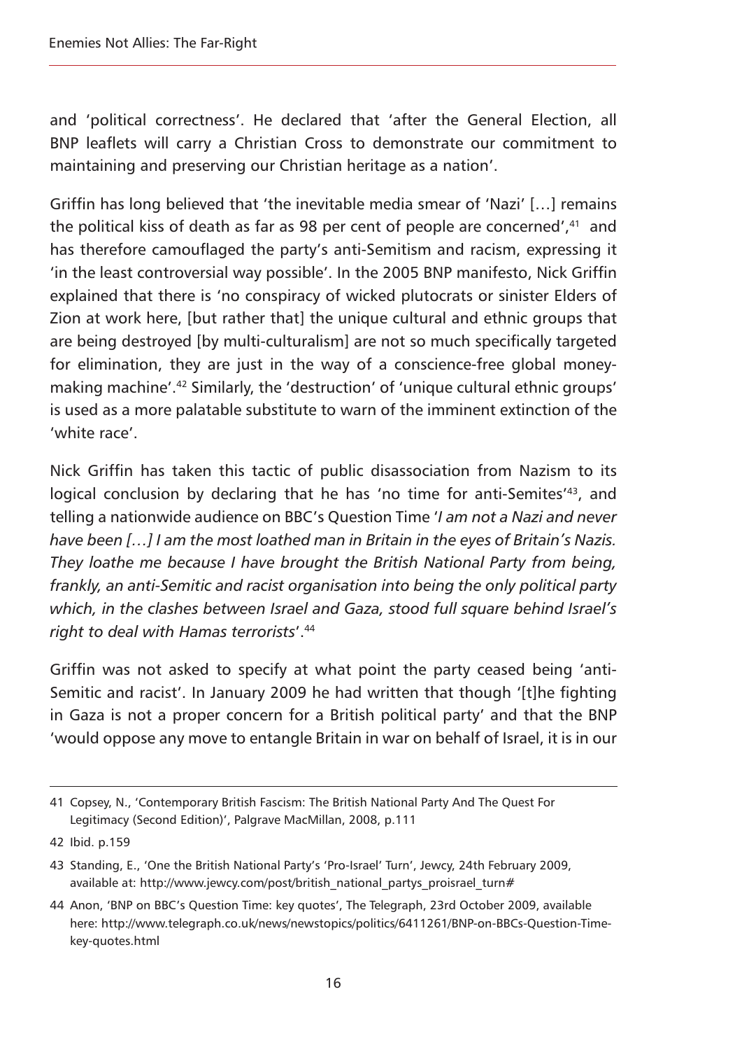and 'political correctness'. He declared that 'after the General Election, all BNP leaflets will carry a Christian Cross to demonstrate our commitment to maintaining and preserving our Christian heritage as a nation'.

Griffin has long believed that 'the inevitable media smear of 'Nazi' […] remains the political kiss of death as far as 98 per cent of people are concerned',[41] and has therefore camouflaged the party's anti-Semitism and racism, expressing it 'in the least controversial way possible'. In the 2005 BNP manifesto, Nick Griffin explained that there is 'no conspiracy of wicked plutocrats or sinister Elders of Zion at work here, [but rather that] the unique cultural and ethnic groups that are being destroyed [by multi-culturalism] are not so much specifically targeted for elimination, they are just in the way of a conscience-free global money-making machine'.[42] Similarly, the 'destruction' of 'unique cultural ethnic groups' is used as a more palatable substitute to warn of the imminent extinction of the 'white race'.

Nick Griffin has taken this tactic of public disassociation from Nazism to its logical conclusion by declaring that he has 'no time for anti-Semites'[43], and telling a nationwide audience on BBC's Question Time '*I am not a Nazi and never have been […] I am the most loathed man in Britain in the eyes of Britain's Nazis. They loathe me because I have brought the British National Party from being, frankly, an anti-Semitic and racist organisation into being the only political party which, in the clashes between Israel and Gaza, stood full square behind Israel's right to deal with Hamas terrorists*'.[44]

Griffin was not asked to specify at what point the party ceased being 'anti-Semitic and racist'. In January 2009 he had written that though '[t]he fighting in Gaza is not a proper concern for a British political party' and that the BNP 'would oppose any move to entangle Britain in war on behalf of Israel, it is in our

---

41 Copsey, N., 'Contemporary British Fascism: The British National Party And The Quest For Legitimacy (Second Edition)', Palgrave MacMillan, 2008, p.111

42 Ibid. p.159

43 Standing, E., 'One the British National Party's 'Pro-Israel' Turn', Jewcy, 24th February 2009, available at: http://www.jewcy.com/post/british_national_partys_proisrael_turn#

44 Anon, 'BNP on BBC's Question Time: key quotes', The Telegraph, 23rd October 2009, available here: http://www.telegraph.co.uk/news/newstopics/politics/6411261/BNP-on-BBCs-Question-Time-key-quotes.html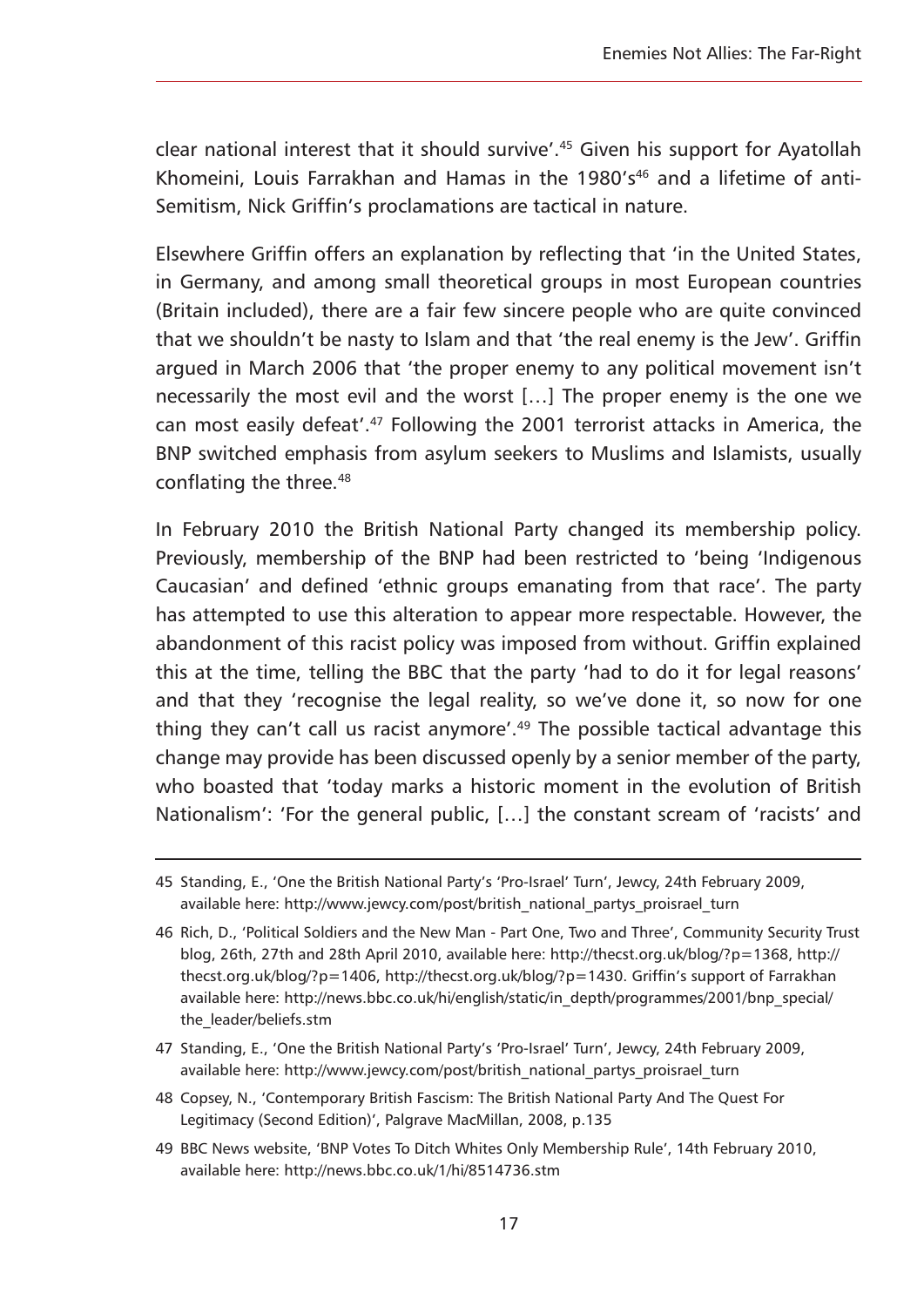clear national interest that it should survive'.[45] Given his support for Ayatollah Khomeini, Louis Farrakhan and Hamas in the 1980's[46] and a lifetime of anti-Semitism, Nick Griffin's proclamations are tactical in nature.

Elsewhere Griffin offers an explanation by reflecting that 'in the United States, in Germany, and among small theoretical groups in most European countries (Britain included), there are a fair few sincere people who are quite convinced that we shouldn't be nasty to Islam and that 'the real enemy is the Jew'. Griffin argued in March 2006 that 'the proper enemy to any political movement isn't necessarily the most evil and the worst […] The proper enemy is the one we can most easily defeat'.[47] Following the 2001 terrorist attacks in America, the BNP switched emphasis from asylum seekers to Muslims and Islamists, usually conflating the three.[48]

In February 2010 the British National Party changed its membership policy. Previously, membership of the BNP had been restricted to 'being 'Indigenous Caucasian' and defined 'ethnic groups emanating from that race'. The party has attempted to use this alteration to appear more respectable. However, the abandonment of this racist policy was imposed from without. Griffin explained this at the time, telling the BBC that the party 'had to do it for legal reasons' and that they 'recognise the legal reality, so we've done it, so now for one thing they can't call us racist anymore'.[49] The possible tactical advantage this change may provide has been discussed openly by a senior member of the party, who boasted that 'today marks a historic moment in the evolution of British Nationalism': 'For the general public, […] the constant scream of 'racists' and

45 Standing, E., 'One the British National Party's 'Pro-Israel' Turn', Jewcy, 24th February 2009, available here: http://www.jewcy.com/post/british_national_partys_proisrael_turn

46 Rich, D., 'Political Soldiers and the New Man - Part One, Two and Three', Community Security Trust blog, 26th, 27th and 28th April 2010, available here: http://thecst.org.uk/blog/?p=1368, http://thecst.org.uk/blog/?p=1406, http://thecst.org.uk/blog/?p=1430. Griffin's support of Farrakhan available here: http://news.bbc.co.uk/hi/english/static/in_depth/programmes/2001/bnp_special/the_leader/beliefs.stm

47 Standing, E., 'One the British National Party's 'Pro-Israel' Turn', Jewcy, 24th February 2009, available here: http://www.jewcy.com/post/british_national_partys_proisrael_turn

48 Copsey, N., 'Contemporary British Fascism: The British National Party And The Quest For Legitimacy (Second Edition)', Palgrave MacMillan, 2008, p.135

49 BBC News website, 'BNP Votes To Ditch Whites Only Membership Rule', 14th February 2010, available here: http://news.bbc.co.uk/1/hi/8514736.stm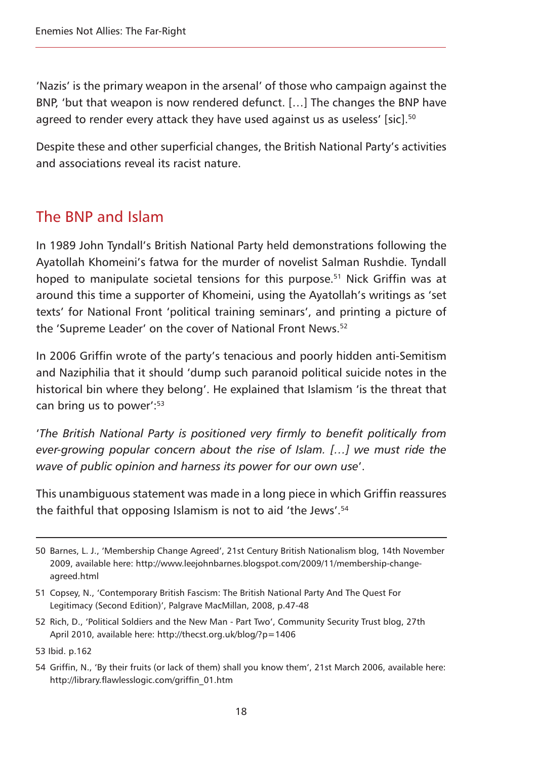'Nazis' is the primary weapon in the arsenal' of those who campaign against the BNP, 'but that weapon is now rendered defunct. […] The changes the BNP have agreed to render every attack they have used against us as useless' [sic].[50]

Despite these and other superficial changes, the British National Party's activities and associations reveal its racist nature.

## The BNP and Islam

In 1989 John Tyndall's British National Party held demonstrations following the Ayatollah Khomeini's fatwa for the murder of novelist Salman Rushdie. Tyndall hoped to manipulate societal tensions for this purpose.[51] Nick Griffin was at around this time a supporter of Khomeini, using the Ayatollah's writings as 'set texts' for National Front 'political training seminars', and printing a picture of the 'Supreme Leader' on the cover of National Front News.[52]

In 2006 Griffin wrote of the party's tenacious and poorly hidden anti-Semitism and Naziphilia that it should 'dump such paranoid political suicide notes in the historical bin where they belong'. He explained that Islamism 'is the threat that can bring us to power':[53]

'*The British National Party is positioned very firmly to benefit politically from ever-growing popular concern about the rise of Islam. […] we must ride the wave of public opinion and harness its power for our own use*'.

This unambiguous statement was made in a long piece in which Griffin reassures the faithful that opposing Islamism is not to aid 'the Jews'.[54]

---

50 Barnes, L. J., 'Membership Change Agreed', 21st Century British Nationalism blog, 14th November 2009, available here: http://www.leejohnbarnes.blogspot.com/2009/11/membership-change-agreed.html

51 Copsey, N., 'Contemporary British Fascism: The British National Party And The Quest For Legitimacy (Second Edition)', Palgrave MacMillan, 2008, p.47-48

52 Rich, D., 'Political Soldiers and the New Man - Part Two', Community Security Trust blog, 27th April 2010, available here: http://thecst.org.uk/blog/?p=1406

53 Ibid. p.162

54 Griffin, N., 'By their fruits (or lack of them) shall you know them', 21st March 2006, available here: http://library.flawlesslogic.com/griffin_01.htm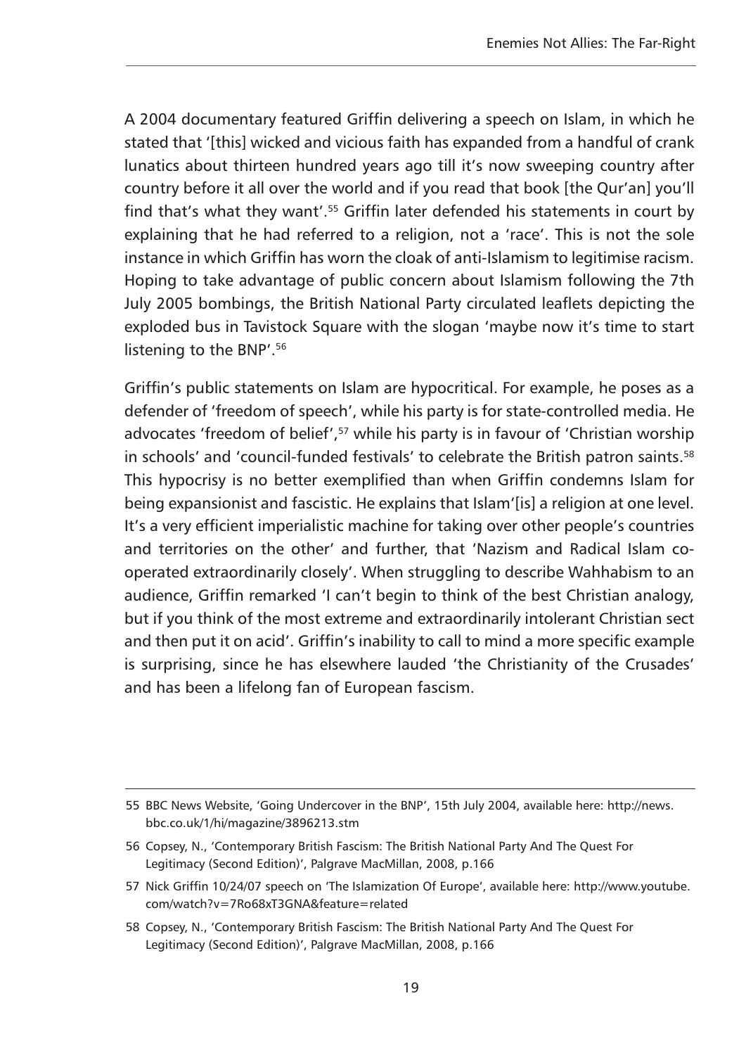A 2004 documentary featured Griffin delivering a speech on Islam, in which he stated that '[this] wicked and vicious faith has expanded from a handful of crank lunatics about thirteen hundred years ago till it's now sweeping country after country before it all over the world and if you read that book [the Qur'an] you'll find that's what they want'.[55] Griffin later defended his statements in court by explaining that he had referred to a religion, not a 'race'. This is not the sole instance in which Griffin has worn the cloak of anti-Islamism to legitimise racism. Hoping to take advantage of public concern about Islamism following the 7th July 2005 bombings, the British National Party circulated leaflets depicting the exploded bus in Tavistock Square with the slogan 'maybe now it's time to start listening to the BNP'.[56]

Griffin's public statements on Islam are hypocritical. For example, he poses as a defender of 'freedom of speech', while his party is for state-controlled media. He advocates 'freedom of belief',[57] while his party is in favour of 'Christian worship in schools' and 'council-funded festivals' to celebrate the British patron saints.[58] This hypocrisy is no better exemplified than when Griffin condemns Islam for being expansionist and fascistic. He explains that Islam'[is] a religion at one level. It's a very efficient imperialistic machine for taking over other people's countries and territories on the other' and further, that 'Nazism and Radical Islam co-operated extraordinarily closely'. When struggling to describe Wahhabism to an audience, Griffin remarked 'I can't begin to think of the best Christian analogy, but if you think of the most extreme and extraordinarily intolerant Christian sect and then put it on acid'. Griffin's inability to call to mind a more specific example is surprising, since he has elsewhere lauded 'the Christianity of the Crusades' and has been a lifelong fan of European fascism.

---

55 BBC News Website, 'Going Undercover in the BNP', 15th July 2004, available here: http://news.bbc.co.uk/1/hi/magazine/3896213.stm

56 Copsey, N., 'Contemporary British Fascism: The British National Party And The Quest For Legitimacy (Second Edition)', Palgrave MacMillan, 2008, p.166

57 Nick Griffin 10/24/07 speech on 'The Islamization Of Europe', available here: http://www.youtube.com/watch?v=7Ro68xT3GNA&feature=related

58 Copsey, N., 'Contemporary British Fascism: The British National Party And The Quest For Legitimacy (Second Edition)', Palgrave MacMillan, 2008, p.166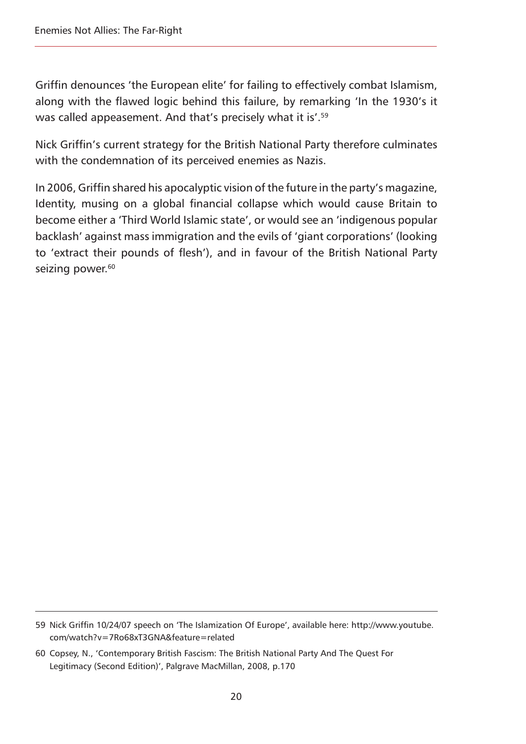Griffin denounces 'the European elite' for failing to effectively combat Islamism, along with the flawed logic behind this failure, by remarking 'In the 1930's it was called appeasement. And that's precisely what it is'.[59]

Nick Griffin's current strategy for the British National Party therefore culminates with the condemnation of its perceived enemies as Nazis.

In 2006, Griffin shared his apocalyptic vision of the future in the party's magazine, Identity, musing on a global financial collapse which would cause Britain to become either a 'Third World Islamic state', or would see an 'indigenous popular backlash' against mass immigration and the evils of 'giant corporations' (looking to 'extract their pounds of flesh'), and in favour of the British National Party seizing power.[60]

---

59 Nick Griffin 10/24/07 speech on 'The Islamization Of Europe', available here: http://www.youtube.com/watch?v=7Ro68xT3GNA&feature=related

60 Copsey, N., 'Contemporary British Fascism: The British National Party And The Quest For Legitimacy (Second Edition)', Palgrave MacMillan, 2008, p.170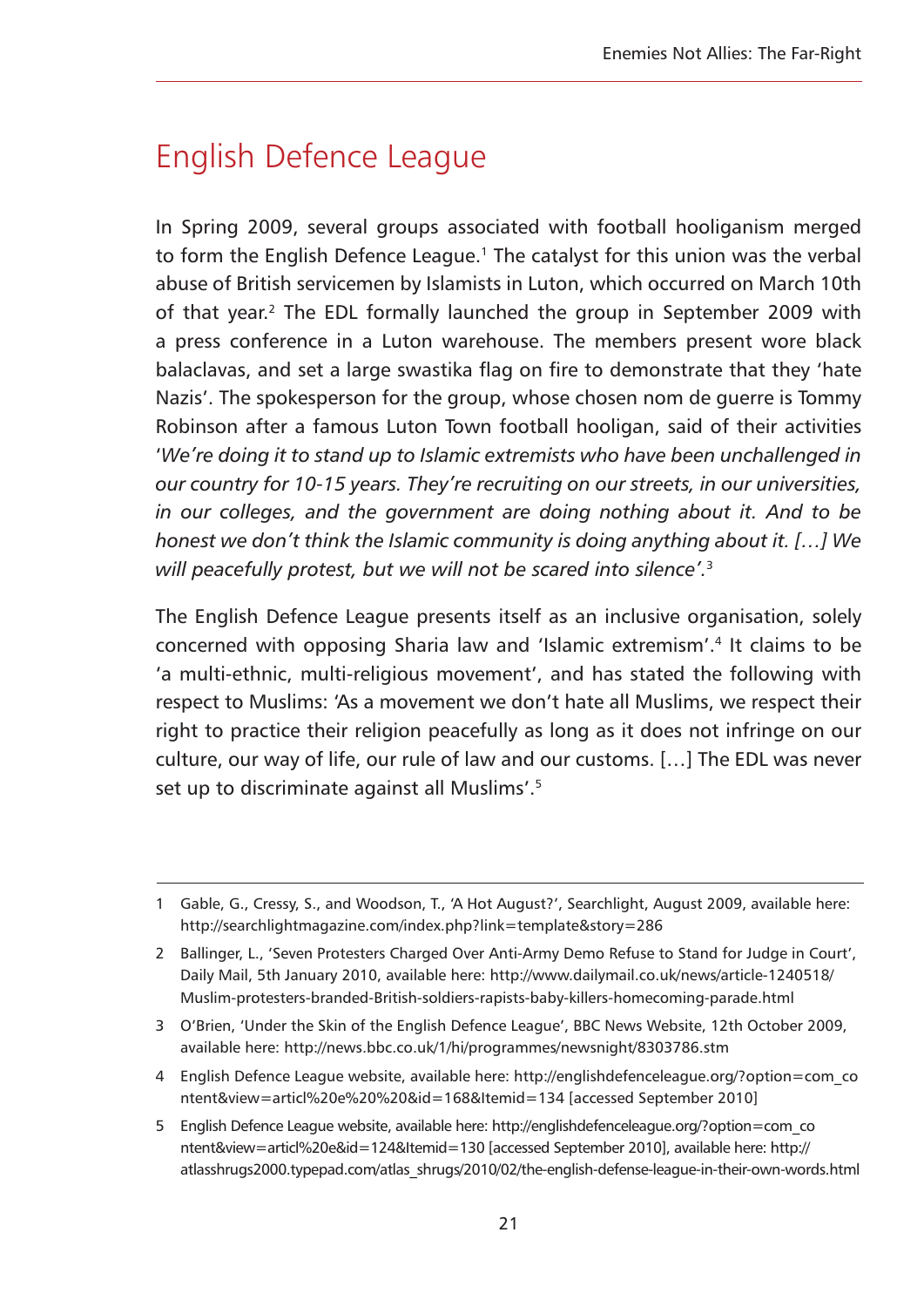## English Defence League

In Spring 2009, several groups associated with football hooliganism merged to form the English Defence League.[1] The catalyst for this union was the verbal abuse of British servicemen by Islamists in Luton, which occurred on March 10th of that year.[2] The EDL formally launched the group in September 2009 with a press conference in a Luton warehouse. The members present wore black balaclavas, and set a large swastika flag on fire to demonstrate that they 'hate Nazis'. The spokesperson for the group, whose chosen nom de guerre is Tommy Robinson after a famous Luton Town football hooligan, said of their activities '*We're doing it to stand up to Islamic extremists who have been unchallenged in our country for 10-15 years. They're recruiting on our streets, in our universities, in our colleges, and the government are doing nothing about it. And to be honest we don't think the Islamic community is doing anything about it. […] We will peacefully protest, but we will not be scared into silence'.*[3]

The English Defence League presents itself as an inclusive organisation, solely concerned with opposing Sharia law and 'Islamic extremism'.[4] It claims to be 'a multi-ethnic, multi-religious movement', and has stated the following with respect to Muslims: 'As a movement we don't hate all Muslims, we respect their right to practice their religion peacefully as long as it does not infringe on our culture, our way of life, our rule of law and our customs. […] The EDL was never set up to discriminate against all Muslims'.[5]

---

1 Gable, G., Cressy, S., and Woodson, T., 'A Hot August?', Searchlight, August 2009, available here: http://searchlightmagazine.com/index.php?link=template&story=286

2 Ballinger, L., 'Seven Protesters Charged Over Anti-Army Demo Refuse to Stand for Judge in Court', Daily Mail, 5th January 2010, available here: http://www.dailymail.co.uk/news/article-1240518/Muslim-protesters-branded-British-soldiers-rapists-baby-killers-homecoming-parade.html

3 O'Brien, 'Under the Skin of the English Defence League', BBC News Website, 12th October 2009, available here: http://news.bbc.co.uk/1/hi/programmes/newsnight/8303786.stm

4 English Defence League website, available here: http://englishdefenceleague.org/?option=com_content&view=articl%20e%20%20&id=168&Itemid=134 [accessed September 2010]

5 English Defence League website, available here: http://englishdefenceleague.org/?option=com_content&view=articl%20e&id=124&Itemid=130 [accessed September 2010], available here: http://atlasshrugs2000.typepad.com/atlas_shrugs/2010/02/the-english-defense-league-in-their-own-words.html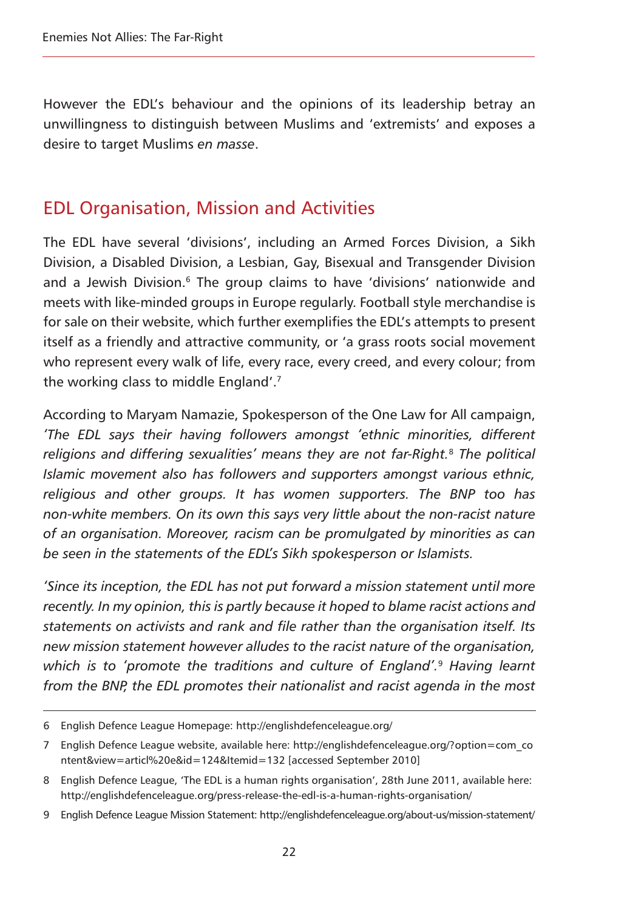However the EDL's behaviour and the opinions of its leadership betray an unwillingness to distinguish between Muslims and 'extremists' and exposes a desire to target Muslims *en masse*.

## EDL Organisation, Mission and Activities

The EDL have several 'divisions', including an Armed Forces Division, a Sikh Division, a Disabled Division, a Lesbian, Gay, Bisexual and Transgender Division and a Jewish Division.[6] The group claims to have 'divisions' nationwide and meets with like-minded groups in Europe regularly. Football style merchandise is for sale on their website, which further exemplifies the EDL's attempts to present itself as a friendly and attractive community, or 'a grass roots social movement who represent every walk of life, every race, every creed, and every colour; from the working class to middle England'.[7]

According to Maryam Namazie, Spokesperson of the One Law for All campaign, *'The EDL says their having followers amongst 'ethnic minorities, different religions and differing sexualities' means they are not far-Right.*[8] *The political Islamic movement also has followers and supporters amongst various ethnic, religious and other groups. It has women supporters. The BNP too has non-white members. On its own this says very little about the non-racist nature of an organisation. Moreover, racism can be promulgated by minorities as can be seen in the statements of the EDL's Sikh spokesperson or Islamists.*

*'Since its inception, the EDL has not put forward a mission statement until more recently. In my opinion, this is partly because it hoped to blame racist actions and statements on activists and rank and file rather than the organisation itself. Its new mission statement however alludes to the racist nature of the organisation, which is to 'promote the traditions and culture of England'.*[9] *Having learnt from the BNP, the EDL promotes their nationalist and racist agenda in the most*

---

6 English Defence League Homepage: http://englishdefenceleague.org/

7 English Defence League website, available here: http://englishdefenceleague.org/?option=com_content&view=articl%20e&id=124&Itemid=132 [accessed September 2010]

8 English Defence League, 'The EDL is a human rights organisation', 28th June 2011, available here: http://englishdefenceleague.org/press-release-the-edl-is-a-human-rights-organisation/

9 English Defence League Mission Statement: http://englishdefenceleague.org/about-us/mission-statement/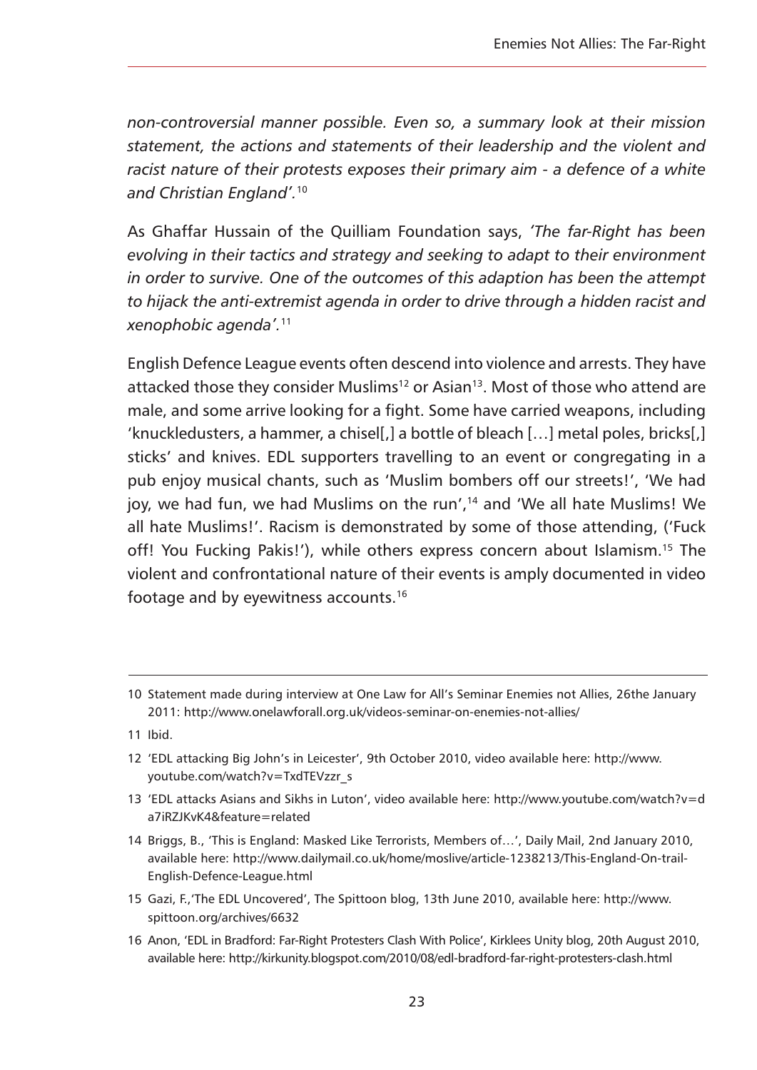*non-controversial manner possible. Even so, a summary look at their mission statement, the actions and statements of their leadership and the violent and racist nature of their protests exposes their primary aim - a defence of a white and Christian England'.*[10]

As Ghaffar Hussain of the Quilliam Foundation says, *'The far-Right has been evolving in their tactics and strategy and seeking to adapt to their environment in order to survive. One of the outcomes of this adaption has been the attempt to hijack the anti-extremist agenda in order to drive through a hidden racist and xenophobic agenda'.*[11]

English Defence League events often descend into violence and arrests. They have attacked those they consider Muslims[12] or Asian[13]. Most of those who attend are male, and some arrive looking for a fight. Some have carried weapons, including 'knuckledusters, a hammer, a chisel[,] a bottle of bleach […] metal poles, bricks[,] sticks' and knives. EDL supporters travelling to an event or congregating in a pub enjoy musical chants, such as 'Muslim bombers off our streets!', 'We had joy, we had fun, we had Muslims on the run',[14] and 'We all hate Muslims! We all hate Muslims!'. Racism is demonstrated by some of those attending, ('Fuck off! You Fucking Pakis!'), while others express concern about Islamism.[15] The violent and confrontational nature of their events is amply documented in video footage and by eyewitness accounts.[16]

---

10 Statement made during interview at One Law for All's Seminar Enemies not Allies, 26the January 2011: http://www.onelawforall.org.uk/videos-seminar-on-enemies-not-allies/

11 Ibid.

12 'EDL attacking Big John's in Leicester', 9th October 2010, video available here: http://www.youtube.com/watch?v=TxdTEVzzr_s

13 'EDL attacks Asians and Sikhs in Luton', video available here: http://www.youtube.com/watch?v=da7iRZJKvK4&feature=related

14 Briggs, B., 'This is England: Masked Like Terrorists, Members of…', Daily Mail, 2nd January 2010, available here: http://www.dailymail.co.uk/home/moslive/article-1238213/This-England-On-trail-English-Defence-League.html

15 Gazi, F.,'The EDL Uncovered', The Spittoon blog, 13th June 2010, available here: http://www.spittoon.org/archives/6632

16 Anon, 'EDL in Bradford: Far-Right Protesters Clash With Police', Kirklees Unity blog, 20th August 2010, available here: http://kirkunity.blogspot.com/2010/08/edl-bradford-far-right-protesters-clash.html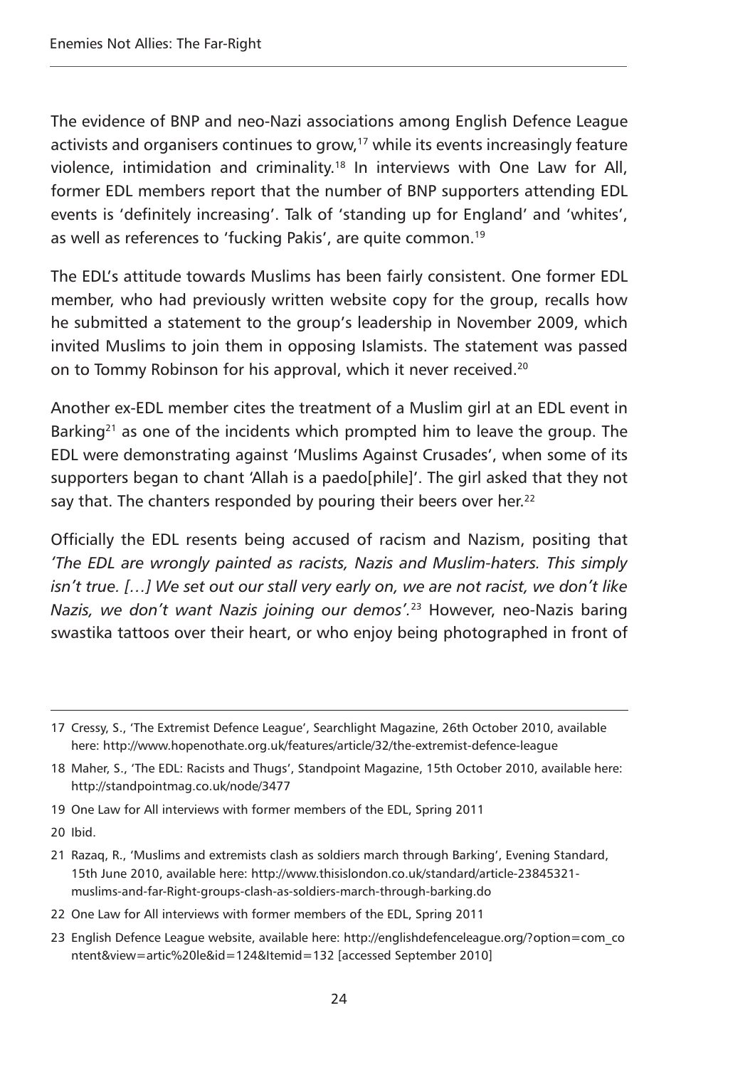The evidence of BNP and neo-Nazi associations among English Defence League activists and organisers continues to grow,[17] while its events increasingly feature violence, intimidation and criminality.[18] In interviews with One Law for All, former EDL members report that the number of BNP supporters attending EDL events is 'definitely increasing'. Talk of 'standing up for England' and 'whites', as well as references to 'fucking Pakis', are quite common.[19]

The EDL's attitude towards Muslims has been fairly consistent. One former EDL member, who had previously written website copy for the group, recalls how he submitted a statement to the group's leadership in November 2009, which invited Muslims to join them in opposing Islamists. The statement was passed on to Tommy Robinson for his approval, which it never received.[20]

Another ex-EDL member cites the treatment of a Muslim girl at an EDL event in Barking[21] as one of the incidents which prompted him to leave the group. The EDL were demonstrating against 'Muslims Against Crusades', when some of its supporters began to chant 'Allah is a paedo[phile]'. The girl asked that they not say that. The chanters responded by pouring their beers over her.[22]

Officially the EDL resents being accused of racism and Nazism, positing that *'The EDL are wrongly painted as racists, Nazis and Muslim-haters. This simply isn't true. […] We set out our stall very early on, we are not racist, we don't like Nazis, we don't want Nazis joining our demos'.*[23] However, neo-Nazis baring swastika tattoos over their heart, or who enjoy being photographed in front of

---

17 Cressy, S., 'The Extremist Defence League', Searchlight Magazine, 26th October 2010, available here: http://www.hopenothate.org.uk/features/article/32/the-extremist-defence-league

18 Maher, S., 'The EDL: Racists and Thugs', Standpoint Magazine, 15th October 2010, available here: http://standpointmag.co.uk/node/3477

19 One Law for All interviews with former members of the EDL, Spring 2011

20 Ibid.

21 Razaq, R., 'Muslims and extremists clash as soldiers march through Barking', Evening Standard, 15th June 2010, available here: http://www.thisislondon.co.uk/standard/article-23845321-muslims-and-far-Right-groups-clash-as-soldiers-march-through-barking.do

22 One Law for All interviews with former members of the EDL, Spring 2011

23 English Defence League website, available here: http://englishdefenceleague.org/?option=com_content&view=artic%20le&id=124&Itemid=132 [accessed September 2010]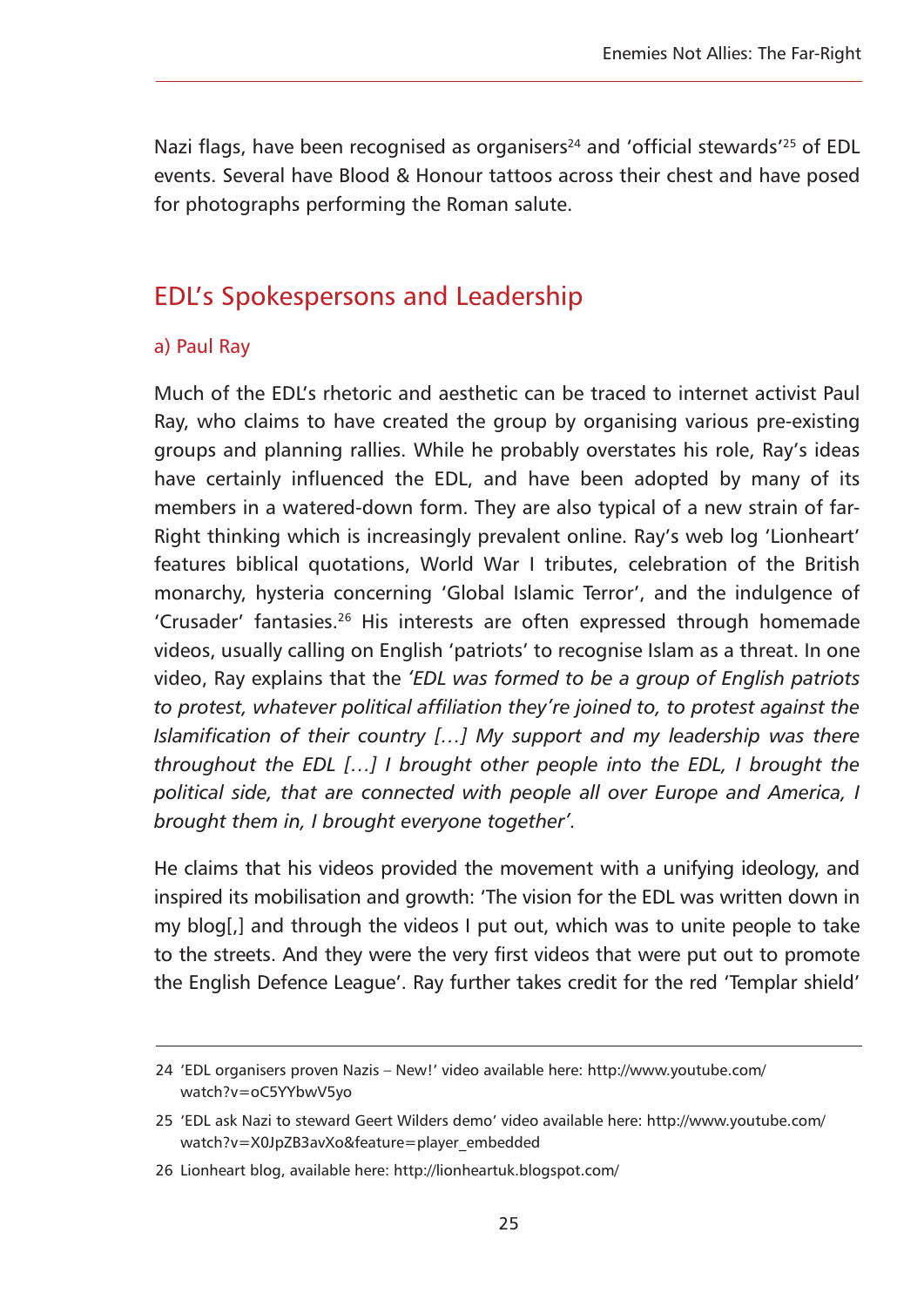Nazi flags, have been recognised as organisers[24] and 'official stewards'[25] of EDL events. Several have Blood & Honour tattoos across their chest and have posed for photographs performing the Roman salute.

## EDL's Spokespersons and Leadership

### a) Paul Ray

Much of the EDL's rhetoric and aesthetic can be traced to internet activist Paul Ray, who claims to have created the group by organising various pre-existing groups and planning rallies. While he probably overstates his role, Ray's ideas have certainly influenced the EDL, and have been adopted by many of its members in a watered-down form. They are also typical of a new strain of far-Right thinking which is increasingly prevalent online. Ray's web log 'Lionheart' features biblical quotations, World War I tributes, celebration of the British monarchy, hysteria concerning 'Global Islamic Terror', and the indulgence of 'Crusader' fantasies.[26] His interests are often expressed through homemade videos, usually calling on English 'patriots' to recognise Islam as a threat. In one video, Ray explains that the *'EDL was formed to be a group of English patriots to protest, whatever political affiliation they're joined to, to protest against the Islamification of their country […] My support and my leadership was there throughout the EDL […] I brought other people into the EDL, I brought the political side, that are connected with people all over Europe and America, I brought them in, I brought everyone together'.*

He claims that his videos provided the movement with a unifying ideology, and inspired its mobilisation and growth: 'The vision for the EDL was written down in my blog[,] and through the videos I put out, which was to unite people to take to the streets. And they were the very first videos that were put out to promote the English Defence League'. Ray further takes credit for the red 'Templar shield'

---

24 'EDL organisers proven Nazis – New!' video available here: http://www.youtube.com/watch?v=oC5YYbwV5yo

25 'EDL ask Nazi to steward Geert Wilders demo' video available here: http://www.youtube.com/watch?v=X0JpZB3avXo&feature=player_embedded

26 Lionheart blog, available here: http://lionheartuk.blogspot.com/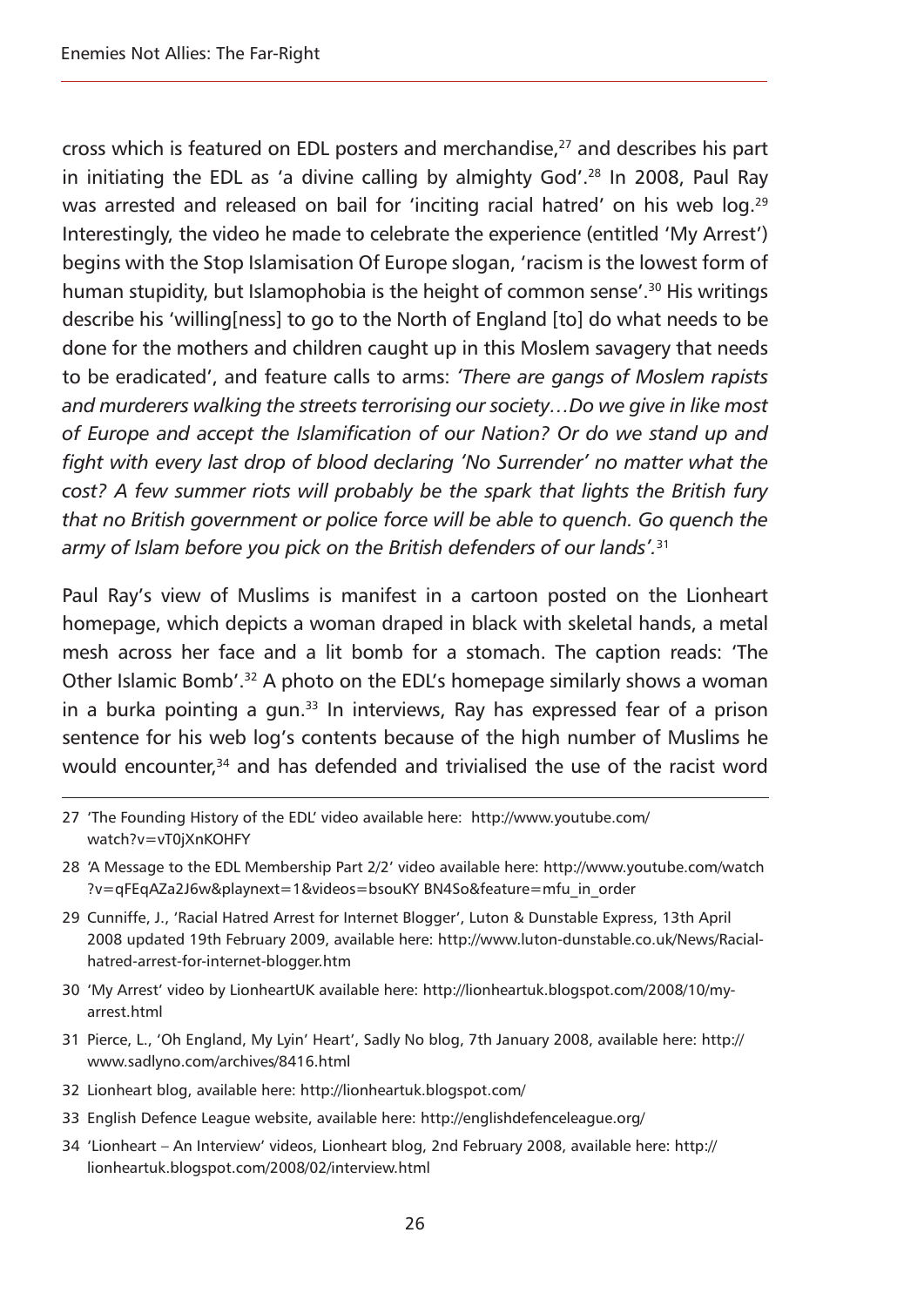cross which is featured on EDL posters and merchandise,[27] and describes his part in initiating the EDL as 'a divine calling by almighty God'.[28] In 2008, Paul Ray was arrested and released on bail for 'inciting racial hatred' on his web log.[29] Interestingly, the video he made to celebrate the experience (entitled 'My Arrest') begins with the Stop Islamisation Of Europe slogan, 'racism is the lowest form of human stupidity, but Islamophobia is the height of common sense'.[30] His writings describe his 'willing[ness] to go to the North of England [to] do what needs to be done for the mothers and children caught up in this Moslem savagery that needs to be eradicated', and feature calls to arms: *'There are gangs of Moslem rapists and murderers walking the streets terrorising our society…Do we give in like most of Europe and accept the Islamification of our Nation? Or do we stand up and fight with every last drop of blood declaring 'No Surrender' no matter what the cost? A few summer riots will probably be the spark that lights the British fury that no British government or police force will be able to quench. Go quench the army of Islam before you pick on the British defenders of our lands'.*[31]

Paul Ray's view of Muslims is manifest in a cartoon posted on the Lionheart homepage, which depicts a woman draped in black with skeletal hands, a metal mesh across her face and a lit bomb for a stomach. The caption reads: 'The Other Islamic Bomb'.[32] A photo on the EDL's homepage similarly shows a woman in a burka pointing a gun.[33] In interviews, Ray has expressed fear of a prison sentence for his web log's contents because of the high number of Muslims he would encounter,[34] and has defended and trivialised the use of the racist word

27 'The Founding History of the EDL' video available here: http://www.youtube.com/watch?v=vT0jXnKOHFY

28 'A Message to the EDL Membership Part 2/2' video available here: http://www.youtube.com/watch?v=qFEqAZa2J6w&playnext=1&videos=bsouKY BN4So&feature=mfu_in_order

29 Cunniffe, J., 'Racial Hatred Arrest for Internet Blogger', Luton & Dunstable Express, 13th April 2008 updated 19th February 2009, available here: http://www.luton-dunstable.co.uk/News/Racial-hatred-arrest-for-internet-blogger.htm

30 'My Arrest' video by LionheartUK available here: http://lionheartuk.blogspot.com/2008/10/my-arrest.html

31 Pierce, L., 'Oh England, My Lyin' Heart', Sadly No blog, 7th January 2008, available here: http://www.sadlyno.com/archives/8416.html

32 Lionheart blog, available here: http://lionheartuk.blogspot.com/

33 English Defence League website, available here: http://englishdefenceleague.org/

34 'Lionheart – An Interview' videos, Lionheart blog, 2nd February 2008, available here: http://lionheartuk.blogspot.com/2008/02/interview.html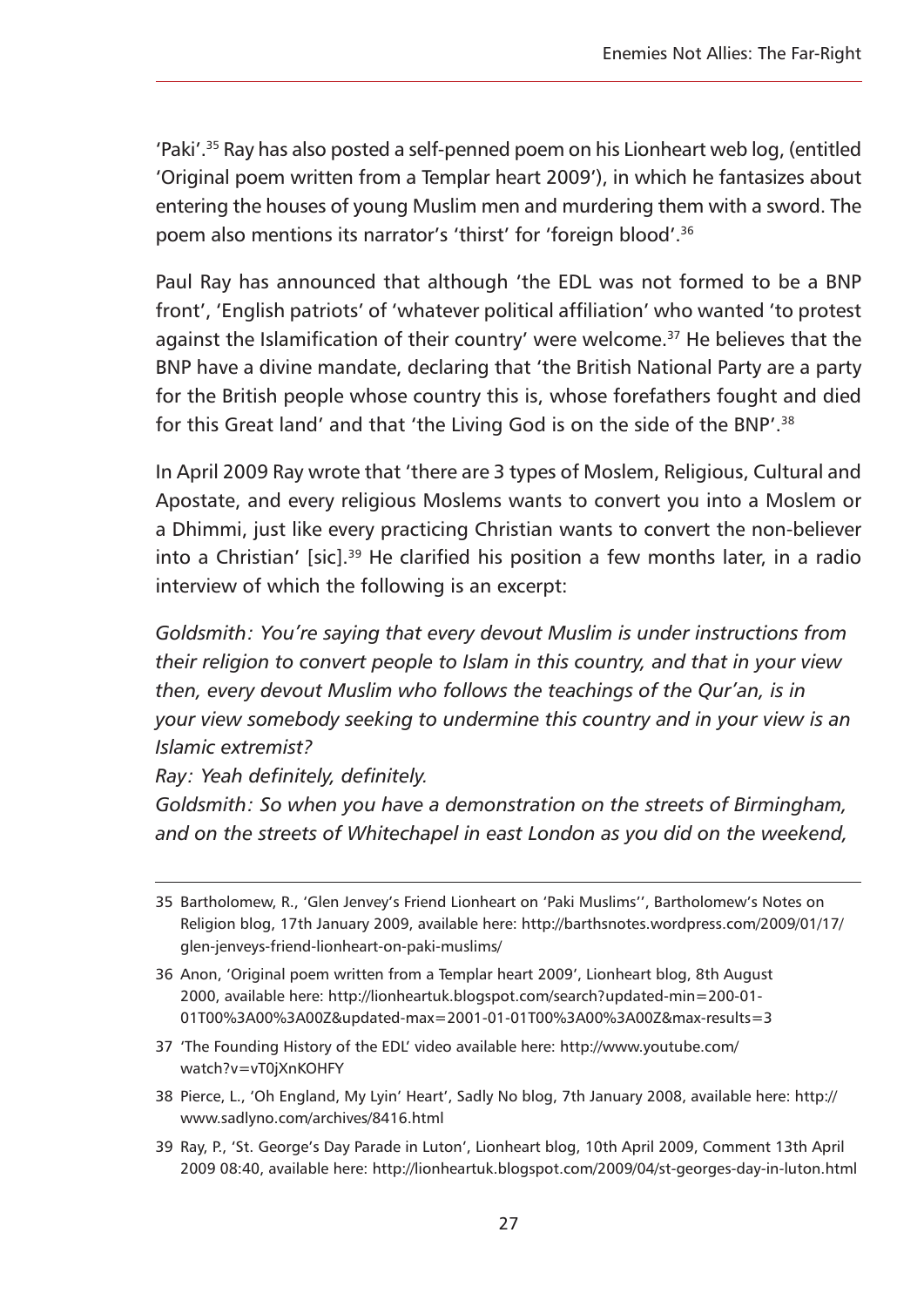'Paki'.[35] Ray has also posted a self-penned poem on his Lionheart web log, (entitled 'Original poem written from a Templar heart 2009'), in which he fantasizes about entering the houses of young Muslim men and murdering them with a sword. The poem also mentions its narrator's 'thirst' for 'foreign blood'.[36]

Paul Ray has announced that although 'the EDL was not formed to be a BNP front', 'English patriots' of 'whatever political affiliation' who wanted 'to protest against the Islamification of their country' were welcome.[37] He believes that the BNP have a divine mandate, declaring that 'the British National Party are a party for the British people whose country this is, whose forefathers fought and died for this Great land' and that 'the Living God is on the side of the BNP'.[38]

In April 2009 Ray wrote that 'there are 3 types of Moslem, Religious, Cultural and Apostate, and every religious Moslems wants to convert you into a Moslem or a Dhimmi, just like every practicing Christian wants to convert the non-believer into a Christian' [sic].[39] He clarified his position a few months later, in a radio interview of which the following is an excerpt:

*Goldsmith: You're saying that every devout Muslim is under instructions from their religion to convert people to Islam in this country, and that in your view then, every devout Muslim who follows the teachings of the Qur'an, is in your view somebody seeking to undermine this country and in your view is an Islamic extremist?*

*Ray: Yeah definitely, definitely.*

*Goldsmith: So when you have a demonstration on the streets of Birmingham, and on the streets of Whitechapel in east London as you did on the weekend,*

---

35 Bartholomew, R., 'Glen Jenvey's Friend Lionheart on 'Paki Muslims'', Bartholomew's Notes on Religion blog, 17th January 2009, available here: http://barthsnotes.wordpress.com/2009/01/17/glen-jenveys-friend-lionheart-on-paki-muslims/

36 Anon, 'Original poem written from a Templar heart 2009', Lionheart blog, 8th August 2000, available here: http://lionheartuk.blogspot.com/search?updated-min=200-01-01T00%3A00%3A00Z&updated-max=2001-01-01T00%3A00%3A00Z&max-results=3

37 'The Founding History of the EDL' video available here: http://www.youtube.com/watch?v=vT0jXnKOHFY

38 Pierce, L., 'Oh England, My Lyin' Heart', Sadly No blog, 7th January 2008, available here: http://www.sadlyno.com/archives/8416.html

39 Ray, P., 'St. George's Day Parade in Luton', Lionheart blog, 10th April 2009, Comment 13th April 2009 08:40, available here: http://lionheartuk.blogspot.com/2009/04/st-georges-day-in-luton.html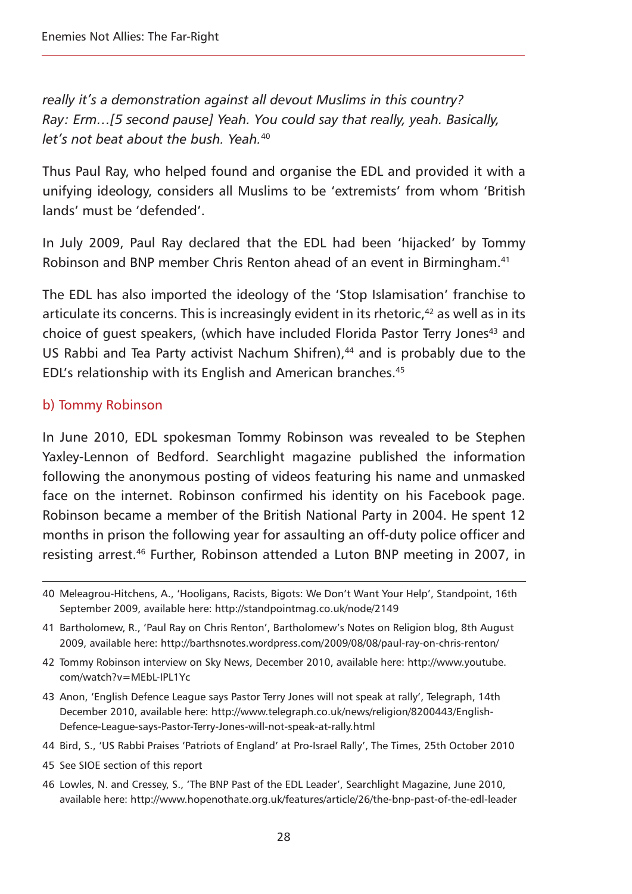*really it's a demonstration against all devout Muslims in this country?*
*Ray: Erm…[5 second pause] Yeah. You could say that really, yeah. Basically, let's not beat about the bush. Yeah.*[40]

Thus Paul Ray, who helped found and organise the EDL and provided it with a unifying ideology, considers all Muslims to be 'extremists' from whom 'British lands' must be 'defended'.

In July 2009, Paul Ray declared that the EDL had been 'hijacked' by Tommy Robinson and BNP member Chris Renton ahead of an event in Birmingham.[41]

The EDL has also imported the ideology of the 'Stop Islamisation' franchise to articulate its concerns. This is increasingly evident in its rhetoric,[42] as well as in its choice of guest speakers, (which have included Florida Pastor Terry Jones[43] and US Rabbi and Tea Party activist Nachum Shifren),[44] and is probably due to the EDL's relationship with its English and American branches.[45]

### b) Tommy Robinson

In June 2010, EDL spokesman Tommy Robinson was revealed to be Stephen Yaxley-Lennon of Bedford. Searchlight magazine published the information following the anonymous posting of videos featuring his name and unmasked face on the internet. Robinson confirmed his identity on his Facebook page. Robinson became a member of the British National Party in 2004. He spent 12 months in prison the following year for assaulting an off-duty police officer and resisting arrest.[46] Further, Robinson attended a Luton BNP meeting in 2007, in

---

40 Meleagrou-Hitchens, A., 'Hooligans, Racists, Bigots: We Don't Want Your Help', Standpoint, 16th September 2009, available here: http://standpointmag.co.uk/node/2149

41 Bartholomew, R., 'Paul Ray on Chris Renton', Bartholomew's Notes on Religion blog, 8th August 2009, available here: http://barthsnotes.wordpress.com/2009/08/08/paul-ray-on-chris-renton/

42 Tommy Robinson interview on Sky News, December 2010, available here: http://www.youtube.com/watch?v=MEbL-IPL1Yc

43 Anon, 'English Defence League says Pastor Terry Jones will not speak at rally', Telegraph, 14th December 2010, available here: http://www.telegraph.co.uk/news/religion/8200443/English-Defence-League-says-Pastor-Terry-Jones-will-not-speak-at-rally.html

44 Bird, S., 'US Rabbi Praises 'Patriots of England' at Pro-Israel Rally', The Times, 25th October 2010

45 See SIOE section of this report

46 Lowles, N. and Cressey, S., 'The BNP Past of the EDL Leader', Searchlight Magazine, June 2010, available here: http://www.hopenothate.org.uk/features/article/26/the-bnp-past-of-the-edl-leader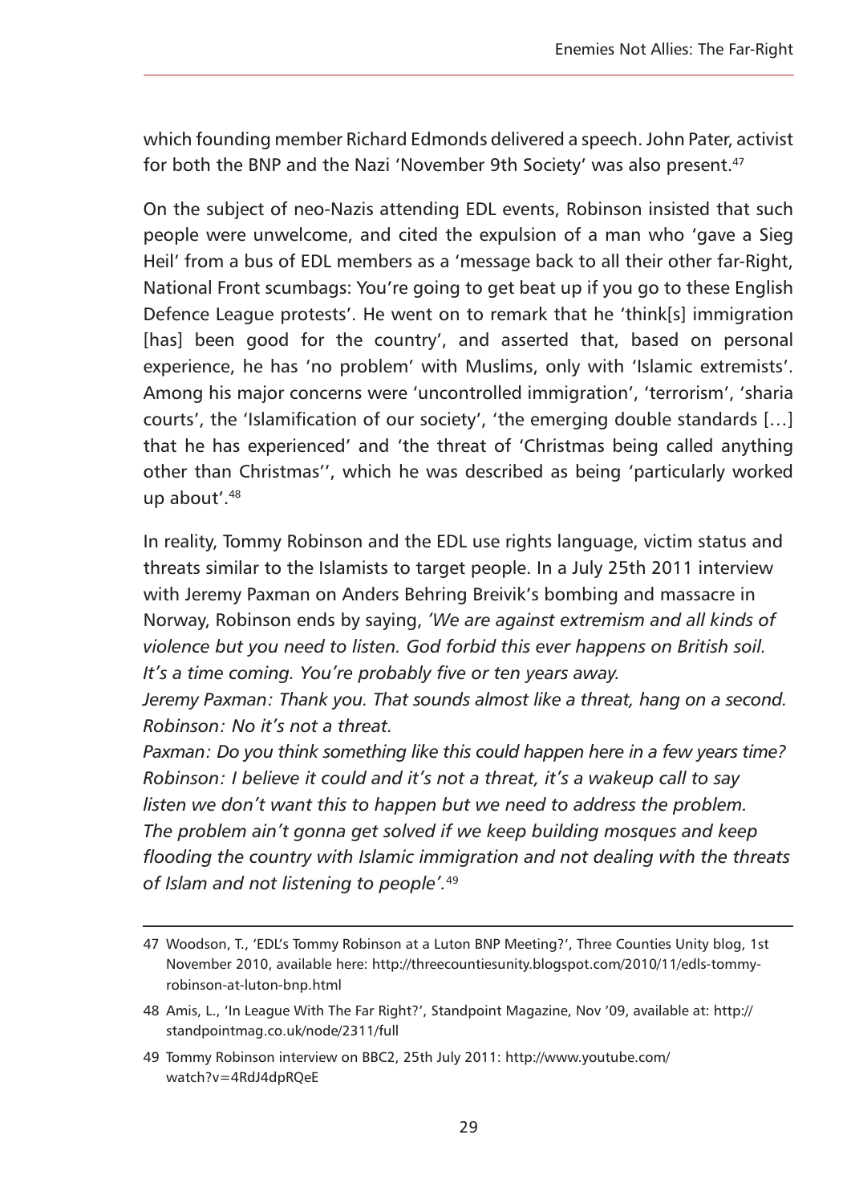which founding member Richard Edmonds delivered a speech. John Pater, activist for both the BNP and the Nazi 'November 9th Society' was also present.[47]

On the subject of neo-Nazis attending EDL events, Robinson insisted that such people were unwelcome, and cited the expulsion of a man who 'gave a Sieg Heil' from a bus of EDL members as a 'message back to all their other far-Right, National Front scumbags: You're going to get beat up if you go to these English Defence League protests'. He went on to remark that he 'think[s] immigration [has] been good for the country', and asserted that, based on personal experience, he has 'no problem' with Muslims, only with 'Islamic extremists'. Among his major concerns were 'uncontrolled immigration', 'terrorism', 'sharia courts', the 'Islamification of our society', 'the emerging double standards […] that he has experienced' and 'the threat of 'Christmas being called anything other than Christmas'', which he was described as being 'particularly worked up about'.[48]

In reality, Tommy Robinson and the EDL use rights language, victim status and threats similar to the Islamists to target people. In a July 25th 2011 interview with Jeremy Paxman on Anders Behring Breivik's bombing and massacre in Norway, Robinson ends by saying, *'We are against extremism and all kinds of violence but you need to listen. God forbid this ever happens on British soil. It's a time coming. You're probably five or ten years away.*
*Jeremy Paxman: Thank you. That sounds almost like a threat, hang on a second.*
*Robinson: No it's not a threat.*
*Paxman: Do you think something like this could happen here in a few years time?*
*Robinson: I believe it could and it's not a threat, it's a wakeup call to say listen we don't want this to happen but we need to address the problem. The problem ain't gonna get solved if we keep building mosques and keep flooding the country with Islamic immigration and not dealing with the threats of Islam and not listening to people'.*[49]

---

47 Woodson, T., 'EDL's Tommy Robinson at a Luton BNP Meeting?', Three Counties Unity blog, 1st November 2010, available here: http://threecountiesunity.blogspot.com/2010/11/edls-tommy-robinson-at-luton-bnp.html

48 Amis, L., 'In League With The Far Right?', Standpoint Magazine, Nov '09, available at: http://standpointmag.co.uk/node/2311/full

49 Tommy Robinson interview on BBC2, 25th July 2011: http://www.youtube.com/watch?v=4RdJ4dpRQeE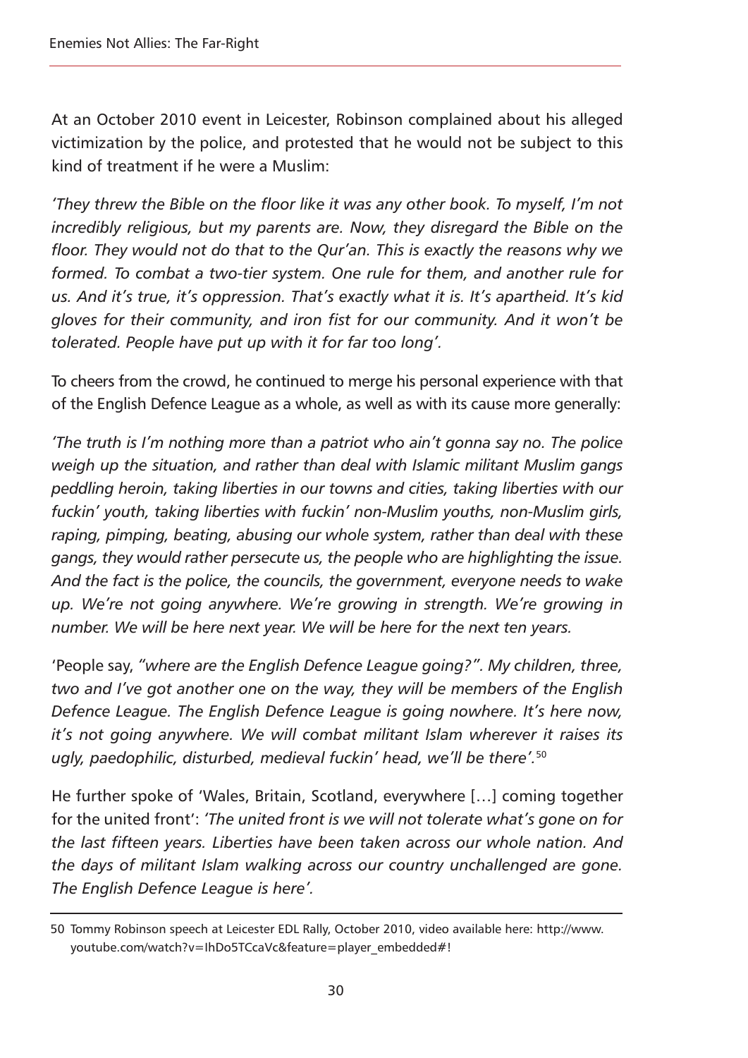At an October 2010 event in Leicester, Robinson complained about his alleged victimization by the police, and protested that he would not be subject to this kind of treatment if he were a Muslim:

*'They threw the Bible on the floor like it was any other book. To myself, I'm not incredibly religious, but my parents are. Now, they disregard the Bible on the floor. They would not do that to the Qur'an. This is exactly the reasons why we formed. To combat a two-tier system. One rule for them, and another rule for us. And it's true, it's oppression. That's exactly what it is. It's apartheid. It's kid gloves for their community, and iron fist for our community. And it won't be tolerated. People have put up with it for far too long'.*

To cheers from the crowd, he continued to merge his personal experience with that of the English Defence League as a whole, as well as with its cause more generally:

*'The truth is I'm nothing more than a patriot who ain't gonna say no. The police weigh up the situation, and rather than deal with Islamic militant Muslim gangs peddling heroin, taking liberties in our towns and cities, taking liberties with our fuckin' youth, taking liberties with fuckin' non-Muslim youths, non-Muslim girls, raping, pimping, beating, abusing our whole system, rather than deal with these gangs, they would rather persecute us, the people who are highlighting the issue. And the fact is the police, the councils, the government, everyone needs to wake up. We're not going anywhere. We're growing in strength. We're growing in number. We will be here next year. We will be here for the next ten years.*

'People say, *"where are the English Defence League going?". My children, three, two and I've got another one on the way, they will be members of the English Defence League. The English Defence League is going nowhere. It's here now, it's not going anywhere. We will combat militant Islam wherever it raises its ugly, paedophilic, disturbed, medieval fuckin' head, we'll be there'.*[50]

He further spoke of 'Wales, Britain, Scotland, everywhere [...] coming together for the united front': *'The united front is we will not tolerate what's gone on for the last fifteen years. Liberties have been taken across our whole nation. And the days of militant Islam walking across our country unchallenged are gone. The English Defence League is here'.*

---

50 Tommy Robinson speech at Leicester EDL Rally, October 2010, video available here: http://www.youtube.com/watch?v=IhDo5TCcaVc&feature=player_embedded#!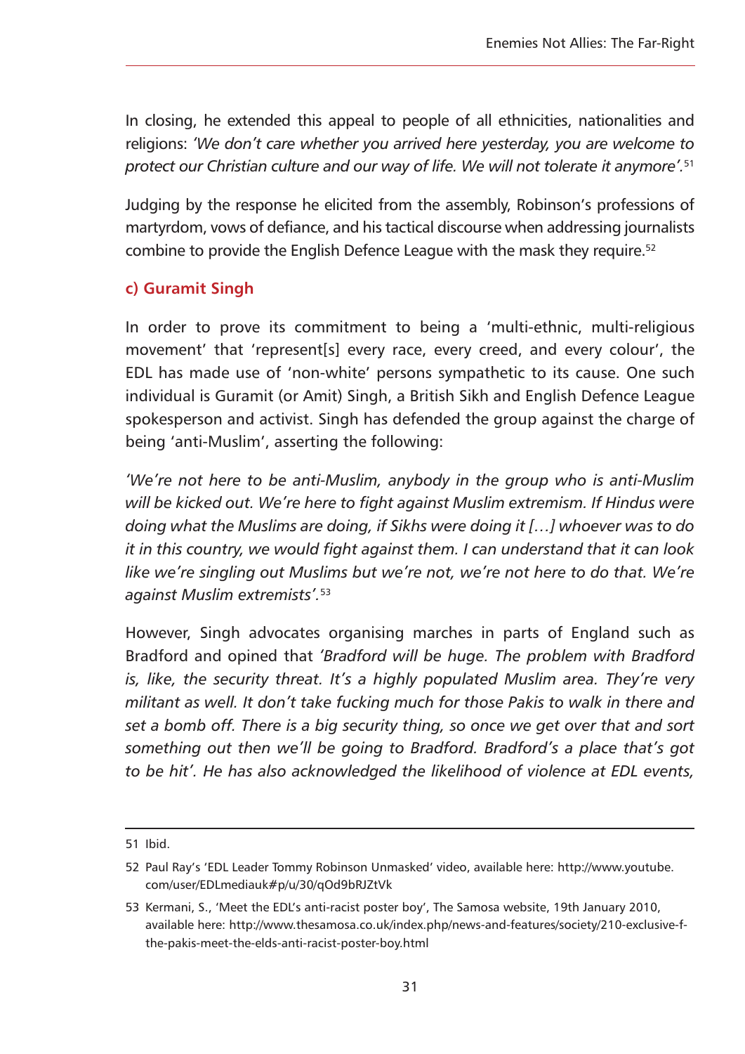In closing, he extended this appeal to people of all ethnicities, nationalities and religions: *'We don't care whether you arrived here yesterday, you are welcome to protect our Christian culture and our way of life. We will not tolerate it anymore'.*[51]

Judging by the response he elicited from the assembly, Robinson's professions of martyrdom, vows of defiance, and his tactical discourse when addressing journalists combine to provide the English Defence League with the mask they require.[52]

### c) Guramit Singh

In order to prove its commitment to being a 'multi-ethnic, multi-religious movement' that 'represent[s] every race, every creed, and every colour', the EDL has made use of 'non-white' persons sympathetic to its cause. One such individual is Guramit (or Amit) Singh, a British Sikh and English Defence League spokesperson and activist. Singh has defended the group against the charge of being 'anti-Muslim', asserting the following:

*'We're not here to be anti-Muslim, anybody in the group who is anti-Muslim will be kicked out. We're here to fight against Muslim extremism. If Hindus were doing what the Muslims are doing, if Sikhs were doing it […] whoever was to do it in this country, we would fight against them. I can understand that it can look like we're singling out Muslims but we're not, we're not here to do that. We're against Muslim extremists'.*[53]

However, Singh advocates organising marches in parts of England such as Bradford and opined that *'Bradford will be huge. The problem with Bradford is, like, the security threat. It's a highly populated Muslim area. They're very militant as well. It don't take fucking much for those Pakis to walk in there and set a bomb off. There is a big security thing, so once we get over that and sort something out then we'll be going to Bradford. Bradford's a place that's got to be hit'. He has also acknowledged the likelihood of violence at EDL events,*

---

51 Ibid.

52 Paul Ray's 'EDL Leader Tommy Robinson Unmasked' video, available here: http://www.youtube.com/user/EDLmediauk#p/u/30/qOd9bRJZtVk

53 Kermani, S., 'Meet the EDL's anti-racist poster boy', The Samosa website, 19th January 2010, available here: http://www.thesamosa.co.uk/index.php/news-and-features/society/210-exclusive-f-the-pakis-meet-the-elds-anti-racist-poster-boy.html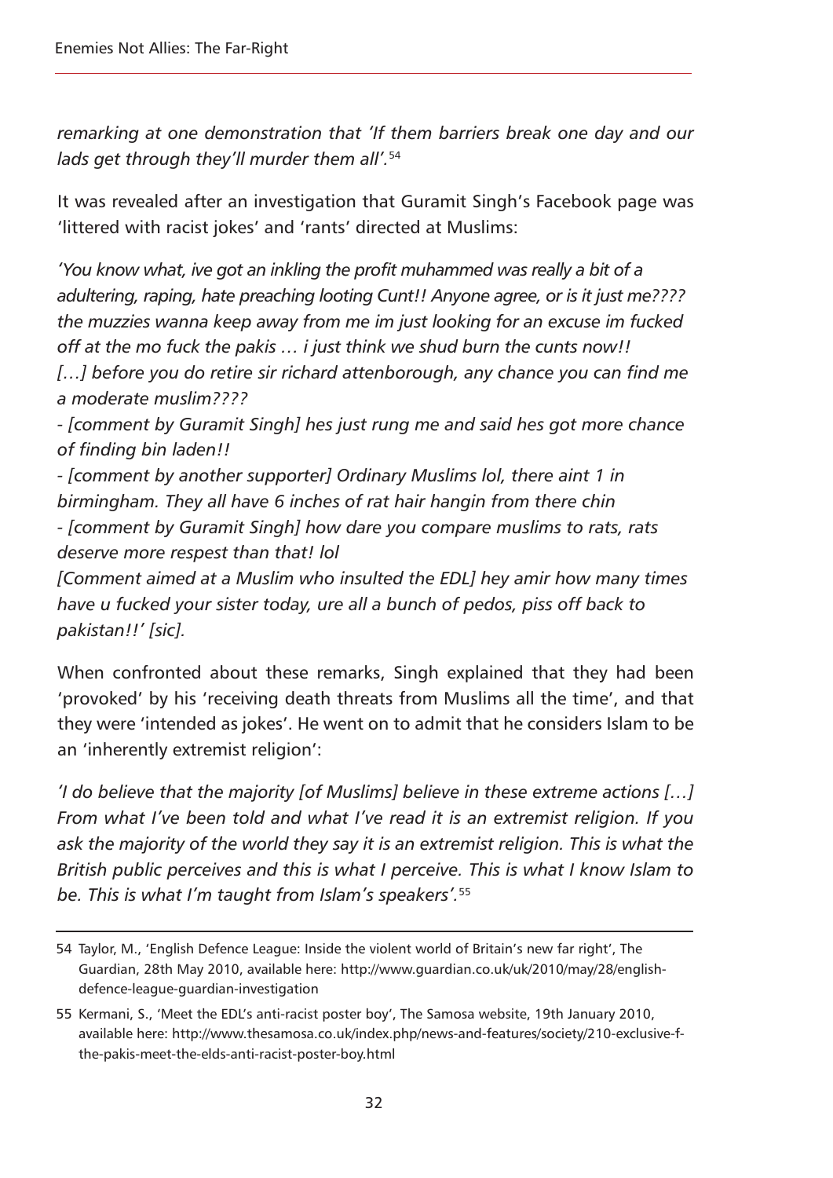*remarking at one demonstration that 'If them barriers break one day and our lads get through they'll murder them all'.*[54]

It was revealed after an investigation that Guramit Singh's Facebook page was 'littered with racist jokes' and 'rants' directed at Muslims:

*'You know what, ive got an inkling the profit muhammed was really a bit of a adultering, raping, hate preaching looting Cunt!! Anyone agree, or is it just me???? the muzzies wanna keep away from me im just looking for an excuse im fucked off at the mo fuck the pakis … i just think we shud burn the cunts now!!*
*[…] before you do retire sir richard attenborough, any chance you can find me a moderate muslim????*
*- [comment by Guramit Singh] hes just rung me and said hes got more chance of finding bin laden!!*
*- [comment by another supporter] Ordinary Muslims lol, there aint 1 in birmingham. They all have 6 inches of rat hair hangin from there chin*
*- [comment by Guramit Singh] how dare you compare muslims to rats, rats deserve more respest than that! lol*
*[Comment aimed at a Muslim who insulted the EDL] hey amir how many times have u fucked your sister today, ure all a bunch of pedos, piss off back to pakistan!!' [sic].*

When confronted about these remarks, Singh explained that they had been 'provoked' by his 'receiving death threats from Muslims all the time', and that they were 'intended as jokes'. He went on to admit that he considers Islam to be an 'inherently extremist religion':

*'I do believe that the majority [of Muslims] believe in these extreme actions […] From what I've been told and what I've read it is an extremist religion. If you ask the majority of the world they say it is an extremist religion. This is what the British public perceives and this is what I perceive. This is what I know Islam to be. This is what I'm taught from Islam's speakers'.*[55]

---

54 Taylor, M., 'English Defence League: Inside the violent world of Britain's new far right', The Guardian, 28th May 2010, available here: http://www.guardian.co.uk/uk/2010/may/28/english-defence-league-guardian-investigation

55 Kermani, S., 'Meet the EDL's anti-racist poster boy', The Samosa website, 19th January 2010, available here: http://www.thesamosa.co.uk/index.php/news-and-features/society/210-exclusive-f-the-pakis-meet-the-elds-anti-racist-poster-boy.html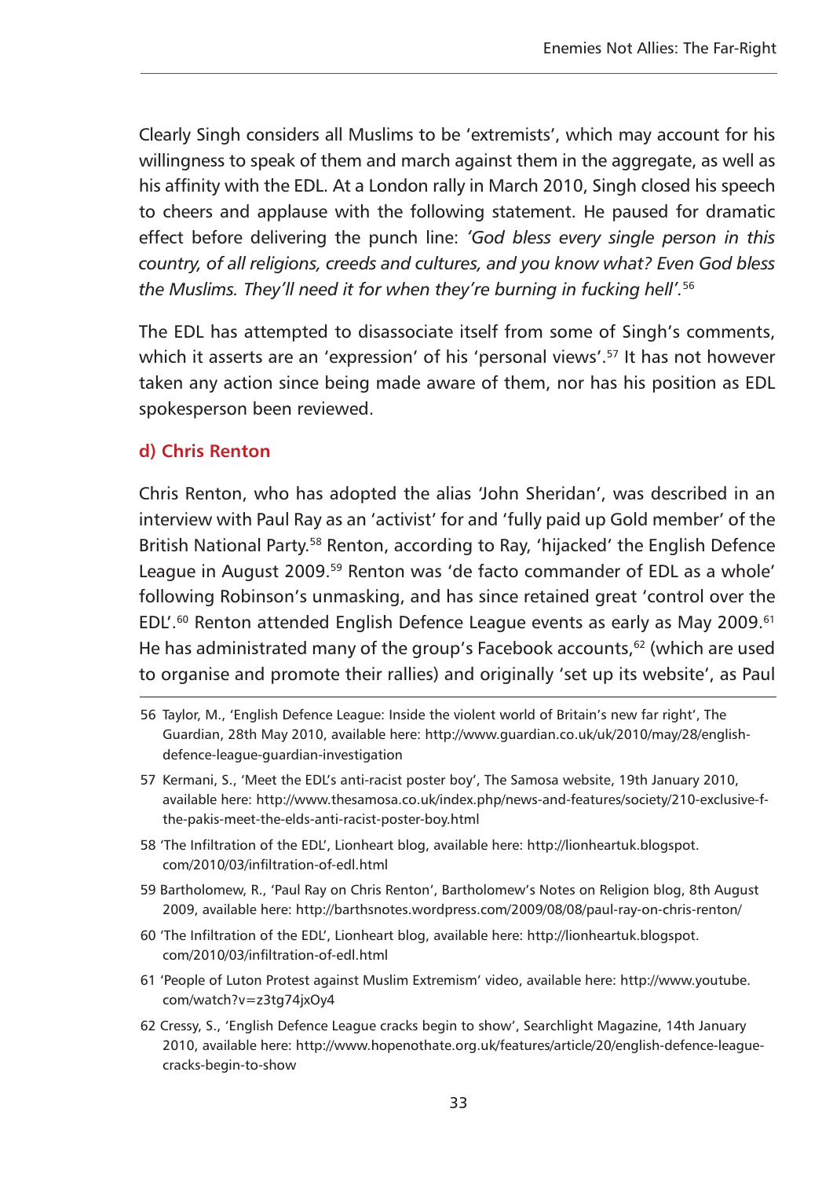Clearly Singh considers all Muslims to be 'extremists', which may account for his willingness to speak of them and march against them in the aggregate, as well as his affinity with the EDL. At a London rally in March 2010, Singh closed his speech to cheers and applause with the following statement. He paused for dramatic effect before delivering the punch line: *'God bless every single person in this country, of all religions, creeds and cultures, and you know what? Even God bless the Muslims. They'll need it for when they're burning in fucking hell'.*[56]

The EDL has attempted to disassociate itself from some of Singh's comments, which it asserts are an 'expression' of his 'personal views'.[57] It has not however taken any action since being made aware of them, nor has his position as EDL spokesperson been reviewed.

### d) Chris Renton

Chris Renton, who has adopted the alias 'John Sheridan', was described in an interview with Paul Ray as an 'activist' for and 'fully paid up Gold member' of the British National Party.[58] Renton, according to Ray, 'hijacked' the English Defence League in August 2009.[59] Renton was 'de facto commander of EDL as a whole' following Robinson's unmasking, and has since retained great 'control over the EDL'.[60] Renton attended English Defence League events as early as May 2009.[61] He has administrated many of the group's Facebook accounts,[62] (which are used to organise and promote their rallies) and originally 'set up its website', as Paul

---

56 Taylor, M., 'English Defence League: Inside the violent world of Britain's new far right', The Guardian, 28th May 2010, available here: http://www.guardian.co.uk/uk/2010/may/28/english-defence-league-guardian-investigation

57 Kermani, S., 'Meet the EDL's anti-racist poster boy', The Samosa website, 19th January 2010, available here: http://www.thesamosa.co.uk/index.php/news-and-features/society/210-exclusive-f-the-pakis-meet-the-elds-anti-racist-poster-boy.html

58 'The Infiltration of the EDL', Lionheart blog, available here: http://lionheartuk.blogspot.com/2010/03/infiltration-of-edl.html

59 Bartholomew, R., 'Paul Ray on Chris Renton', Bartholomew's Notes on Religion blog, 8th August 2009, available here: http://barthsnotes.wordpress.com/2009/08/08/paul-ray-on-chris-renton/

60 'The Infiltration of the EDL', Lionheart blog, available here: http://lionheartuk.blogspot.com/2010/03/infiltration-of-edl.html

61 'People of Luton Protest against Muslim Extremism' video, available here: http://www.youtube.com/watch?v=z3tg74jxOy4

62 Cressy, S., 'English Defence League cracks begin to show', Searchlight Magazine, 14th January 2010, available here: http://www.hopenothate.org.uk/features/article/20/english-defence-league-cracks-begin-to-show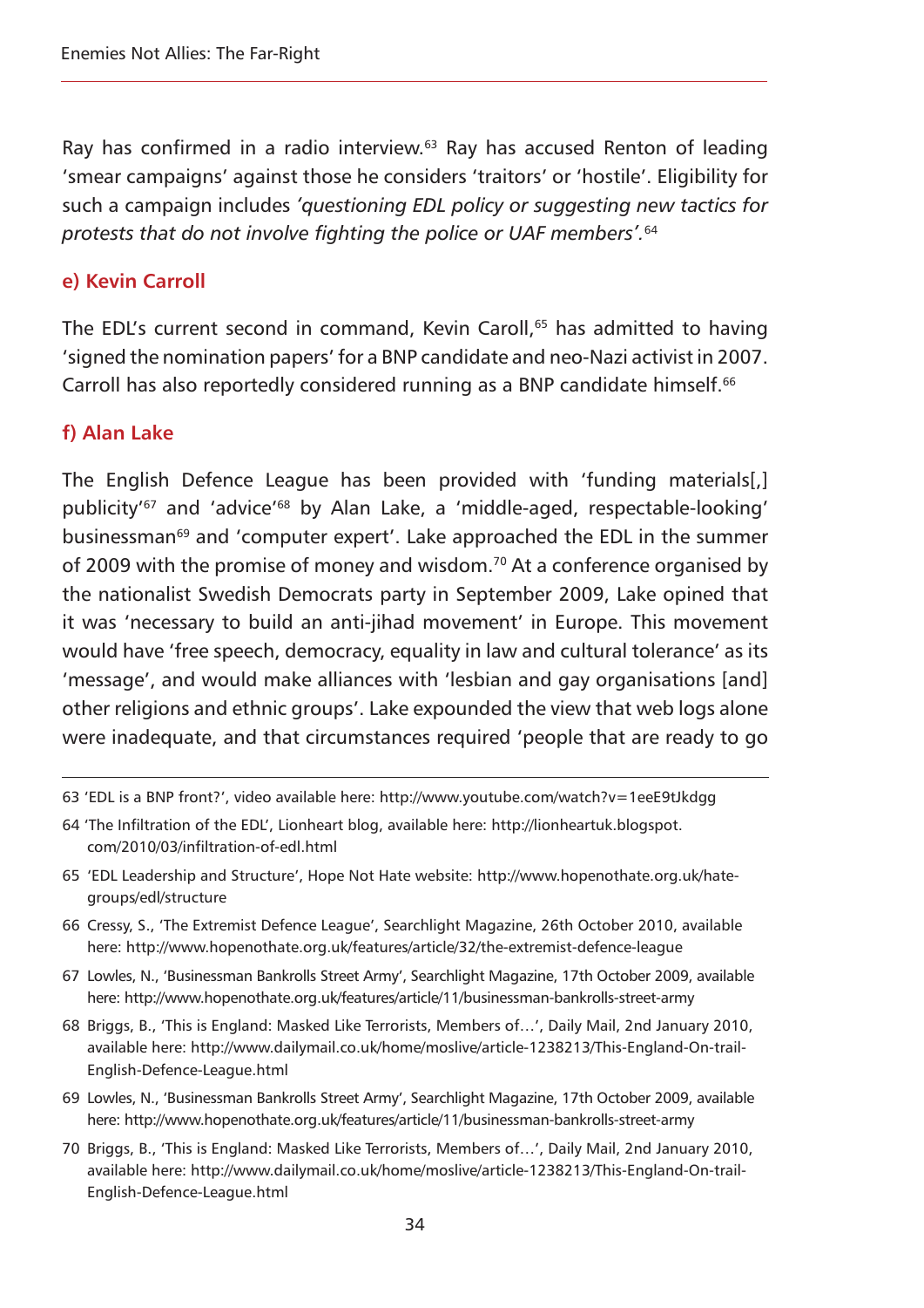Ray has confirmed in a radio interview.[63] Ray has accused Renton of leading 'smear campaigns' against those he considers 'traitors' or 'hostile'. Eligibility for such a campaign includes *'questioning EDL policy or suggesting new tactics for protests that do not involve fighting the police or UAF members'.*[64]

### e) Kevin Carroll

The EDL's current second in command, Kevin Caroll,[65] has admitted to having 'signed the nomination papers' for a BNP candidate and neo-Nazi activist in 2007. Carroll has also reportedly considered running as a BNP candidate himself.[66]

### f) Alan Lake

The English Defence League has been provided with 'funding materials[,] publicity'[67] and 'advice'[68] by Alan Lake, a 'middle-aged, respectable-looking' businessman[69] and 'computer expert'. Lake approached the EDL in the summer of 2009 with the promise of money and wisdom.[70] At a conference organised by the nationalist Swedish Democrats party in September 2009, Lake opined that it was 'necessary to build an anti-jihad movement' in Europe. This movement would have 'free speech, democracy, equality in law and cultural tolerance' as its 'message', and would make alliances with 'lesbian and gay organisations [and] other religions and ethnic groups'. Lake expounded the view that web logs alone were inadequate, and that circumstances required 'people that are ready to go

---

63 'EDL is a BNP front?', video available here: http://www.youtube.com/watch?v=1eeE9tJkdgg

64 'The Infiltration of the EDL', Lionheart blog, available here: http://lionheartuk.blogspot.com/2010/03/infiltration-of-edl.html

65 'EDL Leadership and Structure', Hope Not Hate website: http://www.hopenothate.org.uk/hate-groups/edl/structure

66 Cressy, S., 'The Extremist Defence League', Searchlight Magazine, 26th October 2010, available here: http://www.hopenothate.org.uk/features/article/32/the-extremist-defence-league

67 Lowles, N., 'Businessman Bankrolls Street Army', Searchlight Magazine, 17th October 2009, available here: http://www.hopenothate.org.uk/features/article/11/businessman-bankrolls-street-army

68 Briggs, B., 'This is England: Masked Like Terrorists, Members of…', Daily Mail, 2nd January 2010, available here: http://www.dailymail.co.uk/home/moslive/article-1238213/This-England-On-trail-English-Defence-League.html

69 Lowles, N., 'Businessman Bankrolls Street Army', Searchlight Magazine, 17th October 2009, available here: http://www.hopenothate.org.uk/features/article/11/businessman-bankrolls-street-army

70 Briggs, B., 'This is England: Masked Like Terrorists, Members of…', Daily Mail, 2nd January 2010, available here: http://www.dailymail.co.uk/home/moslive/article-1238213/This-England-On-trail-English-Defence-League.html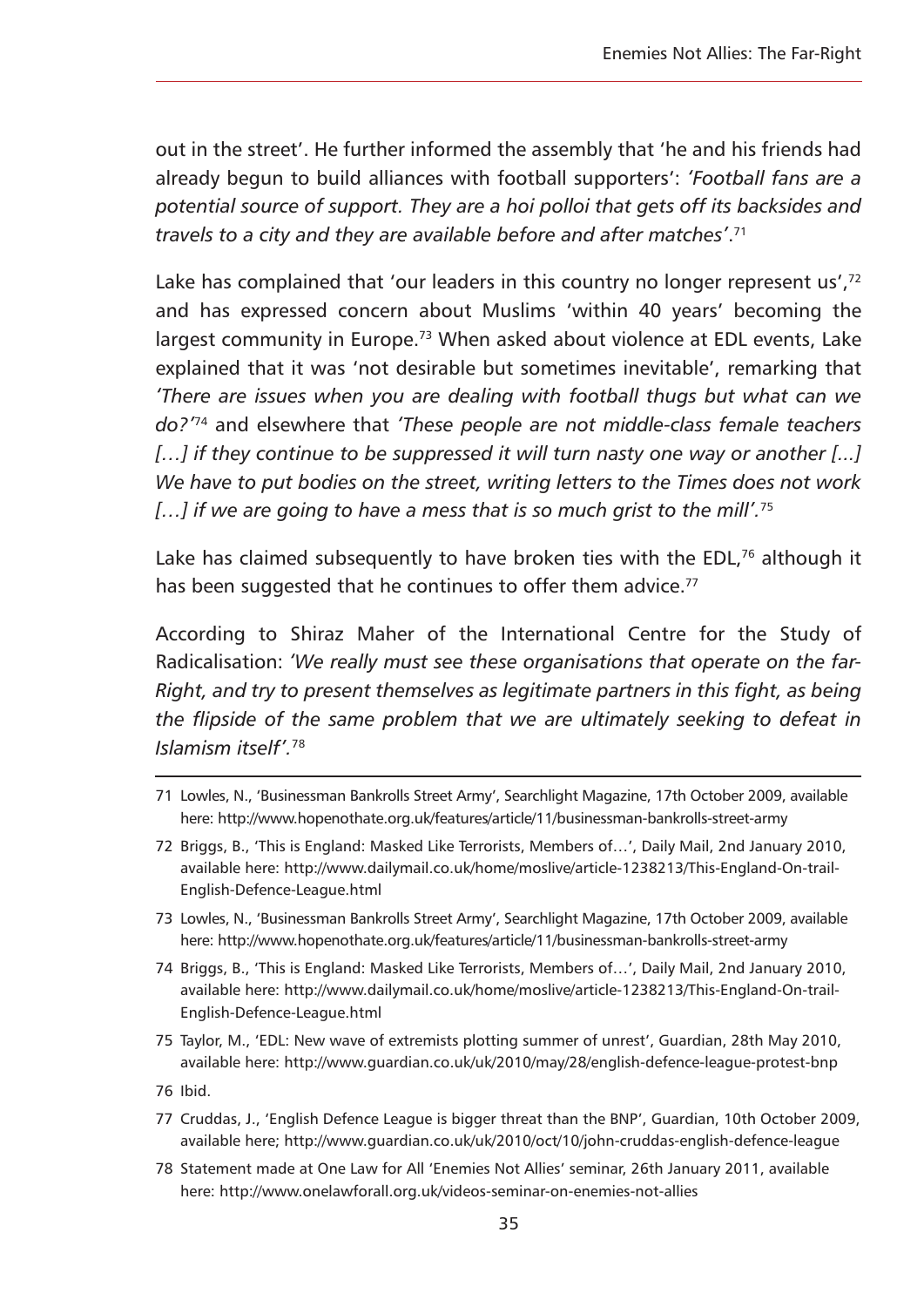out in the street'. He further informed the assembly that 'he and his friends had already begun to build alliances with football supporters': *'Football fans are a potential source of support. They are a hoi polloi that gets off its backsides and travels to a city and they are available before and after matches'*.[71]

Lake has complained that 'our leaders in this country no longer represent us',[72] and has expressed concern about Muslims 'within 40 years' becoming the largest community in Europe.[73] When asked about violence at EDL events, Lake explained that it was 'not desirable but sometimes inevitable', remarking that *'There are issues when you are dealing with football thugs but what can we do?'*[74] and elsewhere that *'These people are not middle-class female teachers […] if they continue to be suppressed it will turn nasty one way or another [...] We have to put bodies on the street, writing letters to the Times does not work […] if we are going to have a mess that is so much grist to the mill'.*[75]

Lake has claimed subsequently to have broken ties with the EDL,[76] although it has been suggested that he continues to offer them advice.[77]

According to Shiraz Maher of the International Centre for the Study of Radicalisation: *'We really must see these organisations that operate on the far-Right, and try to present themselves as legitimate partners in this fight, as being the flipside of the same problem that we are ultimately seeking to defeat in Islamism itself'.*[78]

---

71 Lowles, N., 'Businessman Bankrolls Street Army', Searchlight Magazine, 17th October 2009, available here: http://www.hopenothate.org.uk/features/article/11/businessman-bankrolls-street-army

72 Briggs, B., 'This is England: Masked Like Terrorists, Members of…', Daily Mail, 2nd January 2010, available here: http://www.dailymail.co.uk/home/moslive/article-1238213/This-England-On-trail-English-Defence-League.html

73 Lowles, N., 'Businessman Bankrolls Street Army', Searchlight Magazine, 17th October 2009, available here: http://www.hopenothate.org.uk/features/article/11/businessman-bankrolls-street-army

74 Briggs, B., 'This is England: Masked Like Terrorists, Members of…', Daily Mail, 2nd January 2010, available here: http://www.dailymail.co.uk/home/moslive/article-1238213/This-England-On-trail-English-Defence-League.html

75 Taylor, M., 'EDL: New wave of extremists plotting summer of unrest', Guardian, 28th May 2010, available here: http://www.guardian.co.uk/uk/2010/may/28/english-defence-league-protest-bnp

76 Ibid.

77 Cruddas, J., 'English Defence League is bigger threat than the BNP', Guardian, 10th October 2009, available here; http://www.guardian.co.uk/uk/2010/oct/10/john-cruddas-english-defence-league

78 Statement made at One Law for All 'Enemies Not Allies' seminar, 26th January 2011, available here: http://www.onelawforall.org.uk/videos-seminar-on-enemies-not-allies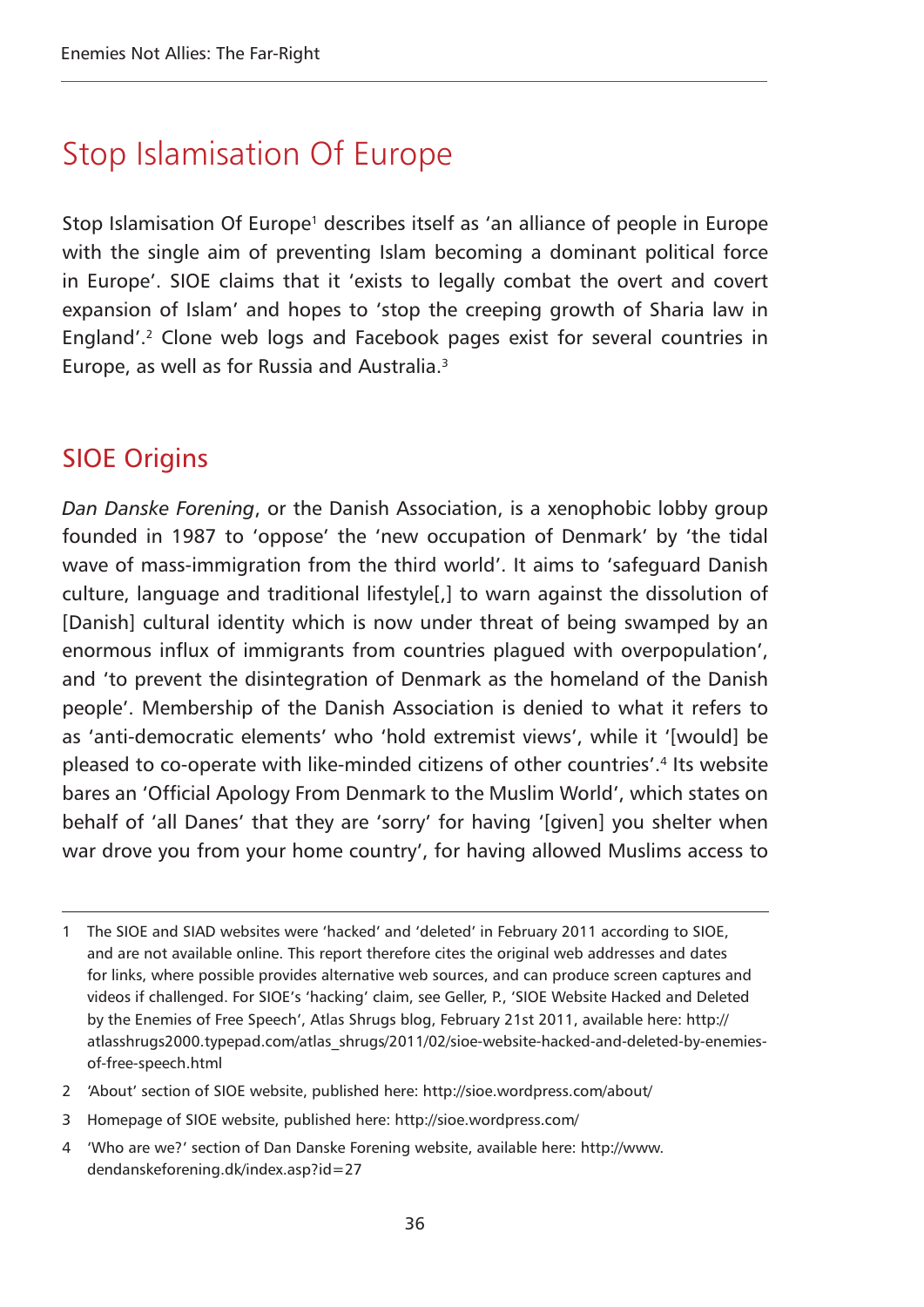# Stop Islamisation Of Europe

Stop Islamisation Of Europe[1] describes itself as 'an alliance of people in Europe with the single aim of preventing Islam becoming a dominant political force in Europe'. SIOE claims that it 'exists to legally combat the overt and covert expansion of Islam' and hopes to 'stop the creeping growth of Sharia law in England'.[2] Clone web logs and Facebook pages exist for several countries in Europe, as well as for Russia and Australia.[3]

## SIOE Origins

*Dan Danske Forening*, or the Danish Association, is a xenophobic lobby group founded in 1987 to 'oppose' the 'new occupation of Denmark' by 'the tidal wave of mass-immigration from the third world'. It aims to 'safeguard Danish culture, language and traditional lifestyle[,] to warn against the dissolution of [Danish] cultural identity which is now under threat of being swamped by an enormous influx of immigrants from countries plagued with overpopulation', and 'to prevent the disintegration of Denmark as the homeland of the Danish people'. Membership of the Danish Association is denied to what it refers to as 'anti-democratic elements' who 'hold extremist views', while it '[would] be pleased to co-operate with like-minded citizens of other countries'.[4] Its website bares an 'Official Apology From Denmark to the Muslim World', which states on behalf of 'all Danes' that they are 'sorry' for having '[given] you shelter when war drove you from your home country', for having allowed Muslims access to

---

1 The SIOE and SIAD websites were 'hacked' and 'deleted' in February 2011 according to SIOE, and are not available online. This report therefore cites the original web addresses and dates for links, where possible provides alternative web sources, and can produce screen captures and videos if challenged. For SIOE's 'hacking' claim, see Geller, P., 'SIOE Website Hacked and Deleted by the Enemies of Free Speech', Atlas Shrugs blog, February 21st 2011, available here: http://atlasshrugs2000.typepad.com/atlas_shrugs/2011/02/sioe-website-hacked-and-deleted-by-enemies-of-free-speech.html

2 'About' section of SIOE website, published here: http://sioe.wordpress.com/about/

3 Homepage of SIOE website, published here: http://sioe.wordpress.com/

4 'Who are we?' section of Dan Danske Forening website, available here: http://www.dendanskeforening.dk/index.asp?id=27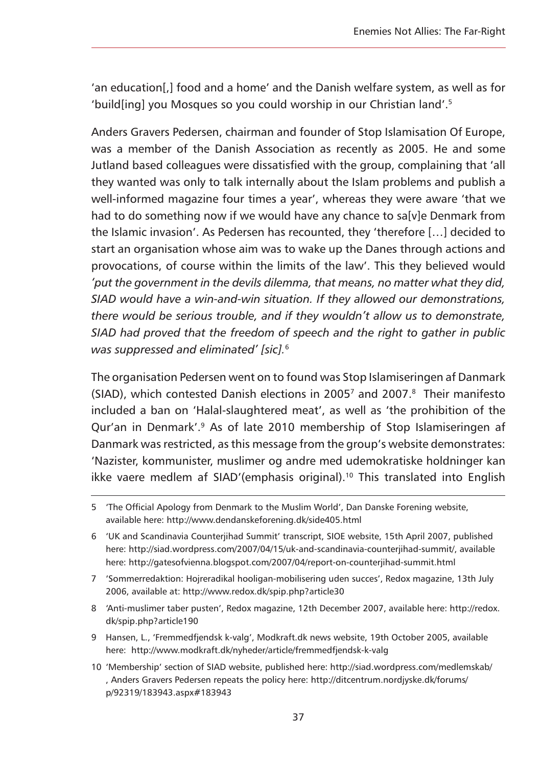'an education[,] food and a home' and the Danish welfare system, as well as for 'build[ing] you Mosques so you could worship in our Christian land'.[5]

Anders Gravers Pedersen, chairman and founder of Stop Islamisation Of Europe, was a member of the Danish Association as recently as 2005. He and some Jutland based colleagues were dissatisfied with the group, complaining that 'all they wanted was only to talk internally about the Islam problems and publish a well-informed magazine four times a year', whereas they were aware 'that we had to do something now if we would have any chance to sa[v]e Denmark from the Islamic invasion'. As Pedersen has recounted, they 'therefore […] decided to start an organisation whose aim was to wake up the Danes through actions and provocations, of course within the limits of the law'. This they believed would *'put the government in the devils dilemma, that means, no matter what they did, SIAD would have a win-and-win situation. If they allowed our demonstrations, there would be serious trouble, and if they wouldn't allow us to demonstrate, SIAD had proved that the freedom of speech and the right to gather in public was suppressed and eliminated' [sic].*[6]

The organisation Pedersen went on to found was Stop Islamiseringen af Danmark (SIAD), which contested Danish elections in 2005[7] and 2007.[8] Their manifesto included a ban on 'Halal-slaughtered meat', as well as 'the prohibition of the Qur'an in Denmark'.[9] As of late 2010 membership of Stop Islamiseringen af Danmark was restricted, as this message from the group's website demonstrates: 'Nazister, kommunister, muslimer og andre med udemokratiske holdninger kan ikke vaere medlem af SIAD'(emphasis original).[10] This translated into English

---

5 'The Official Apology from Denmark to the Muslim World', Dan Danske Forening website, available here: http://www.dendanskeforening.dk/side405.html

6 'UK and Scandinavia Counterjihad Summit' transcript, SIOE website, 15th April 2007, published here: http://siad.wordpress.com/2007/04/15/uk-and-scandinavia-counterjihad-summit/, available here: http://gatesofvienna.blogspot.com/2007/04/report-on-counterjihad-summit.html

7 'Sommerredaktion: Hojreradikal hooligan-mobilisering uden succes', Redox magazine, 13th July 2006, available at: http://www.redox.dk/spip.php?article30

8 'Anti-muslimer taber pusten', Redox magazine, 12th December 2007, available here: http://redox.dk/spip.php?article190

9 Hansen, L., 'Fremmedfjendsk k-valg', Modkraft.dk news website, 19th October 2005, available here: http://www.modkraft.dk/nyheder/article/fremmedfjendsk-k-valg

10 'Membership' section of SIAD website, published here: http://siad.wordpress.com/medlemskab/ , Anders Gravers Pedersen repeats the policy here: http://ditcentrum.nordjyske.dk/forums/p/92319/183943.aspx#183943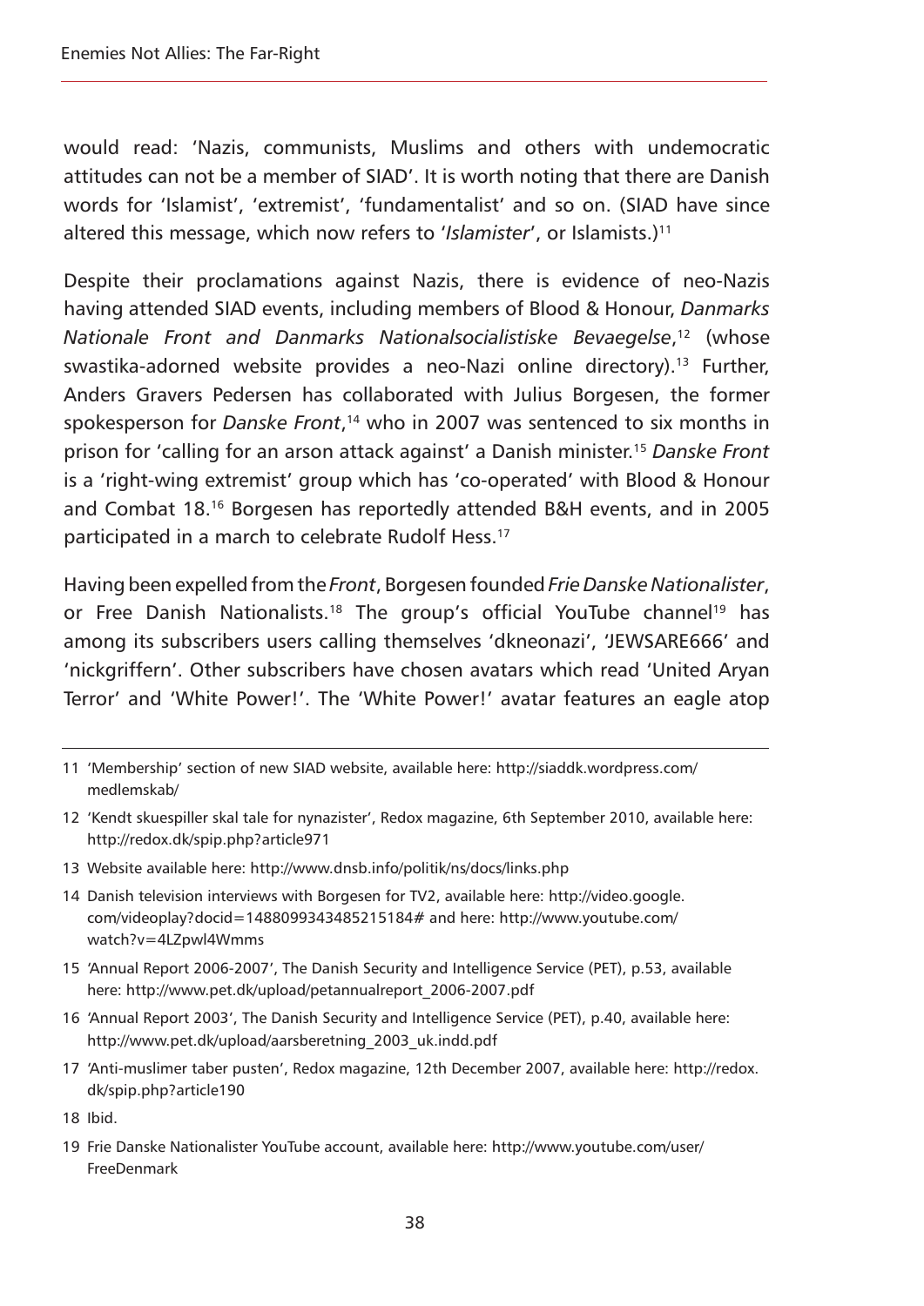would read: 'Nazis, communists, Muslims and others with undemocratic attitudes can not be a member of SIAD'. It is worth noting that there are Danish words for 'Islamist', 'extremist', 'fundamentalist' and so on. (SIAD have since altered this message, which now refers to '*Islamister*', or Islamists.)[11]

Despite their proclamations against Nazis, there is evidence of neo-Nazis having attended SIAD events, including members of Blood & Honour, *Danmarks Nationale Front and Danmarks Nationalsocialistiske Bevaegelse*,[12] (whose swastika-adorned website provides a neo-Nazi online directory).[13] Further, Anders Gravers Pedersen has collaborated with Julius Borgesen, the former spokesperson for *Danske Front*,[14] who in 2007 was sentenced to six months in prison for 'calling for an arson attack against' a Danish minister.[15] *Danske Front* is a 'right-wing extremist' group which has 'co-operated' with Blood & Honour and Combat 18.[16] Borgesen has reportedly attended B&H events, and in 2005 participated in a march to celebrate Rudolf Hess.[17]

Having been expelled from the *Front*, Borgesen founded *Frie Danske Nationalister*, or Free Danish Nationalists.[18] The group's official YouTube channel[19] has among its subscribers users calling themselves 'dkneonazi', 'JEWSARE666' and 'nickgriffern'. Other subscribers have chosen avatars which read 'United Aryan Terror' and 'White Power!'. The 'White Power!' avatar features an eagle atop

---

11 'Membership' section of new SIAD website, available here: http://siaddk.wordpress.com/medlemskab/

12 'Kendt skuespiller skal tale for nynazister', Redox magazine, 6th September 2010, available here: http://redox.dk/spip.php?article971

13 Website available here: http://www.dnsb.info/politik/ns/docs/links.php

14 Danish television interviews with Borgesen for TV2, available here: http://video.google.com/videoplay?docid=1488099343485215184# and here: http://www.youtube.com/watch?v=4LZpwl4Wmms

15 'Annual Report 2006-2007', The Danish Security and Intelligence Service (PET), p.53, available here: http://www.pet.dk/upload/petannualreport_2006-2007.pdf

16 'Annual Report 2003', The Danish Security and Intelligence Service (PET), p.40, available here: http://www.pet.dk/upload/aarsberetning_2003_uk.indd.pdf

17 'Anti-muslimer taber pusten', Redox magazine, 12th December 2007, available here: http://redox.dk/spip.php?article190

18 Ibid.

19 Frie Danske Nationalister YouTube account, available here: http://www.youtube.com/user/FreeDenmark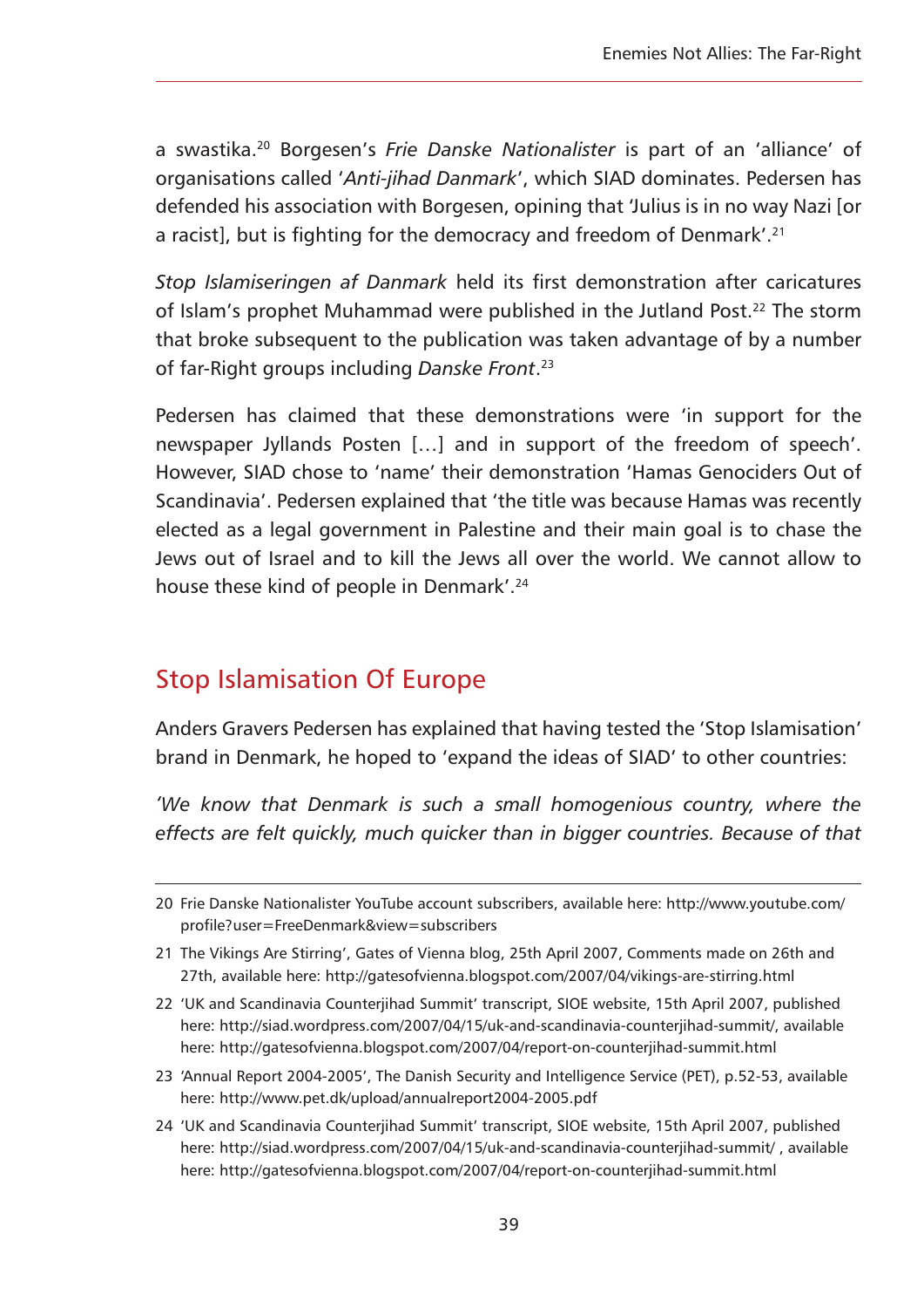a swastika.[20] Borgesen's *Frie Danske Nationalister* is part of an 'alliance' of organisations called '*Anti-jihad Danmark*', which SIAD dominates. Pedersen has defended his association with Borgesen, opining that 'Julius is in no way Nazi [or a racist], but is fighting for the democracy and freedom of Denmark'.[21]

*Stop Islamiseringen af Danmark* held its first demonstration after caricatures of Islam's prophet Muhammad were published in the Jutland Post.[22] The storm that broke subsequent to the publication was taken advantage of by a number of far-Right groups including *Danske Front*.[23]

Pedersen has claimed that these demonstrations were 'in support for the newspaper Jyllands Posten […] and in support of the freedom of speech'. However, SIAD chose to 'name' their demonstration 'Hamas Genociders Out of Scandinavia'. Pedersen explained that 'the title was because Hamas was recently elected as a legal government in Palestine and their main goal is to chase the Jews out of Israel and to kill the Jews all over the world. We cannot allow to house these kind of people in Denmark'.[24]

## Stop Islamisation Of Europe

Anders Gravers Pedersen has explained that having tested the 'Stop Islamisation' brand in Denmark, he hoped to 'expand the ideas of SIAD' to other countries:

*'We know that Denmark is such a small homogenious country, where the effects are felt quickly, much quicker than in bigger countries. Because of that*

---

20 Frie Danske Nationalister YouTube account subscribers, available here: http://www.youtube.com/profile?user=FreeDenmark&view=subscribers

21 The Vikings Are Stirring', Gates of Vienna blog, 25th April 2007, Comments made on 26th and 27th, available here: http://gatesofvienna.blogspot.com/2007/04/vikings-are-stirring.html

22 'UK and Scandinavia Counterjihad Summit' transcript, SIOE website, 15th April 2007, published here: http://siad.wordpress.com/2007/04/15/uk-and-scandinavia-counterjihad-summit/, available here: http://gatesofvienna.blogspot.com/2007/04/report-on-counterjihad-summit.html

23 'Annual Report 2004-2005', The Danish Security and Intelligence Service (PET), p.52-53, available here: http://www.pet.dk/upload/annualreport2004-2005.pdf

24 'UK and Scandinavia Counterjihad Summit' transcript, SIOE website, 15th April 2007, published here: http://siad.wordpress.com/2007/04/15/uk-and-scandinavia-counterjihad-summit/ , available here: http://gatesofvienna.blogspot.com/2007/04/report-on-counterjihad-summit.html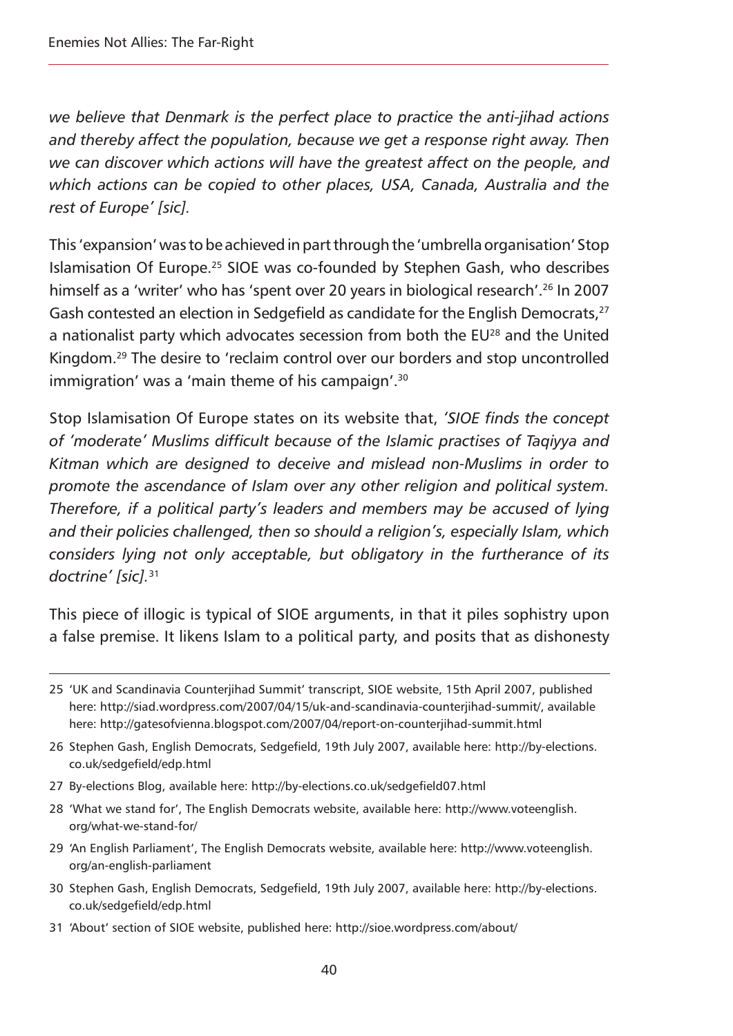*we believe that Denmark is the perfect place to practice the anti-jihad actions and thereby affect the population, because we get a response right away. Then we can discover which actions will have the greatest affect on the people, and which actions can be copied to other places, USA, Canada, Australia and the rest of Europe' [sic].*

This 'expansion' was to be achieved in part through the 'umbrella organisation' Stop Islamisation Of Europe.[25] SIOE was co-founded by Stephen Gash, who describes himself as a 'writer' who has 'spent over 20 years in biological research'.[26] In 2007 Gash contested an election in Sedgefield as candidate for the English Democrats,[27] a nationalist party which advocates secession from both the EU[28] and the United Kingdom.[29] The desire to 'reclaim control over our borders and stop uncontrolled immigration' was a 'main theme of his campaign'.[30]

Stop Islamisation Of Europe states on its website that, *'SIOE finds the concept of 'moderate' Muslims difficult because of the Islamic practises of Taqiyya and Kitman which are designed to deceive and mislead non-Muslims in order to promote the ascendance of Islam over any other religion and political system. Therefore, if a political party's leaders and members may be accused of lying and their policies challenged, then so should a religion's, especially Islam, which considers lying not only acceptable, but obligatory in the furtherance of its doctrine' [sic].*[31]

This piece of illogic is typical of SIOE arguments, in that it piles sophistry upon a false premise. It likens Islam to a political party, and posits that as dishonesty

25 'UK and Scandinavia Counterjihad Summit' transcript, SIOE website, 15th April 2007, published here: http://siad.wordpress.com/2007/04/15/uk-and-scandinavia-counterjihad-summit/, available here: http://gatesofvienna.blogspot.com/2007/04/report-on-counterjihad-summit.html

26 Stephen Gash, English Democrats, Sedgefield, 19th July 2007, available here: http://by-elections.co.uk/sedgefield/edp.html

27 By-elections Blog, available here: http://by-elections.co.uk/sedgefield07.html

28 'What we stand for', The English Democrats website, available here: http://www.voteenglish.org/what-we-stand-for/

29 'An English Parliament', The English Democrats website, available here: http://www.voteenglish.org/an-english-parliament

30 Stephen Gash, English Democrats, Sedgefield, 19th July 2007, available here: http://by-elections.co.uk/sedgefield/edp.html

31 'About' section of SIOE website, published here: http://sioe.wordpress.com/about/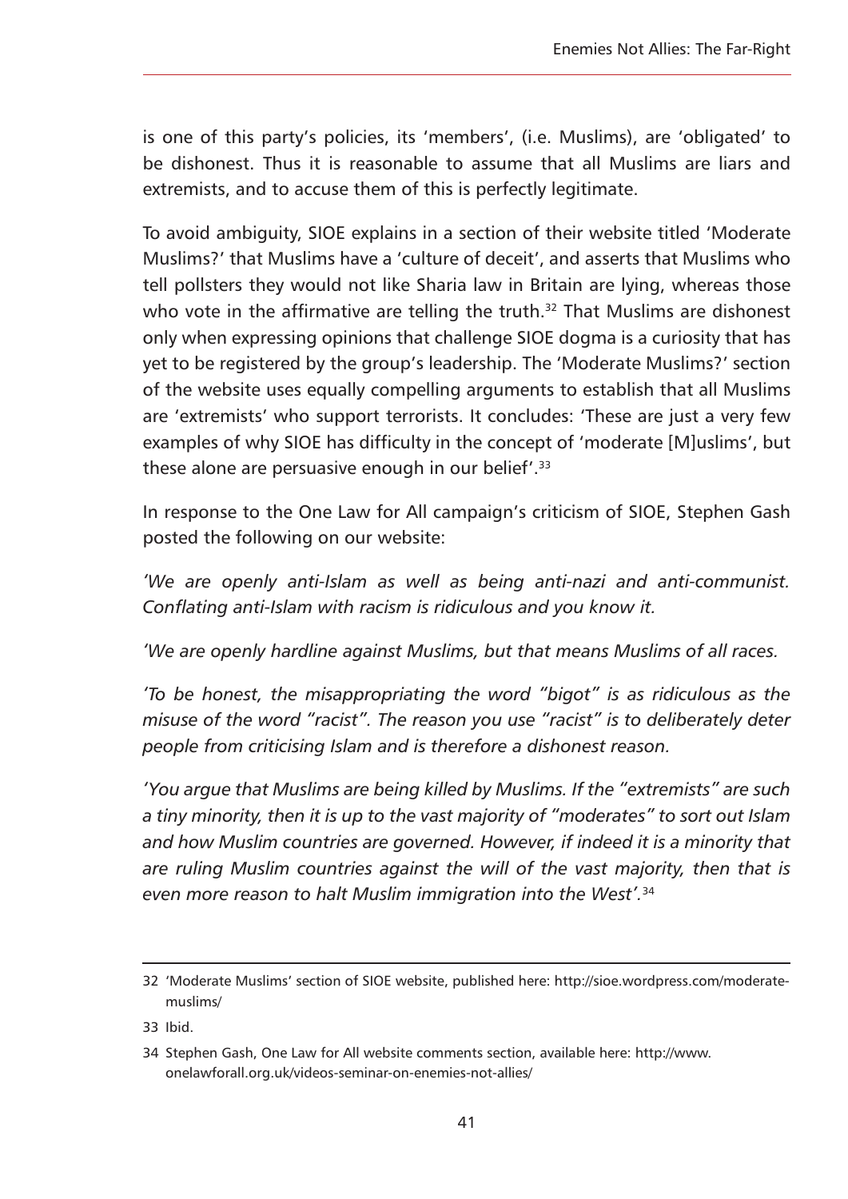is one of this party's policies, its 'members', (i.e. Muslims), are 'obligated' to be dishonest. Thus it is reasonable to assume that all Muslims are liars and extremists, and to accuse them of this is perfectly legitimate.

To avoid ambiguity, SIOE explains in a section of their website titled 'Moderate Muslims?' that Muslims have a 'culture of deceit', and asserts that Muslims who tell pollsters they would not like Sharia law in Britain are lying, whereas those who vote in the affirmative are telling the truth.[32] That Muslims are dishonest only when expressing opinions that challenge SIOE dogma is a curiosity that has yet to be registered by the group's leadership. The 'Moderate Muslims?' section of the website uses equally compelling arguments to establish that all Muslims are 'extremists' who support terrorists. It concludes: 'These are just a very few examples of why SIOE has difficulty in the concept of 'moderate [M]uslims', but these alone are persuasive enough in our belief'.[33]

In response to the One Law for All campaign's criticism of SIOE, Stephen Gash posted the following on our website:

*'We are openly anti-Islam as well as being anti-nazi and anti-communist. Conflating anti-Islam with racism is ridiculous and you know it.*

*'We are openly hardline against Muslims, but that means Muslims of all races.*

*'To be honest, the misappropriating the word "bigot" is as ridiculous as the misuse of the word "racist". The reason you use "racist" is to deliberately deter people from criticising Islam and is therefore a dishonest reason.*

*'You argue that Muslims are being killed by Muslims. If the "extremists" are such a tiny minority, then it is up to the vast majority of "moderates" to sort out Islam and how Muslim countries are governed. However, if indeed it is a minority that are ruling Muslim countries against the will of the vast majority, then that is even more reason to halt Muslim immigration into the West'.*[34]

---

32 'Moderate Muslims' section of SIOE website, published here: http://sioe.wordpress.com/moderate-muslims/

33 Ibid.

34 Stephen Gash, One Law for All website comments section, available here: http://www.onelawforall.org.uk/videos-seminar-on-enemies-not-allies/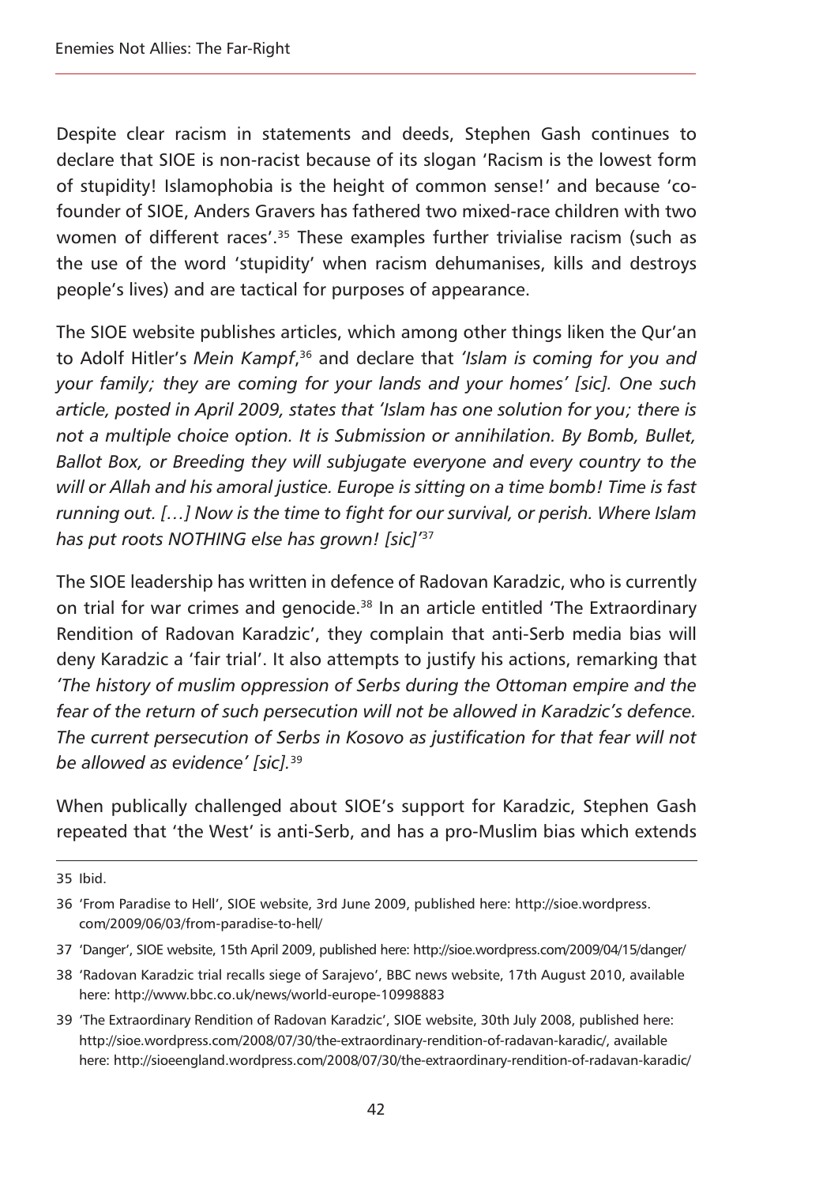Despite clear racism in statements and deeds, Stephen Gash continues to declare that SIOE is non-racist because of its slogan 'Racism is the lowest form of stupidity! Islamophobia is the height of common sense!' and because 'co-founder of SIOE, Anders Gravers has fathered two mixed-race children with two women of different races'.[35] These examples further trivialise racism (such as the use of the word 'stupidity' when racism dehumanises, kills and destroys people's lives) and are tactical for purposes of appearance.

The SIOE website publishes articles, which among other things liken the Qur'an to Adolf Hitler's *Mein Kampf*,[36] and declare that *'Islam is coming for you and your family; they are coming for your lands and your homes' [sic]. One such article, posted in April 2009, states that 'Islam has one solution for you; there is not a multiple choice option. It is Submission or annihilation. By Bomb, Bullet, Ballot Box, or Breeding they will subjugate everyone and every country to the will or Allah and his amoral justice. Europe is sitting on a time bomb! Time is fast running out. […] Now is the time to fight for our survival, or perish. Where Islam has put roots NOTHING else has grown! [sic]'*[37]

The SIOE leadership has written in defence of Radovan Karadzic, who is currently on trial for war crimes and genocide.[38] In an article entitled 'The Extraordinary Rendition of Radovan Karadzic', they complain that anti-Serb media bias will deny Karadzic a 'fair trial'. It also attempts to justify his actions, remarking that *'The history of muslim oppression of Serbs during the Ottoman empire and the fear of the return of such persecution will not be allowed in Karadzic's defence. The current persecution of Serbs in Kosovo as justification for that fear will not be allowed as evidence' [sic].*[39]

When publically challenged about SIOE's support for Karadzic, Stephen Gash repeated that 'the West' is anti-Serb, and has a pro-Muslim bias which extends

---

35 Ibid.

36 'From Paradise to Hell', SIOE website, 3rd June 2009, published here: http://sioe.wordpress.com/2009/06/03/from-paradise-to-hell/

37 'Danger', SIOE website, 15th April 2009, published here: http://sioe.wordpress.com/2009/04/15/danger/

38 'Radovan Karadzic trial recalls siege of Sarajevo', BBC news website, 17th August 2010, available here: http://www.bbc.co.uk/news/world-europe-10998883

39 'The Extraordinary Rendition of Radovan Karadzic', SIOE website, 30th July 2008, published here: http://sioe.wordpress.com/2008/07/30/the-extraordinary-rendition-of-radavan-karadic/, available here: http://sioeengland.wordpress.com/2008/07/30/the-extraordinary-rendition-of-radavan-karadic/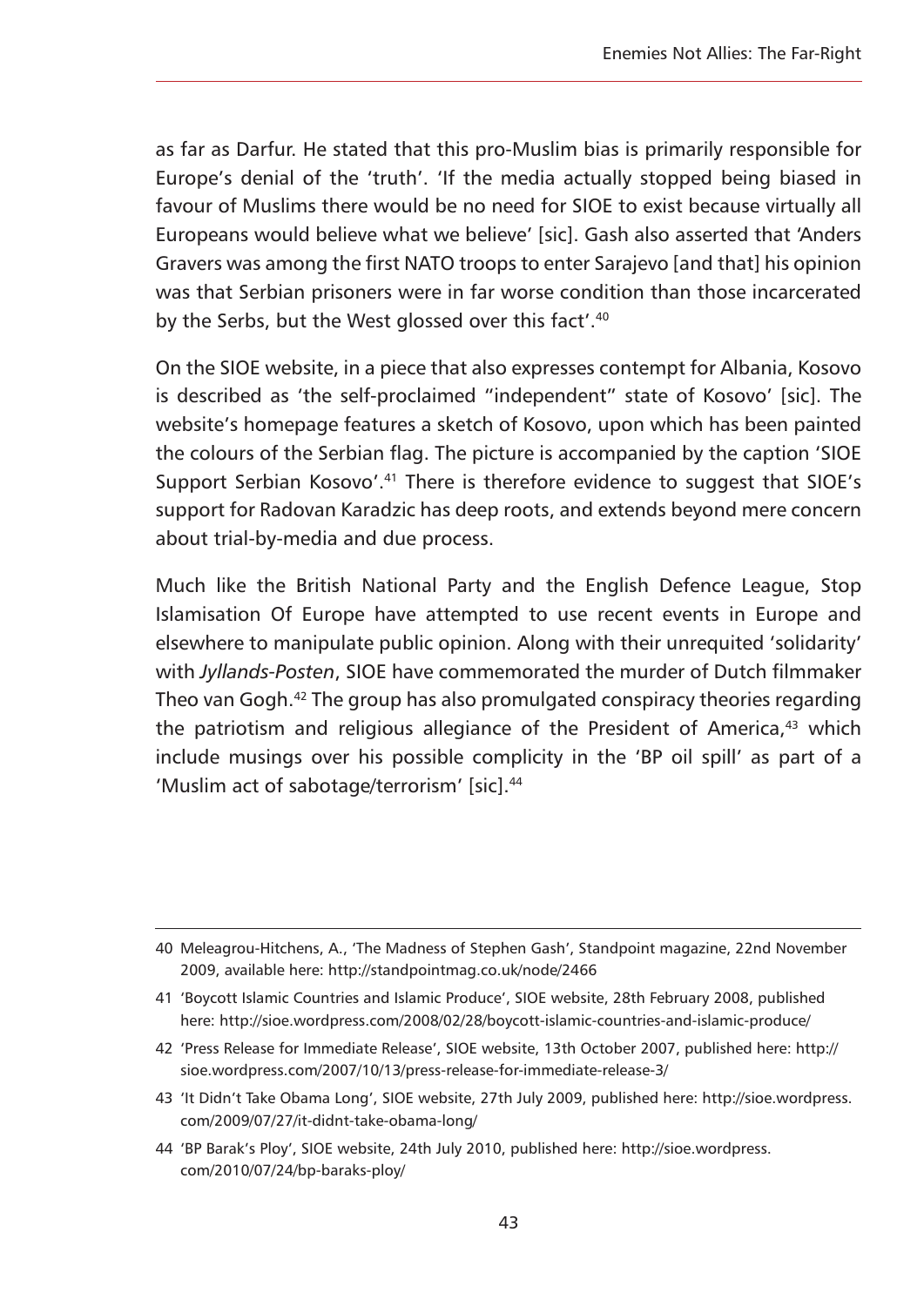as far as Darfur. He stated that this pro-Muslim bias is primarily responsible for Europe's denial of the 'truth'. 'If the media actually stopped being biased in favour of Muslims there would be no need for SIOE to exist because virtually all Europeans would believe what we believe' [sic]. Gash also asserted that 'Anders Gravers was among the first NATO troops to enter Sarajevo [and that] his opinion was that Serbian prisoners were in far worse condition than those incarcerated by the Serbs, but the West glossed over this fact'.[40]

On the SIOE website, in a piece that also expresses contempt for Albania, Kosovo is described as 'the self-proclaimed "independent" state of Kosovo' [sic]. The website's homepage features a sketch of Kosovo, upon which has been painted the colours of the Serbian flag. The picture is accompanied by the caption 'SIOE Support Serbian Kosovo'.[41] There is therefore evidence to suggest that SIOE's support for Radovan Karadzic has deep roots, and extends beyond mere concern about trial-by-media and due process.

Much like the British National Party and the English Defence League, Stop Islamisation Of Europe have attempted to use recent events in Europe and elsewhere to manipulate public opinion. Along with their unrequited 'solidarity' with *Jyllands-Posten*, SIOE have commemorated the murder of Dutch filmmaker Theo van Gogh.[42] The group has also promulgated conspiracy theories regarding the patriotism and religious allegiance of the President of America,[43] which include musings over his possible complicity in the 'BP oil spill' as part of a 'Muslim act of sabotage/terrorism' [sic].[44]

---

40 Meleagrou-Hitchens, A., 'The Madness of Stephen Gash', Standpoint magazine, 22nd November 2009, available here: http://standpointmag.co.uk/node/2466

41 'Boycott Islamic Countries and Islamic Produce', SIOE website, 28th February 2008, published here: http://sioe.wordpress.com/2008/02/28/boycott-islamic-countries-and-islamic-produce/

42 'Press Release for Immediate Release', SIOE website, 13th October 2007, published here: http://sioe.wordpress.com/2007/10/13/press-release-for-immediate-release-3/

43 'It Didn't Take Obama Long', SIOE website, 27th July 2009, published here: http://sioe.wordpress.com/2009/07/27/it-didnt-take-obama-long/

44 'BP Barak's Ploy', SIOE website, 24th July 2010, published here: http://sioe.wordpress.com/2010/07/24/bp-baraks-ploy/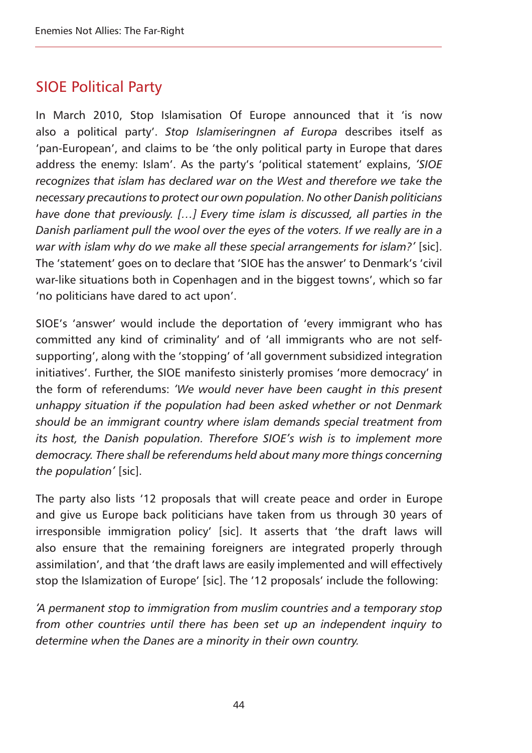## SIOE Political Party

In March 2010, Stop Islamisation Of Europe announced that it 'is now also a political party'. *Stop Islamiseringnen af Europa* describes itself as 'pan-European', and claims to be 'the only political party in Europe that dares address the enemy: Islam'. As the party's 'political statement' explains, *'SIOE recognizes that islam has declared war on the West and therefore we take the necessary precautions to protect our own population. No other Danish politicians have done that previously. […] Every time islam is discussed, all parties in the Danish parliament pull the wool over the eyes of the voters. If we really are in a war with islam why do we make all these special arrangements for islam?'* [sic]. The 'statement' goes on to declare that 'SIOE has the answer' to Denmark's 'civil war-like situations both in Copenhagen and in the biggest towns', which so far 'no politicians have dared to act upon'.

SIOE's 'answer' would include the deportation of 'every immigrant who has committed any kind of criminality' and of 'all immigrants who are not self-supporting', along with the 'stopping' of 'all government subsidized integration initiatives'. Further, the SIOE manifesto sinisterly promises 'more democracy' in the form of referendums: *'We would never have been caught in this present unhappy situation if the population had been asked whether or not Denmark should be an immigrant country where islam demands special treatment from its host, the Danish population. Therefore SIOE's wish is to implement more democracy. There shall be referendums held about many more things concerning the population'* [sic].

The party also lists '12 proposals that will create peace and order in Europe and give us Europe back politicians have taken from us through 30 years of irresponsible immigration policy' [sic]. It asserts that 'the draft laws will also ensure that the remaining foreigners are integrated properly through assimilation', and that 'the draft laws are easily implemented and will effectively stop the Islamization of Europe' [sic]. The '12 proposals' include the following:

*'A permanent stop to immigration from muslim countries and a temporary stop from other countries until there has been set up an independent inquiry to determine when the Danes are a minority in their own country.*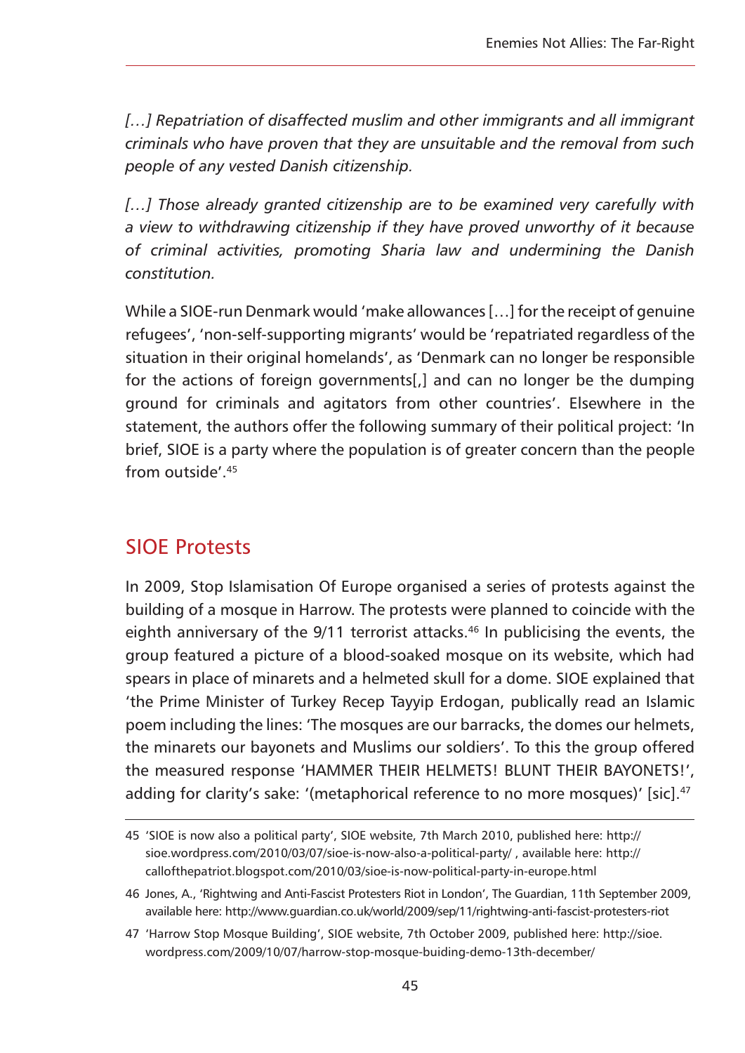*[…] Repatriation of disaffected muslim and other immigrants and all immigrant criminals who have proven that they are unsuitable and the removal from such people of any vested Danish citizenship.*

*[…] Those already granted citizenship are to be examined very carefully with a view to withdrawing citizenship if they have proved unworthy of it because of criminal activities, promoting Sharia law and undermining the Danish constitution.*

While a SIOE-run Denmark would 'make allowances […] for the receipt of genuine refugees', 'non-self-supporting migrants' would be 'repatriated regardless of the situation in their original homelands', as 'Denmark can no longer be responsible for the actions of foreign governments[,] and can no longer be the dumping ground for criminals and agitators from other countries'. Elsewhere in the statement, the authors offer the following summary of their political project: 'In brief, SIOE is a party where the population is of greater concern than the people from outside'.[45]

## SIOE Protests

In 2009, Stop Islamisation Of Europe organised a series of protests against the building of a mosque in Harrow. The protests were planned to coincide with the eighth anniversary of the 9/11 terrorist attacks.[46] In publicising the events, the group featured a picture of a blood-soaked mosque on its website, which had spears in place of minarets and a helmeted skull for a dome. SIOE explained that 'the Prime Minister of Turkey Recep Tayyip Erdogan, publically read an Islamic poem including the lines: 'The mosques are our barracks, the domes our helmets, the minarets our bayonets and Muslims our soldiers'. To this the group offered the measured response 'HAMMER THEIR HELMETS! BLUNT THEIR BAYONETS!', adding for clarity's sake: '(metaphorical reference to no more mosques)' [sic].[47]

---

45 'SIOE is now also a political party', SIOE website, 7th March 2010, published here: http://sioe.wordpress.com/2010/03/07/sioe-is-now-also-a-political-party/ , available here: http://callofthepatriot.blogspot.com/2010/03/sioe-is-now-political-party-in-europe.html

46 Jones, A., 'Rightwing and Anti-Fascist Protesters Riot in London', The Guardian, 11th September 2009, available here: http://www.guardian.co.uk/world/2009/sep/11/rightwing-anti-fascist-protesters-riot

47 'Harrow Stop Mosque Building', SIOE website, 7th October 2009, published here: http://sioe.wordpress.com/2009/10/07/harrow-stop-mosque-buiding-demo-13th-december/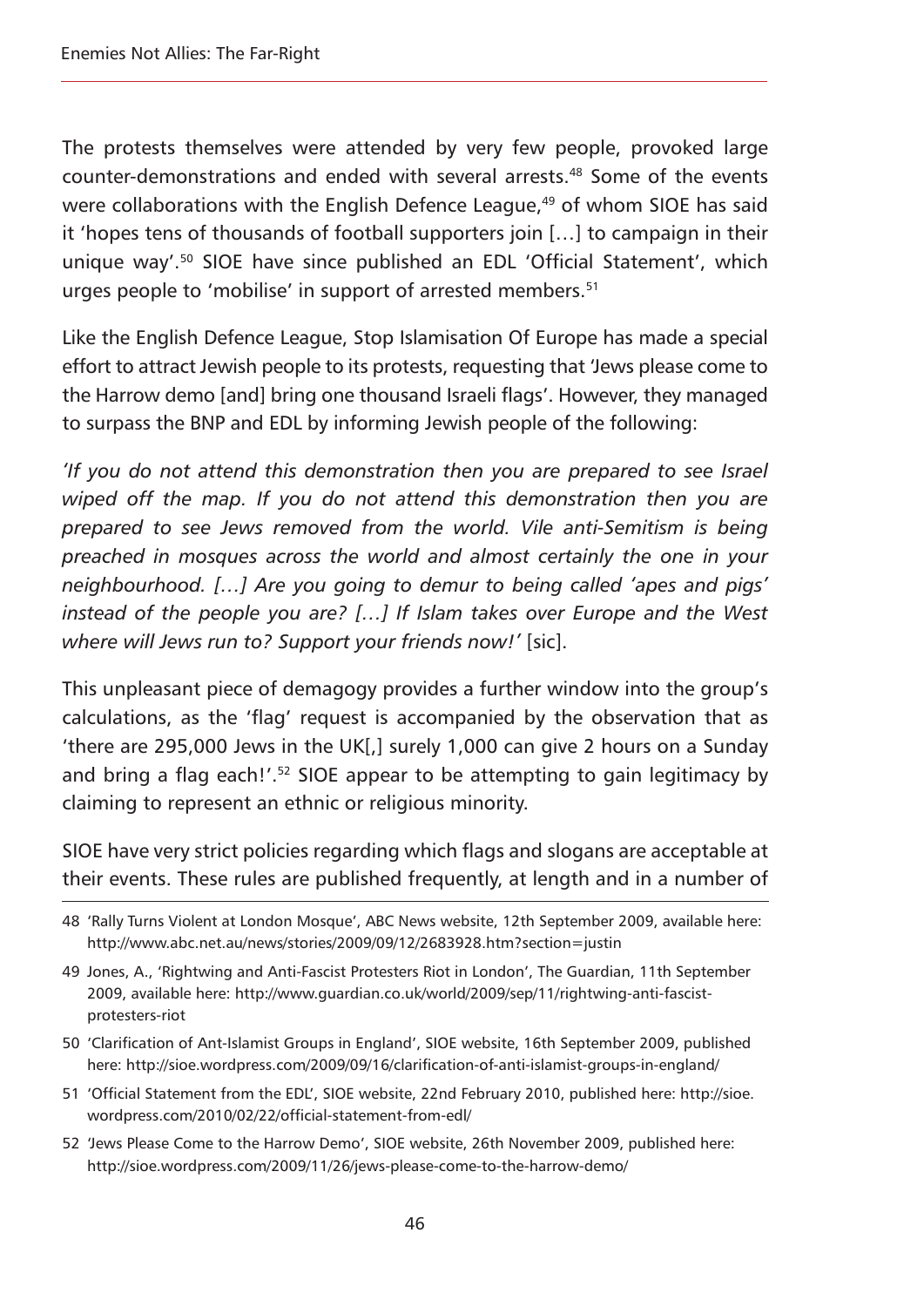The protests themselves were attended by very few people, provoked large counter-demonstrations and ended with several arrests.[48] Some of the events were collaborations with the English Defence League,[49] of whom SIOE has said it 'hopes tens of thousands of football supporters join […] to campaign in their unique way'.[50] SIOE have since published an EDL 'Official Statement', which urges people to 'mobilise' in support of arrested members.[51]

Like the English Defence League, Stop Islamisation Of Europe has made a special effort to attract Jewish people to its protests, requesting that 'Jews please come to the Harrow demo [and] bring one thousand Israeli flags'. However, they managed to surpass the BNP and EDL by informing Jewish people of the following:

*'If you do not attend this demonstration then you are prepared to see Israel wiped off the map. If you do not attend this demonstration then you are prepared to see Jews removed from the world. Vile anti-Semitism is being preached in mosques across the world and almost certainly the one in your neighbourhood. […] Are you going to demur to being called 'apes and pigs' instead of the people you are? […] If Islam takes over Europe and the West where will Jews run to? Support your friends now!'* [sic].

This unpleasant piece of demagogy provides a further window into the group's calculations, as the 'flag' request is accompanied by the observation that as 'there are 295,000 Jews in the UK[,] surely 1,000 can give 2 hours on a Sunday and bring a flag each!'.[52] SIOE appear to be attempting to gain legitimacy by claiming to represent an ethnic or religious minority.

SIOE have very strict policies regarding which flags and slogans are acceptable at their events. These rules are published frequently, at length and in a number of

---

48 'Rally Turns Violent at London Mosque', ABC News website, 12th September 2009, available here: http://www.abc.net.au/news/stories/2009/09/12/2683928.htm?section=justin

49 Jones, A., 'Rightwing and Anti-Fascist Protesters Riot in London', The Guardian, 11th September 2009, available here: http://www.guardian.co.uk/world/2009/sep/11/rightwing-anti-fascist-protesters-riot

50 'Clarification of Ant-Islamist Groups in England', SIOE website, 16th September 2009, published here: http://sioe.wordpress.com/2009/09/16/clarification-of-anti-islamist-groups-in-england/

51 'Official Statement from the EDL', SIOE website, 22nd February 2010, published here: http://sioe.wordpress.com/2010/02/22/official-statement-from-edl/

52 'Jews Please Come to the Harrow Demo', SIOE website, 26th November 2009, published here: http://sioe.wordpress.com/2009/11/26/jews-please-come-to-the-harrow-demo/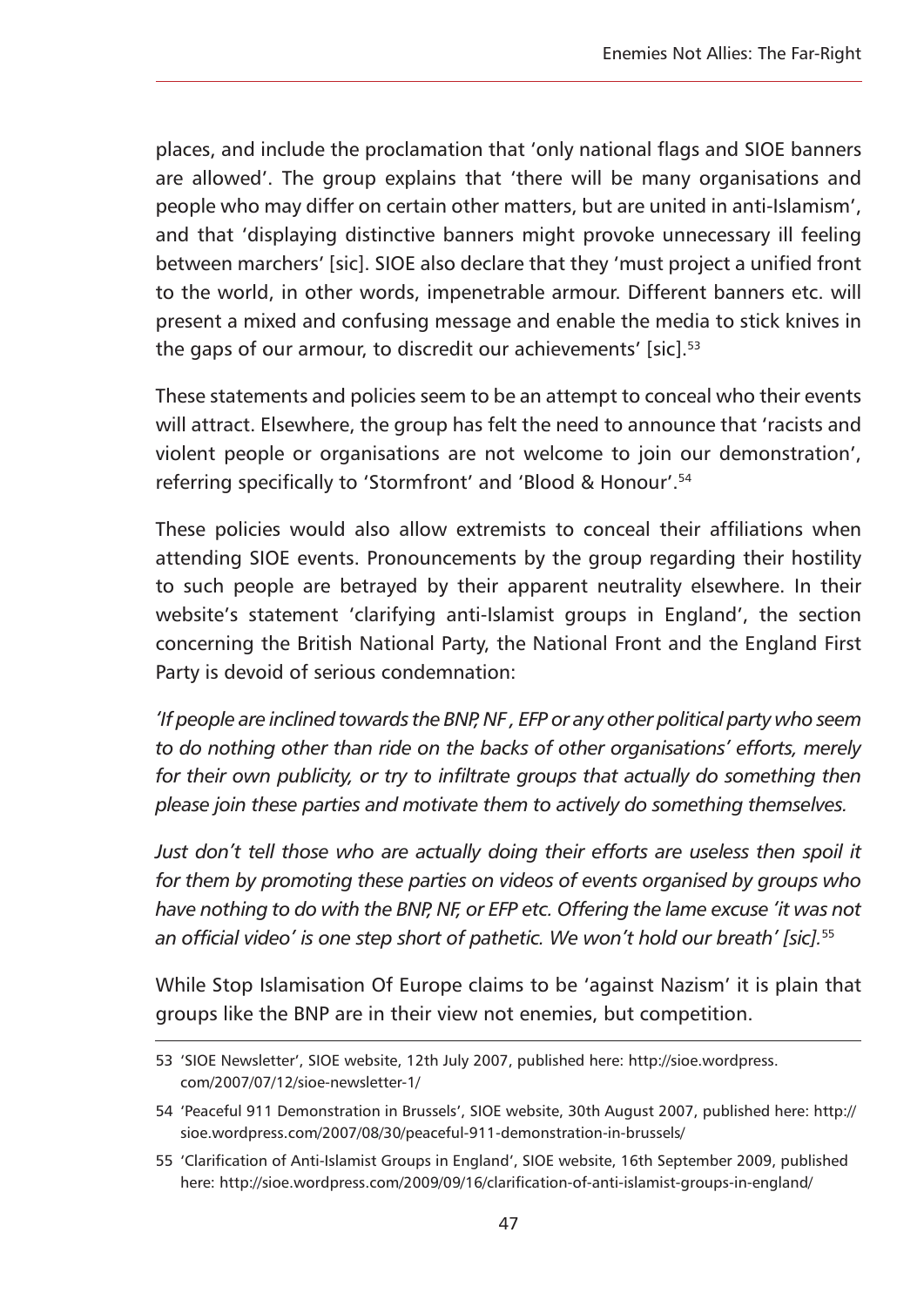places, and include the proclamation that 'only national flags and SIOE banners are allowed'. The group explains that 'there will be many organisations and people who may differ on certain other matters, but are united in anti-Islamism', and that 'displaying distinctive banners might provoke unnecessary ill feeling between marchers' [sic]. SIOE also declare that they 'must project a unified front to the world, in other words, impenetrable armour. Different banners etc. will present a mixed and confusing message and enable the media to stick knives in the gaps of our armour, to discredit our achievements' [sic].[53]

These statements and policies seem to be an attempt to conceal who their events will attract. Elsewhere, the group has felt the need to announce that 'racists and violent people or organisations are not welcome to join our demonstration', referring specifically to 'Stormfront' and 'Blood & Honour'.[54]

These policies would also allow extremists to conceal their affiliations when attending SIOE events. Pronouncements by the group regarding their hostility to such people are betrayed by their apparent neutrality elsewhere. In their website's statement 'clarifying anti-Islamist groups in England', the section concerning the British National Party, the National Front and the England First Party is devoid of serious condemnation:

*'If people are inclined towards the BNP, NF , EFP or any other political party who seem to do nothing other than ride on the backs of other organisations' efforts, merely for their own publicity, or try to infiltrate groups that actually do something then please join these parties and motivate them to actively do something themselves.*

*Just don't tell those who are actually doing their efforts are useless then spoil it for them by promoting these parties on videos of events organised by groups who have nothing to do with the BNP, NF, or EFP etc. Offering the lame excuse 'it was not an official video' is one step short of pathetic. We won't hold our breath' [sic].*[55]

While Stop Islamisation Of Europe claims to be 'against Nazism' it is plain that groups like the BNP are in their view not enemies, but competition.

---

53 'SIOE Newsletter', SIOE website, 12th July 2007, published here: http://sioe.wordpress.com/2007/07/12/sioe-newsletter-1/

54 'Peaceful 911 Demonstration in Brussels', SIOE website, 30th August 2007, published here: http://sioe.wordpress.com/2007/08/30/peaceful-911-demonstration-in-brussels/

55 'Clarification of Anti-Islamist Groups in England', SIOE website, 16th September 2009, published here: http://sioe.wordpress.com/2009/09/16/clarification-of-anti-islamist-groups-in-england/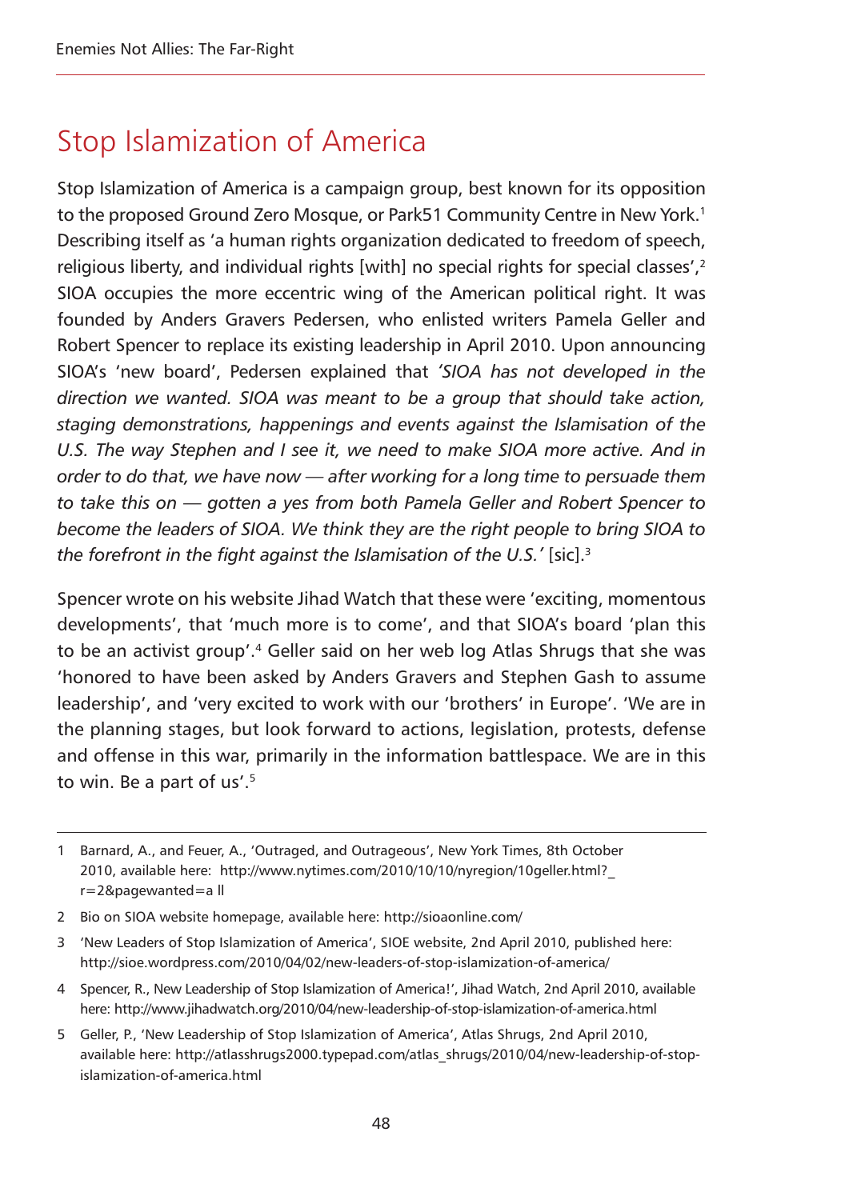## Stop Islamization of America

Stop Islamization of America is a campaign group, best known for its opposition to the proposed Ground Zero Mosque, or Park51 Community Centre in New York.[1] Describing itself as 'a human rights organization dedicated to freedom of speech, religious liberty, and individual rights [with] no special rights for special classes',[2] SIOA occupies the more eccentric wing of the American political right. It was founded by Anders Gravers Pedersen, who enlisted writers Pamela Geller and Robert Spencer to replace its existing leadership in April 2010. Upon announcing SIOA's 'new board', Pedersen explained that *'SIOA has not developed in the direction we wanted. SIOA was meant to be a group that should take action, staging demonstrations, happenings and events against the Islamisation of the U.S. The way Stephen and I see it, we need to make SIOA more active. And in order to do that, we have now — after working for a long time to persuade them to take this on — gotten a yes from both Pamela Geller and Robert Spencer to become the leaders of SIOA. We think they are the right people to bring SIOA to the forefront in the fight against the Islamisation of the U.S.'* [sic].[3]

Spencer wrote on his website Jihad Watch that these were 'exciting, momentous developments', that 'much more is to come', and that SIOA's board 'plan this to be an activist group'.[4] Geller said on her web log Atlas Shrugs that she was 'honored to have been asked by Anders Gravers and Stephen Gash to assume leadership', and 'very excited to work with our 'brothers' in Europe'. 'We are in the planning stages, but look forward to actions, legislation, protests, defense and offense in this war, primarily in the information battlespace. We are in this to win. Be a part of us'.[5]

---

1 Barnard, A., and Feuer, A., 'Outraged, and Outrageous', New York Times, 8th October 2010, available here: http://www.nytimes.com/2010/10/10/nyregion/10geller.html?_r=2&pagewanted=a ll

2 Bio on SIOA website homepage, available here: http://sioaonline.com/

3 'New Leaders of Stop Islamization of America', SIOE website, 2nd April 2010, published here: http://sioe.wordpress.com/2010/04/02/new-leaders-of-stop-islamization-of-america/

4 Spencer, R., New Leadership of Stop Islamization of America!', Jihad Watch, 2nd April 2010, available here: http://www.jihadwatch.org/2010/04/new-leadership-of-stop-islamization-of-america.html

5 Geller, P., 'New Leadership of Stop Islamization of America', Atlas Shrugs, 2nd April 2010, available here: http://atlasshrugs2000.typepad.com/atlas_shrugs/2010/04/new-leadership-of-stop-islamization-of-america.html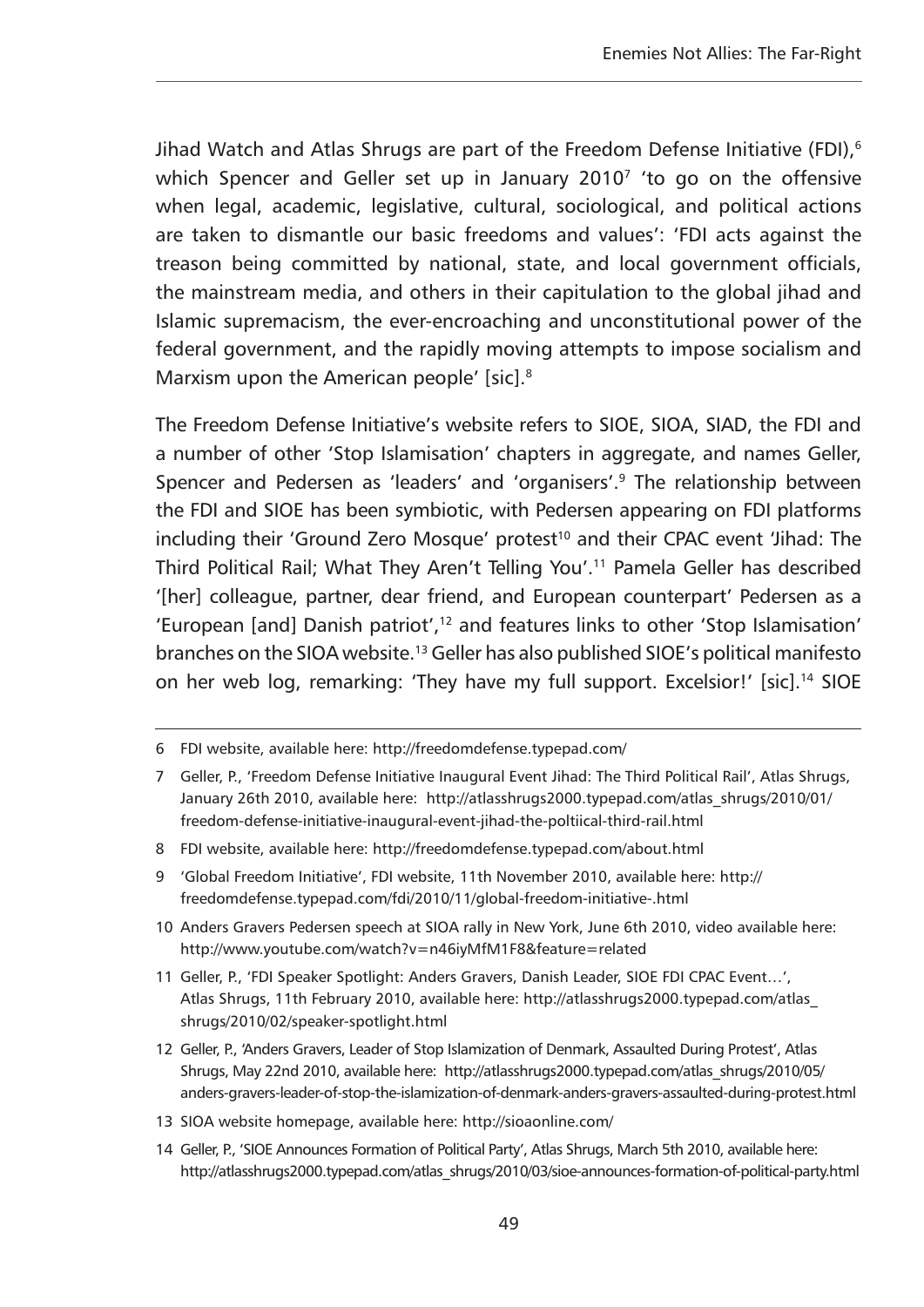Jihad Watch and Atlas Shrugs are part of the Freedom Defense Initiative (FDI),[6] which Spencer and Geller set up in January 2010[7] 'to go on the offensive when legal, academic, legislative, cultural, sociological, and political actions are taken to dismantle our basic freedoms and values': 'FDI acts against the treason being committed by national, state, and local government officials, the mainstream media, and others in their capitulation to the global jihad and Islamic supremacism, the ever-encroaching and unconstitutional power of the federal government, and the rapidly moving attempts to impose socialism and Marxism upon the American people' [sic].[8]

The Freedom Defense Initiative's website refers to SIOE, SIOA, SIAD, the FDI and a number of other 'Stop Islamisation' chapters in aggregate, and names Geller, Spencer and Pedersen as 'leaders' and 'organisers'.[9] The relationship between the FDI and SIOE has been symbiotic, with Pedersen appearing on FDI platforms including their 'Ground Zero Mosque' protest[10] and their CPAC event 'Jihad: The Third Political Rail; What They Aren't Telling You'.[11] Pamela Geller has described '[her] colleague, partner, dear friend, and European counterpart' Pedersen as a 'European [and] Danish patriot',[12] and features links to other 'Stop Islamisation' branches on the SIOA website.[13] Geller has also published SIOE's political manifesto on her web log, remarking: 'They have my full support. Excelsior!' [sic].[14] SIOE

6 FDI website, available here: http://freedomdefense.typepad.com/

7 Geller, P., 'Freedom Defense Initiative Inaugural Event Jihad: The Third Political Rail', Atlas Shrugs, January 26th 2010, available here: http://atlasshrugs2000.typepad.com/atlas_shrugs/2010/01/freedom-defense-initiative-inaugural-event-jihad-the-poltiical-third-rail.html

8 FDI website, available here: http://freedomdefense.typepad.com/about.html

9 'Global Freedom Initiative', FDI website, 11th November 2010, available here: http://freedomdefense.typepad.com/fdi/2010/11/global-freedom-initiative-.html

10 Anders Gravers Pedersen speech at SIOA rally in New York, June 6th 2010, video available here: http://www.youtube.com/watch?v=n46iyMfM1F8&feature=related

11 Geller, P., 'FDI Speaker Spotlight: Anders Gravers, Danish Leader, SIOE FDI CPAC Event…', Atlas Shrugs, 11th February 2010, available here: http://atlasshrugs2000.typepad.com/atlas_shrugs/2010/02/speaker-spotlight.html

12 Geller, P., 'Anders Gravers, Leader of Stop Islamization of Denmark, Assaulted During Protest', Atlas Shrugs, May 22nd 2010, available here: http://atlasshrugs2000.typepad.com/atlas_shrugs/2010/05/anders-gravers-leader-of-stop-the-islamization-of-denmark-anders-gravers-assaulted-during-protest.html

13 SIOA website homepage, available here: http://sioaonline.com/

14 Geller, P., 'SIOE Announces Formation of Political Party', Atlas Shrugs, March 5th 2010, available here: http://atlasshrugs2000.typepad.com/atlas_shrugs/2010/03/sioe-announces-formation-of-political-party.html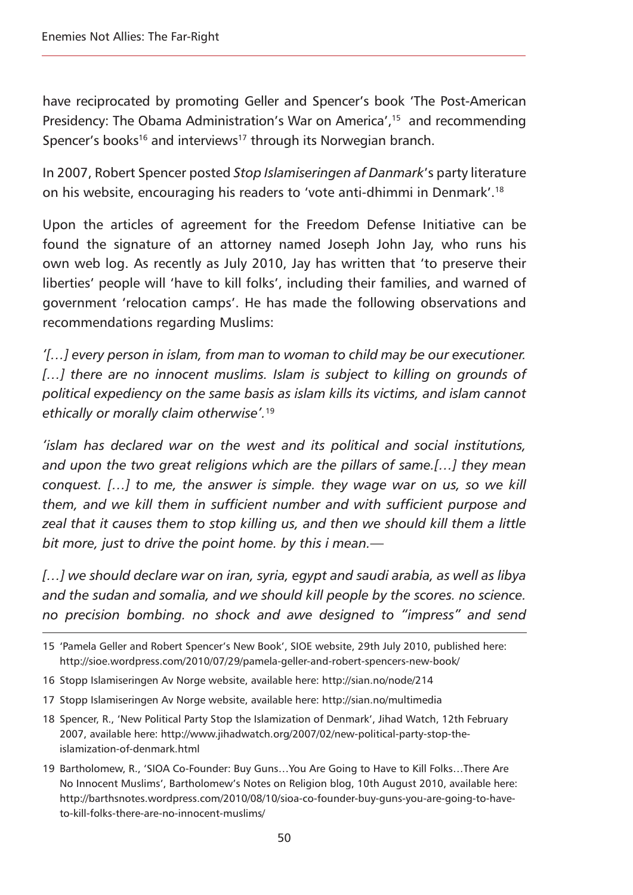have reciprocated by promoting Geller and Spencer's book 'The Post-American Presidency: The Obama Administration's War on America',[15] and recommending Spencer's books[16] and interviews[17] through its Norwegian branch.

In 2007, Robert Spencer posted *Stop Islamiseringen af Danmark*'s party literature on his website, encouraging his readers to 'vote anti-dhimmi in Denmark'.[18]

Upon the articles of agreement for the Freedom Defense Initiative can be found the signature of an attorney named Joseph John Jay, who runs his own web log. As recently as July 2010, Jay has written that 'to preserve their liberties' people will 'have to kill folks', including their families, and warned of government 'relocation camps'. He has made the following observations and recommendations regarding Muslims:

*'[…] every person in islam, from man to woman to child may be our executioner. […] there are no innocent muslims. Islam is subject to killing on grounds of political expediency on the same basis as islam kills its victims, and islam cannot ethically or morally claim otherwise'.*[19]

*'islam has declared war on the west and its political and social institutions, and upon the two great religions which are the pillars of same.[…] they mean conquest. […] to me, the answer is simple. they wage war on us, so we kill them, and we kill them in sufficient number and with sufficient purpose and zeal that it causes them to stop killing us, and then we should kill them a little bit more, just to drive the point home. by this i mean.—*

*[…] we should declare war on iran, syria, egypt and saudi arabia, as well as libya and the sudan and somalia, and we should kill people by the scores. no science. no precision bombing. no shock and awe designed to "impress" and send*

---

15 'Pamela Geller and Robert Spencer's New Book', SIOE website, 29th July 2010, published here: http://sioe.wordpress.com/2010/07/29/pamela-geller-and-robert-spencers-new-book/

16 Stopp Islamiseringen Av Norge website, available here: http://sian.no/node/214

17 Stopp Islamiseringen Av Norge website, available here: http://sian.no/multimedia

18 Spencer, R., 'New Political Party Stop the Islamization of Denmark', Jihad Watch, 12th February 2007, available here: http://www.jihadwatch.org/2007/02/new-political-party-stop-the-islamization-of-denmark.html

19 Bartholomew, R., 'SIOA Co-Founder: Buy Guns…You Are Going to Have to Kill Folks…There Are No Innocent Muslims', Bartholomew's Notes on Religion blog, 10th August 2010, available here: http://barthsnotes.wordpress.com/2010/08/10/sioa-co-founder-buy-guns-you-are-going-to-have-to-kill-folks-there-are-no-innocent-muslims/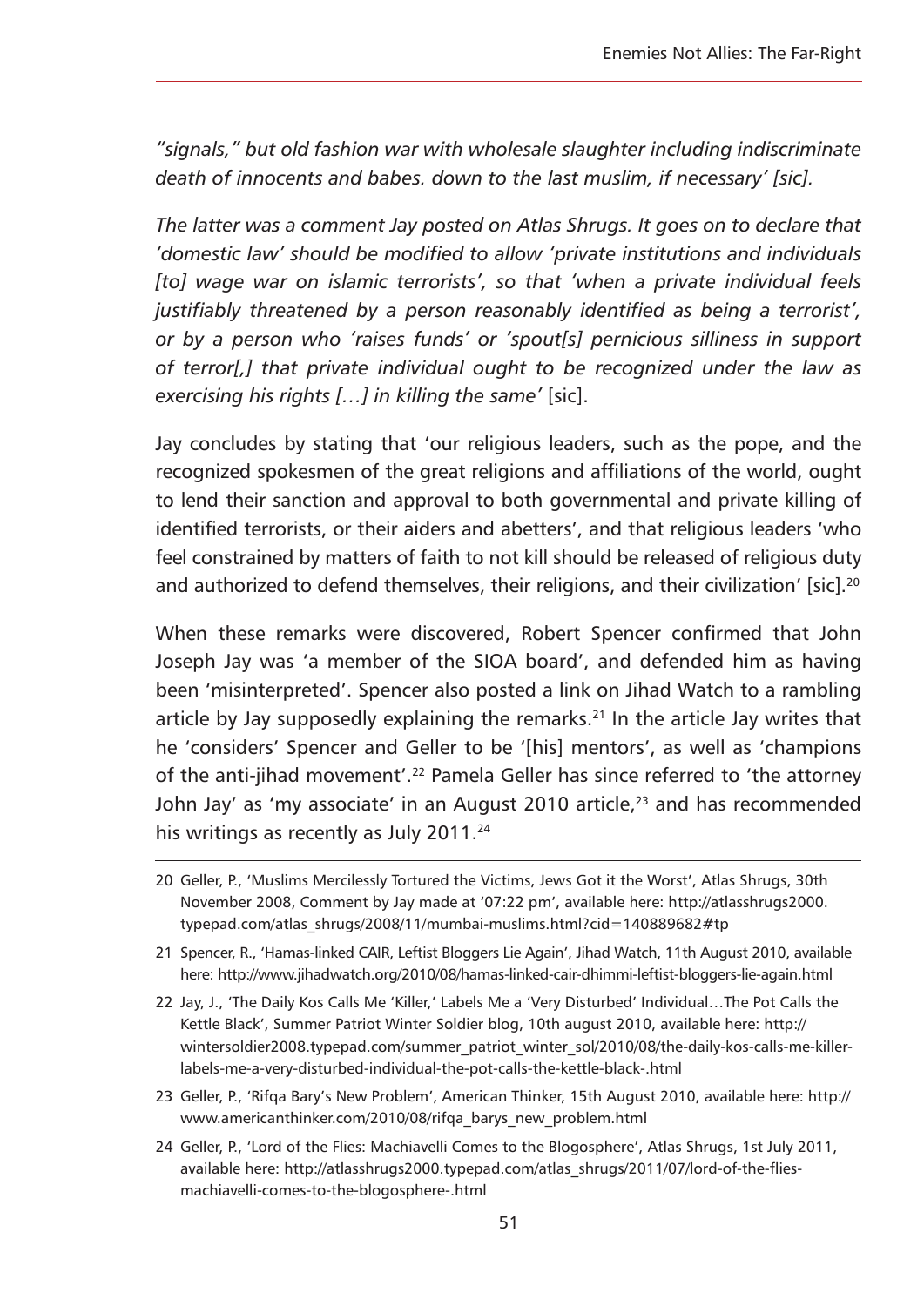*"signals," but old fashion war with wholesale slaughter including indiscriminate death of innocents and babes. down to the last muslim, if necessary' [sic].*

*The latter was a comment Jay posted on Atlas Shrugs. It goes on to declare that 'domestic law' should be modified to allow 'private institutions and individuals [to] wage war on islamic terrorists', so that 'when a private individual feels justifiably threatened by a person reasonably identified as being a terrorist', or by a person who 'raises funds' or 'spout[s] pernicious silliness in support of terror[,] that private individual ought to be recognized under the law as exercising his rights […] in killing the same'* [sic].

Jay concludes by stating that 'our religious leaders, such as the pope, and the recognized spokesmen of the great religions and affiliations of the world, ought to lend their sanction and approval to both governmental and private killing of identified terrorists, or their aiders and abetters', and that religious leaders 'who feel constrained by matters of faith to not kill should be released of religious duty and authorized to defend themselves, their religions, and their civilization' [sic].[20]

When these remarks were discovered, Robert Spencer confirmed that John Joseph Jay was 'a member of the SIOA board', and defended him as having been 'misinterpreted'. Spencer also posted a link on Jihad Watch to a rambling article by Jay supposedly explaining the remarks.[21] In the article Jay writes that he 'considers' Spencer and Geller to be '[his] mentors', as well as 'champions of the anti-jihad movement'.[22] Pamela Geller has since referred to 'the attorney John Jay' as 'my associate' in an August 2010 article,[23] and has recommended his writings as recently as July 2011.[24]

---

20 Geller, P., 'Muslims Mercilessly Tortured the Victims, Jews Got it the Worst', Atlas Shrugs, 30th November 2008, Comment by Jay made at '07:22 pm', available here: http://atlasshrugs2000.typepad.com/atlas_shrugs/2008/11/mumbai-muslims.html?cid=140889682#tp

21 Spencer, R., 'Hamas-linked CAIR, Leftist Bloggers Lie Again', Jihad Watch, 11th August 2010, available here: http://www.jihadwatch.org/2010/08/hamas-linked-cair-dhimmi-leftist-bloggers-lie-again.html

22 Jay, J., 'The Daily Kos Calls Me 'Killer,' Labels Me a 'Very Disturbed' Individual…The Pot Calls the Kettle Black', Summer Patriot Winter Soldier blog, 10th august 2010, available here: http://wintersoldier2008.typepad.com/summer_patriot_winter_sol/2010/08/the-daily-kos-calls-me-killer-labels-me-a-very-disturbed-individual-the-pot-calls-the-kettle-black-.html

23 Geller, P., 'Rifqa Bary's New Problem', American Thinker, 15th August 2010, available here: http://www.americanthinker.com/2010/08/rifqa_barys_new_problem.html

24 Geller, P., 'Lord of the Flies: Machiavelli Comes to the Blogosphere', Atlas Shrugs, 1st July 2011, available here: http://atlasshrugs2000.typepad.com/atlas_shrugs/2011/07/lord-of-the-flies-machiavelli-comes-to-the-blogosphere-.html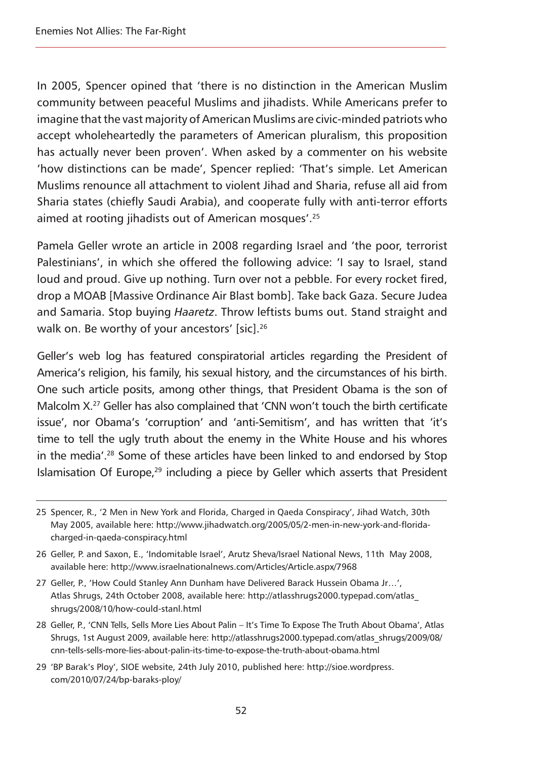In 2005, Spencer opined that 'there is no distinction in the American Muslim community between peaceful Muslims and jihadists. While Americans prefer to imagine that the vast majority of American Muslims are civic-minded patriots who accept wholeheartedly the parameters of American pluralism, this proposition has actually never been proven'. When asked by a commenter on his website 'how distinctions can be made', Spencer replied: 'That's simple. Let American Muslims renounce all attachment to violent Jihad and Sharia, refuse all aid from Sharia states (chiefly Saudi Arabia), and cooperate fully with anti-terror efforts aimed at rooting jihadists out of American mosques'.[25]

Pamela Geller wrote an article in 2008 regarding Israel and 'the poor, terrorist Palestinians', in which she offered the following advice: 'I say to Israel, stand loud and proud. Give up nothing. Turn over not a pebble. For every rocket fired, drop a MOAB [Massive Ordinance Air Blast bomb]. Take back Gaza. Secure Judea and Samaria. Stop buying *Haaretz*. Throw leftists bums out. Stand straight and walk on. Be worthy of your ancestors' [sic].[26]

Geller's web log has featured conspiratorial articles regarding the President of America's religion, his family, his sexual history, and the circumstances of his birth. One such article posits, among other things, that President Obama is the son of Malcolm X.[27] Geller has also complained that 'CNN won't touch the birth certificate issue', nor Obama's 'corruption' and 'anti-Semitism', and has written that 'it's time to tell the ugly truth about the enemy in the White House and his whores in the media'.[28] Some of these articles have been linked to and endorsed by Stop Islamisation Of Europe,[29] including a piece by Geller which asserts that President

---

25 Spencer, R., '2 Men in New York and Florida, Charged in Qaeda Conspiracy', Jihad Watch, 30th May 2005, available here: http://www.jihadwatch.org/2005/05/2-men-in-new-york-and-florida-charged-in-qaeda-conspiracy.html

26 Geller, P. and Saxon, E., 'Indomitable Israel', Arutz Sheva/Israel National News, 11th May 2008, available here: http://www.israelnationalnews.com/Articles/Article.aspx/7968

27 Geller, P., 'How Could Stanley Ann Dunham have Delivered Barack Hussein Obama Jr…', Atlas Shrugs, 24th October 2008, available here: http://atlasshrugs2000.typepad.com/atlas_shrugs/2008/10/how-could-stanl.html

28 Geller, P., 'CNN Tells, Sells More Lies About Palin – It's Time To Expose The Truth About Obama', Atlas Shrugs, 1st August 2009, available here: http://atlasshrugs2000.typepad.com/atlas_shrugs/2009/08/cnn-tells-sells-more-lies-about-palin-its-time-to-expose-the-truth-about-obama.html

29 'BP Barak's Ploy', SIOE website, 24th July 2010, published here: http://sioe.wordpress.com/2010/07/24/bp-baraks-ploy/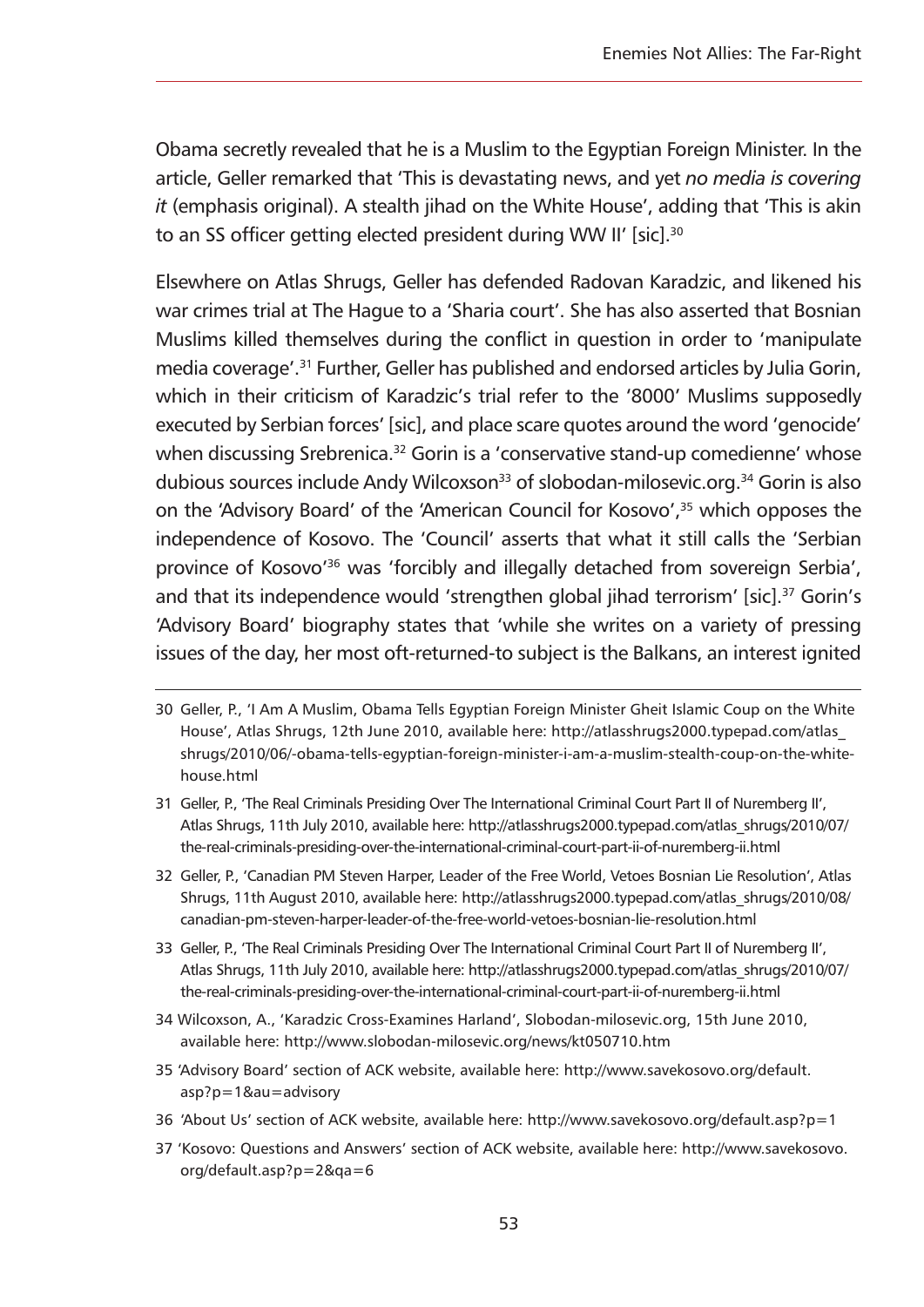Obama secretly revealed that he is a Muslim to the Egyptian Foreign Minister. In the article, Geller remarked that 'This is devastating news, and yet *no media is covering it* (emphasis original). A stealth jihad on the White House', adding that 'This is akin to an SS officer getting elected president during WW II' [sic].[30]

Elsewhere on Atlas Shrugs, Geller has defended Radovan Karadzic, and likened his war crimes trial at The Hague to a 'Sharia court'. She has also asserted that Bosnian Muslims killed themselves during the conflict in question in order to 'manipulate media coverage'.[31] Further, Geller has published and endorsed articles by Julia Gorin, which in their criticism of Karadzic's trial refer to the '8000' Muslims supposedly executed by Serbian forces' [sic], and place scare quotes around the word 'genocide' when discussing Srebrenica.[32] Gorin is a 'conservative stand-up comedienne' whose dubious sources include Andy Wilcoxson[33] of slobodan-milosevic.org.[34] Gorin is also on the 'Advisory Board' of the 'American Council for Kosovo',[35] which opposes the independence of Kosovo. The 'Council' asserts that what it still calls the 'Serbian province of Kosovo'[36] was 'forcibly and illegally detached from sovereign Serbia', and that its independence would 'strengthen global jihad terrorism' [sic].[37] Gorin's 'Advisory Board' biography states that 'while she writes on a variety of pressing issues of the day, her most oft-returned-to subject is the Balkans, an interest ignited

---

30 Geller, P., 'I Am A Muslim, Obama Tells Egyptian Foreign Minister Gheit Islamic Coup on the White House', Atlas Shrugs, 12th June 2010, available here: http://atlasshrugs2000.typepad.com/atlas_shrugs/2010/06/-obama-tells-egyptian-foreign-minister-i-am-a-muslim-stealth-coup-on-the-white-house.html

31 Geller, P., 'The Real Criminals Presiding Over The International Criminal Court Part II of Nuremberg II', Atlas Shrugs, 11th July 2010, available here: http://atlasshrugs2000.typepad.com/atlas_shrugs/2010/07/the-real-criminals-presiding-over-the-international-criminal-court-part-ii-of-nuremberg-ii.html

32 Geller, P., 'Canadian PM Steven Harper, Leader of the Free World, Vetoes Bosnian Lie Resolution', Atlas Shrugs, 11th August 2010, available here: http://atlasshrugs2000.typepad.com/atlas_shrugs/2010/08/canadian-pm-steven-harper-leader-of-the-free-world-vetoes-bosnian-lie-resolution.html

33 Geller, P., 'The Real Criminals Presiding Over The International Criminal Court Part II of Nuremberg II', Atlas Shrugs, 11th July 2010, available here: http://atlasshrugs2000.typepad.com/atlas_shrugs/2010/07/the-real-criminals-presiding-over-the-international-criminal-court-part-ii-of-nuremberg-ii.html

34 Wilcoxson, A., 'Karadzic Cross-Examines Harland', Slobodan-milosevic.org, 15th June 2010, available here: http://www.slobodan-milosevic.org/news/kt050710.htm

35 'Advisory Board' section of ACK website, available here: http://www.savekosovo.org/default.asp?p=1&au=advisory

36 'About Us' section of ACK website, available here: http://www.savekosovo.org/default.asp?p=1

37 'Kosovo: Questions and Answers' section of ACK website, available here: http://www.savekosovo.org/default.asp?p=2&qa=6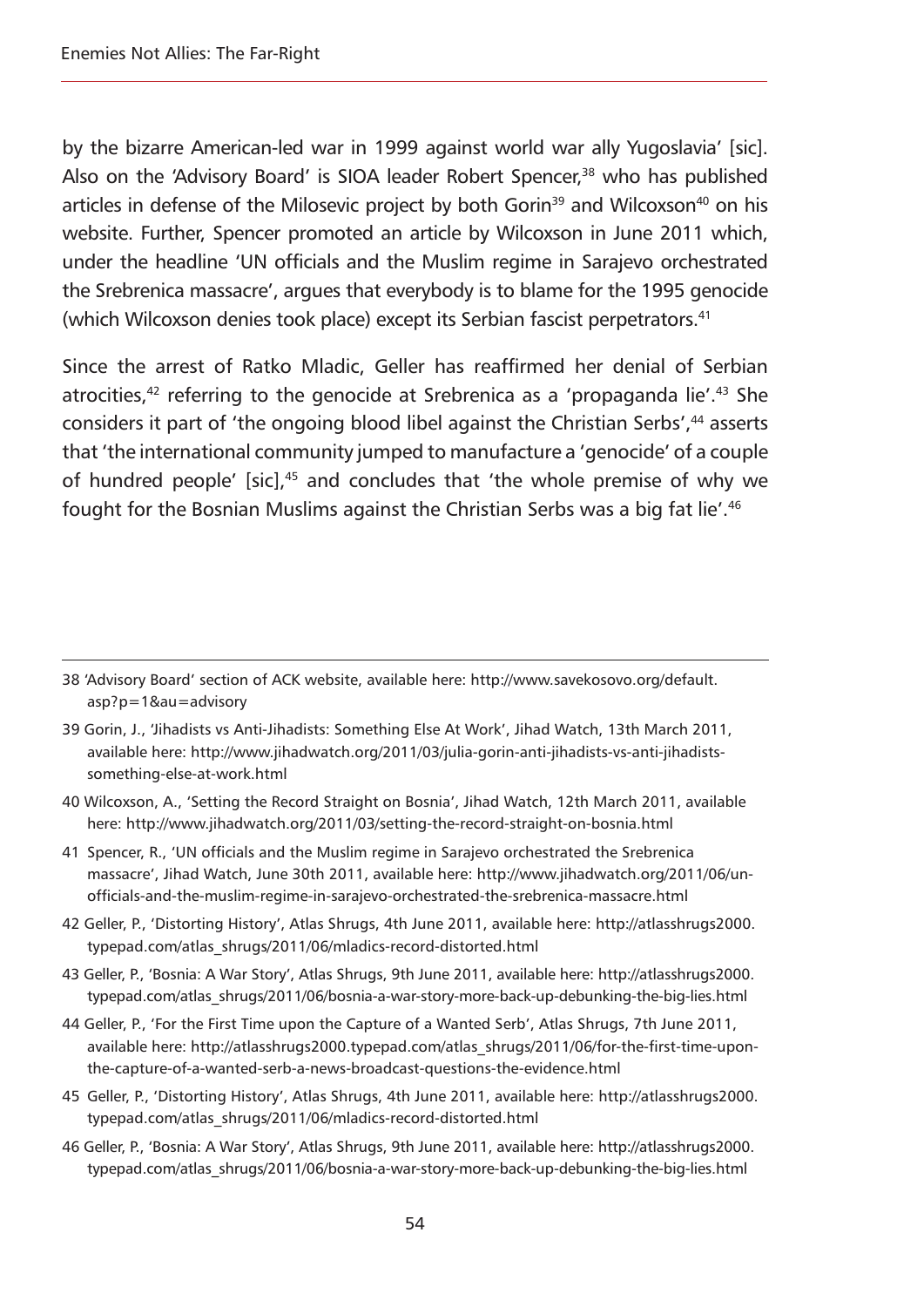by the bizarre American-led war in 1999 against world war ally Yugoslavia' [sic]. Also on the 'Advisory Board' is SIOA leader Robert Spencer,[38] who has published articles in defense of the Milosevic project by both Gorin[39] and Wilcoxson[40] on his website. Further, Spencer promoted an article by Wilcoxson in June 2011 which, under the headline 'UN officials and the Muslim regime in Sarajevo orchestrated the Srebrenica massacre', argues that everybody is to blame for the 1995 genocide (which Wilcoxson denies took place) except its Serbian fascist perpetrators.[41]

Since the arrest of Ratko Mladic, Geller has reaffirmed her denial of Serbian atrocities,[42] referring to the genocide at Srebrenica as a 'propaganda lie'.[43] She considers it part of 'the ongoing blood libel against the Christian Serbs',[44] asserts that 'the international community jumped to manufacture a 'genocide' of a couple of hundred people' [sic],[45] and concludes that 'the whole premise of why we fought for the Bosnian Muslims against the Christian Serbs was a big fat lie'.[46]

---

38 'Advisory Board' section of ACK website, available here: http://www.savekosovo.org/default.asp?p=1&au=advisory

39 Gorin, J., 'Jihadists vs Anti-Jihadists: Something Else At Work', Jihad Watch, 13th March 2011, available here: http://www.jihadwatch.org/2011/03/julia-gorin-anti-jihadists-vs-anti-jihadists-something-else-at-work.html

40 Wilcoxson, A., 'Setting the Record Straight on Bosnia', Jihad Watch, 12th March 2011, available here: http://www.jihadwatch.org/2011/03/setting-the-record-straight-on-bosnia.html

41 Spencer, R., 'UN officials and the Muslim regime in Sarajevo orchestrated the Srebrenica massacre', Jihad Watch, June 30th 2011, available here: http://www.jihadwatch.org/2011/06/un-officials-and-the-muslim-regime-in-sarajevo-orchestrated-the-srebrenica-massacre.html

42 Geller, P., 'Distorting History', Atlas Shrugs, 4th June 2011, available here: http://atlasshrugs2000.typepad.com/atlas_shrugs/2011/06/mladics-record-distorted.html

43 Geller, P., 'Bosnia: A War Story', Atlas Shrugs, 9th June 2011, available here: http://atlasshrugs2000.typepad.com/atlas_shrugs/2011/06/bosnia-a-war-story-more-back-up-debunking-the-big-lies.html

44 Geller, P., 'For the First Time upon the Capture of a Wanted Serb', Atlas Shrugs, 7th June 2011, available here: http://atlasshrugs2000.typepad.com/atlas_shrugs/2011/06/for-the-first-time-upon-the-capture-of-a-wanted-serb-a-news-broadcast-questions-the-evidence.html

45 Geller, P., 'Distorting History', Atlas Shrugs, 4th June 2011, available here: http://atlasshrugs2000.typepad.com/atlas_shrugs/2011/06/mladics-record-distorted.html

46 Geller, P., 'Bosnia: A War Story', Atlas Shrugs, 9th June 2011, available here: http://atlasshrugs2000.typepad.com/atlas_shrugs/2011/06/bosnia-a-war-story-more-back-up-debunking-the-big-lies.html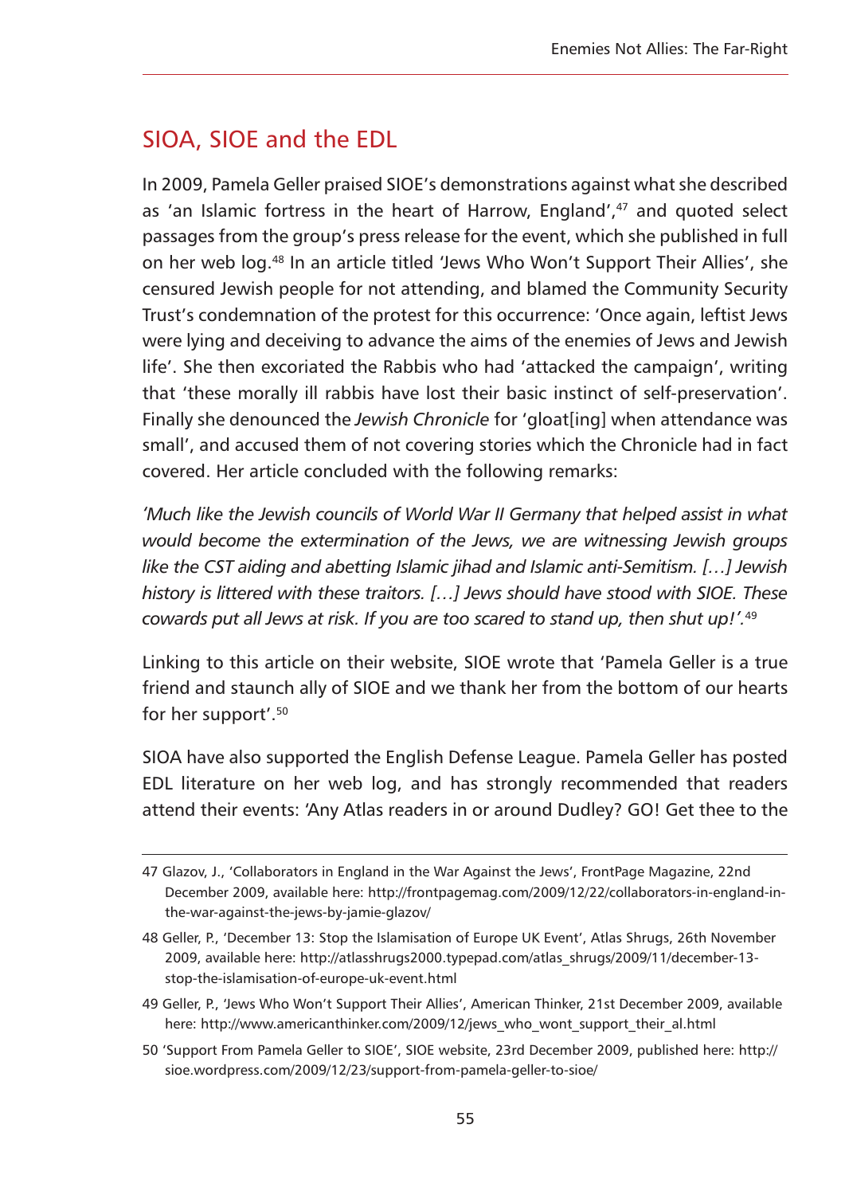## SIOA, SIOE and the EDL

In 2009, Pamela Geller praised SIOE's demonstrations against what she described as 'an Islamic fortress in the heart of Harrow, England',[47] and quoted select passages from the group's press release for the event, which she published in full on her web log.[48] In an article titled 'Jews Who Won't Support Their Allies', she censured Jewish people for not attending, and blamed the Community Security Trust's condemnation of the protest for this occurrence: 'Once again, leftist Jews were lying and deceiving to advance the aims of the enemies of Jews and Jewish life'. She then excoriated the Rabbis who had 'attacked the campaign', writing that 'these morally ill rabbis have lost their basic instinct of self-preservation'. Finally she denounced the *Jewish Chronicle* for 'gloat[ing] when attendance was small', and accused them of not covering stories which the Chronicle had in fact covered. Her article concluded with the following remarks:

*'Much like the Jewish councils of World War II Germany that helped assist in what would become the extermination of the Jews, we are witnessing Jewish groups like the CST aiding and abetting Islamic jihad and Islamic anti-Semitism. […] Jewish history is littered with these traitors. […] Jews should have stood with SIOE. These cowards put all Jews at risk. If you are too scared to stand up, then shut up!'.*[49]

Linking to this article on their website, SIOE wrote that 'Pamela Geller is a true friend and staunch ally of SIOE and we thank her from the bottom of our hearts for her support'.[50]

SIOA have also supported the English Defense League. Pamela Geller has posted EDL literature on her web log, and has strongly recommended that readers attend their events: 'Any Atlas readers in or around Dudley? GO! Get thee to the

---

47 Glazov, J., 'Collaborators in England in the War Against the Jews', FrontPage Magazine, 22nd December 2009, available here: http://frontpagemag.com/2009/12/22/collaborators-in-england-in-the-war-against-the-jews-by-jamie-glazov/

48 Geller, P., 'December 13: Stop the Islamisation of Europe UK Event', Atlas Shrugs, 26th November 2009, available here: http://atlasshrugs2000.typepad.com/atlas_shrugs/2009/11/december-13-stop-the-islamisation-of-europe-uk-event.html

49 Geller, P., 'Jews Who Won't Support Their Allies', American Thinker, 21st December 2009, available here: http://www.americanthinker.com/2009/12/jews_who_wont_support_their_al.html

50 'Support From Pamela Geller to SIOE', SIOE website, 23rd December 2009, published here: http://sioe.wordpress.com/2009/12/23/support-from-pamela-geller-to-sioe/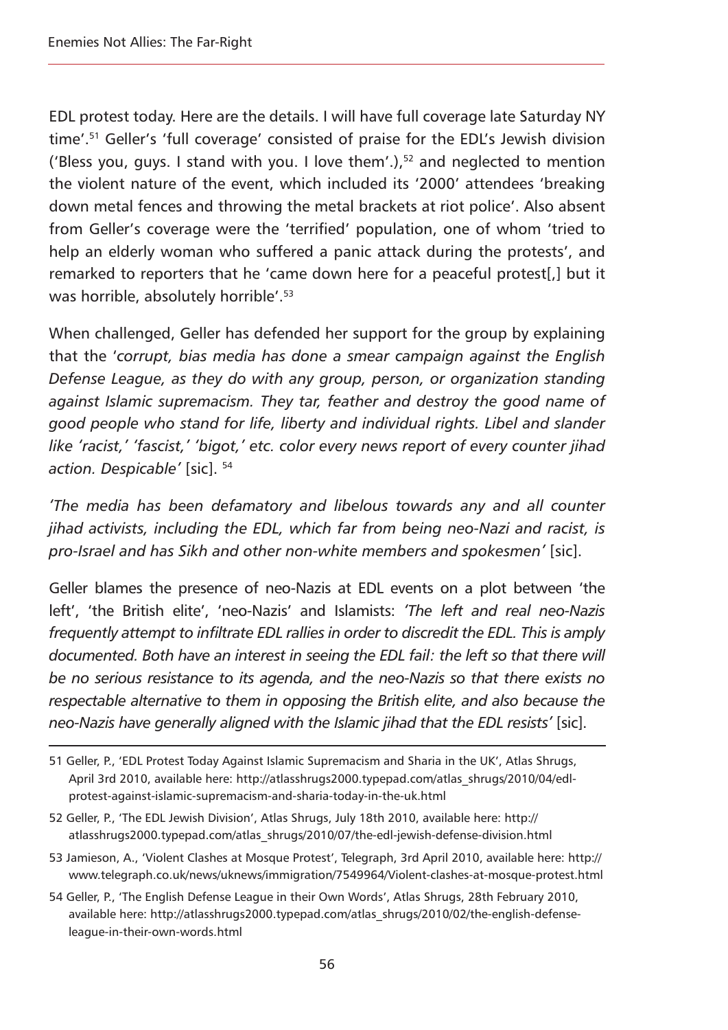EDL protest today. Here are the details. I will have full coverage late Saturday NY time'.[51] Geller's 'full coverage' consisted of praise for the EDL's Jewish division ('Bless you, guys. I stand with you. I love them'.),[52] and neglected to mention the violent nature of the event, which included its '2000' attendees 'breaking down metal fences and throwing the metal brackets at riot police'. Also absent from Geller's coverage were the 'terrified' population, one of whom 'tried to help an elderly woman who suffered a panic attack during the protests', and remarked to reporters that he 'came down here for a peaceful protest[,] but it was horrible, absolutely horrible'.[53]

When challenged, Geller has defended her support for the group by explaining that the '*corrupt, bias media has done a smear campaign against the English Defense League, as they do with any group, person, or organization standing against Islamic supremacism. They tar, feather and destroy the good name of good people who stand for life, liberty and individual rights. Libel and slander like 'racist,' 'fascist,' 'bigot,' etc. color every news report of every counter jihad action. Despicable*' [sic]. [54]

*'The media has been defamatory and libelous towards any and all counter jihad activists, including the EDL, which far from being neo-Nazi and racist, is pro-Israel and has Sikh and other non-white members and spokesmen'* [sic].

Geller blames the presence of neo-Nazis at EDL events on a plot between 'the left', 'the British elite', 'neo-Nazis' and Islamists: *'The left and real neo-Nazis frequently attempt to infiltrate EDL rallies in order to discredit the EDL. This is amply documented. Both have an interest in seeing the EDL fail: the left so that there will be no serious resistance to its agenda, and the neo-Nazis so that there exists no respectable alternative to them in opposing the British elite, and also because the neo-Nazis have generally aligned with the Islamic jihad that the EDL resists'* [sic].

---

51 Geller, P., 'EDL Protest Today Against Islamic Supremacism and Sharia in the UK', Atlas Shrugs, April 3rd 2010, available here: http://atlasshrugs2000.typepad.com/atlas_shrugs/2010/04/edl-protest-against-islamic-supremacism-and-sharia-today-in-the-uk.html

52 Geller, P., 'The EDL Jewish Division', Atlas Shrugs, July 18th 2010, available here: http://atlasshrugs2000.typepad.com/atlas_shrugs/2010/07/the-edl-jewish-defense-division.html

53 Jamieson, A., 'Violent Clashes at Mosque Protest', Telegraph, 3rd April 2010, available here: http://www.telegraph.co.uk/news/uknews/immigration/7549964/Violent-clashes-at-mosque-protest.html

54 Geller, P., 'The English Defense League in their Own Words', Atlas Shrugs, 28th February 2010, available here: http://atlasshrugs2000.typepad.com/atlas_shrugs/2010/02/the-english-defense-league-in-their-own-words.html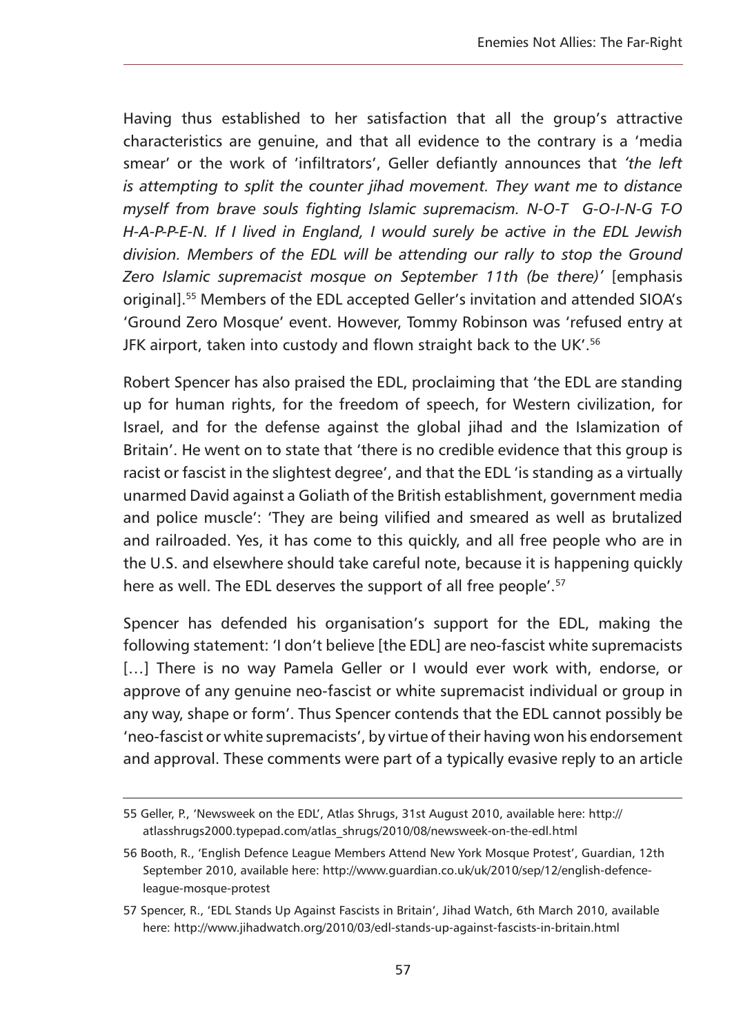Having thus established to her satisfaction that all the group's attractive characteristics are genuine, and that all evidence to the contrary is a 'media smear' or the work of 'infiltrators', Geller defiantly announces that *'the left is attempting to split the counter jihad movement. They want me to distance myself from brave souls fighting Islamic supremacism. N-O-T G-O-I-N-G T-O H-A-P-P-E-N. If I lived in England, I would surely be active in the EDL Jewish division. Members of the EDL will be attending our rally to stop the Ground Zero Islamic supremacist mosque on September 11th (be there)'* [emphasis original].[55] Members of the EDL accepted Geller's invitation and attended SIOA's 'Ground Zero Mosque' event. However, Tommy Robinson was 'refused entry at JFK airport, taken into custody and flown straight back to the UK'.[56]

Robert Spencer has also praised the EDL, proclaiming that 'the EDL are standing up for human rights, for the freedom of speech, for Western civilization, for Israel, and for the defense against the global jihad and the Islamization of Britain'. He went on to state that 'there is no credible evidence that this group is racist or fascist in the slightest degree', and that the EDL 'is standing as a virtually unarmed David against a Goliath of the British establishment, government media and police muscle': 'They are being vilified and smeared as well as brutalized and railroaded. Yes, it has come to this quickly, and all free people who are in the U.S. and elsewhere should take careful note, because it is happening quickly here as well. The EDL deserves the support of all free people'.[57]

Spencer has defended his organisation's support for the EDL, making the following statement: 'I don't believe [the EDL] are neo-fascist white supremacists […] There is no way Pamela Geller or I would ever work with, endorse, or approve of any genuine neo-fascist or white supremacist individual or group in any way, shape or form'. Thus Spencer contends that the EDL cannot possibly be 'neo-fascist or white supremacists', by virtue of their having won his endorsement and approval. These comments were part of a typically evasive reply to an article

55 Geller, P., 'Newsweek on the EDL', Atlas Shrugs, 31st August 2010, available here: http://atlasshrugs2000.typepad.com/atlas_shrugs/2010/08/newsweek-on-the-edl.html

56 Booth, R., 'English Defence League Members Attend New York Mosque Protest', Guardian, 12th September 2010, available here: http://www.guardian.co.uk/uk/2010/sep/12/english-defence-league-mosque-protest

57 Spencer, R., 'EDL Stands Up Against Fascists in Britain', Jihad Watch, 6th March 2010, available here: http://www.jihadwatch.org/2010/03/edl-stands-up-against-fascists-in-britain.html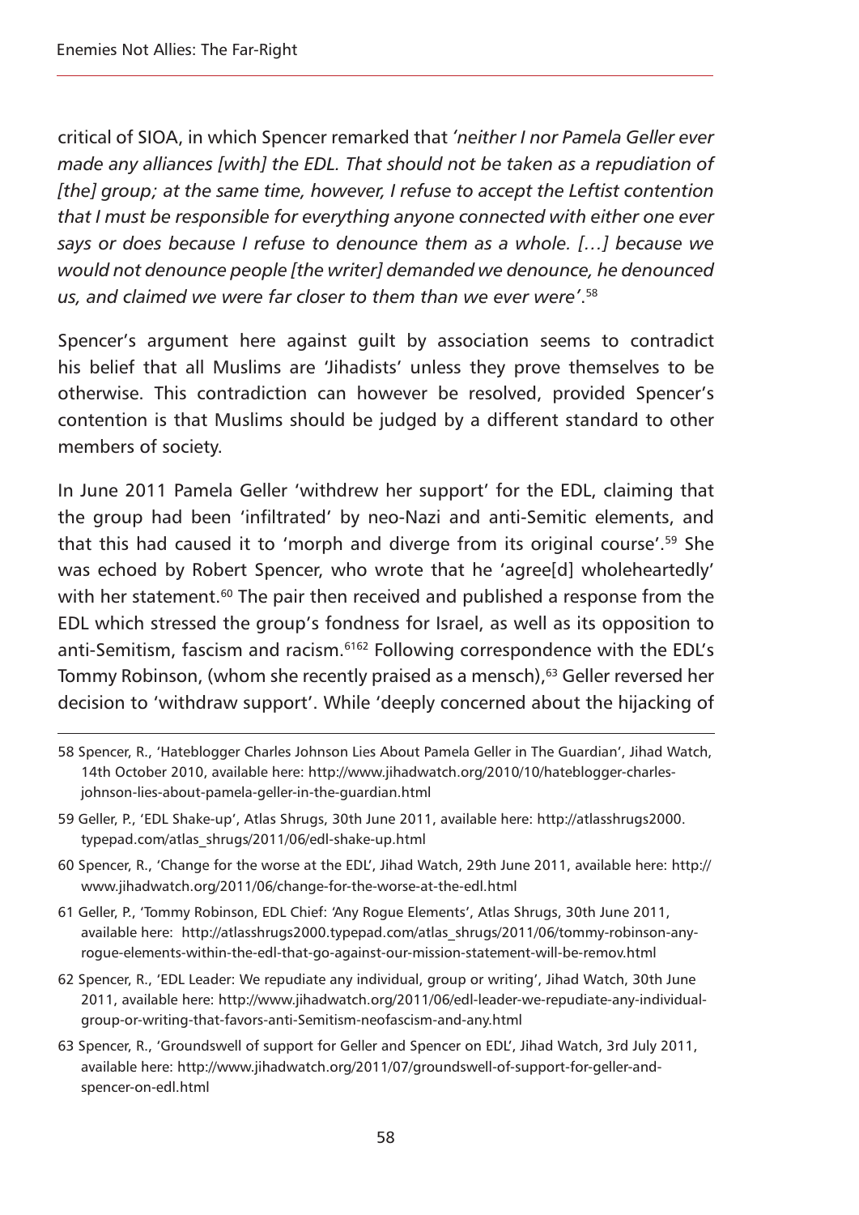critical of SIOA, in which Spencer remarked that *'neither I nor Pamela Geller ever made any alliances [with] the EDL. That should not be taken as a repudiation of [the] group; at the same time, however, I refuse to accept the Leftist contention that I must be responsible for everything anyone connected with either one ever says or does because I refuse to denounce them as a whole. […] because we would not denounce people [the writer] demanded we denounce, he denounced us, and claimed we were far closer to them than we ever were'*.[58]

Spencer's argument here against guilt by association seems to contradict his belief that all Muslims are 'Jihadists' unless they prove themselves to be otherwise. This contradiction can however be resolved, provided Spencer's contention is that Muslims should be judged by a different standard to other members of society.

In June 2011 Pamela Geller 'withdrew her support' for the EDL, claiming that the group had been 'infiltrated' by neo-Nazi and anti-Semitic elements, and that this had caused it to 'morph and diverge from its original course'.[59] She was echoed by Robert Spencer, who wrote that he 'agree[d] wholeheartedly' with her statement.[60] The pair then received and published a response from the EDL which stressed the group's fondness for Israel, as well as its opposition to anti-Semitism, fascism and racism.[61][62] Following correspondence with the EDL's Tommy Robinson, (whom she recently praised as a mensch),[63] Geller reversed her decision to 'withdraw support'. While 'deeply concerned about the hijacking of

---

58 Spencer, R., 'Hateblogger Charles Johnson Lies About Pamela Geller in The Guardian', Jihad Watch, 14th October 2010, available here: http://www.jihadwatch.org/2010/10/hateblogger-charles-johnson-lies-about-pamela-geller-in-the-guardian.html

59 Geller, P., 'EDL Shake-up', Atlas Shrugs, 30th June 2011, available here: http://atlasshrugs2000.typepad.com/atlas_shrugs/2011/06/edl-shake-up.html

60 Spencer, R., 'Change for the worse at the EDL', Jihad Watch, 29th June 2011, available here: http://www.jihadwatch.org/2011/06/change-for-the-worse-at-the-edl.html

61 Geller, P., 'Tommy Robinson, EDL Chief: 'Any Rogue Elements', Atlas Shrugs, 30th June 2011, available here: http://atlasshrugs2000.typepad.com/atlas_shrugs/2011/06/tommy-robinson-any-rogue-elements-within-the-edl-that-go-against-our-mission-statement-will-be-remov.html

62 Spencer, R., 'EDL Leader: We repudiate any individual, group or writing', Jihad Watch, 30th June 2011, available here: http://www.jihadwatch.org/2011/06/edl-leader-we-repudiate-any-individual-group-or-writing-that-favors-anti-Semitism-neofascism-and-any.html

63 Spencer, R., 'Groundswell of support for Geller and Spencer on EDL', Jihad Watch, 3rd July 2011, available here: http://www.jihadwatch.org/2011/07/groundswell-of-support-for-geller-and-spencer-on-edl.html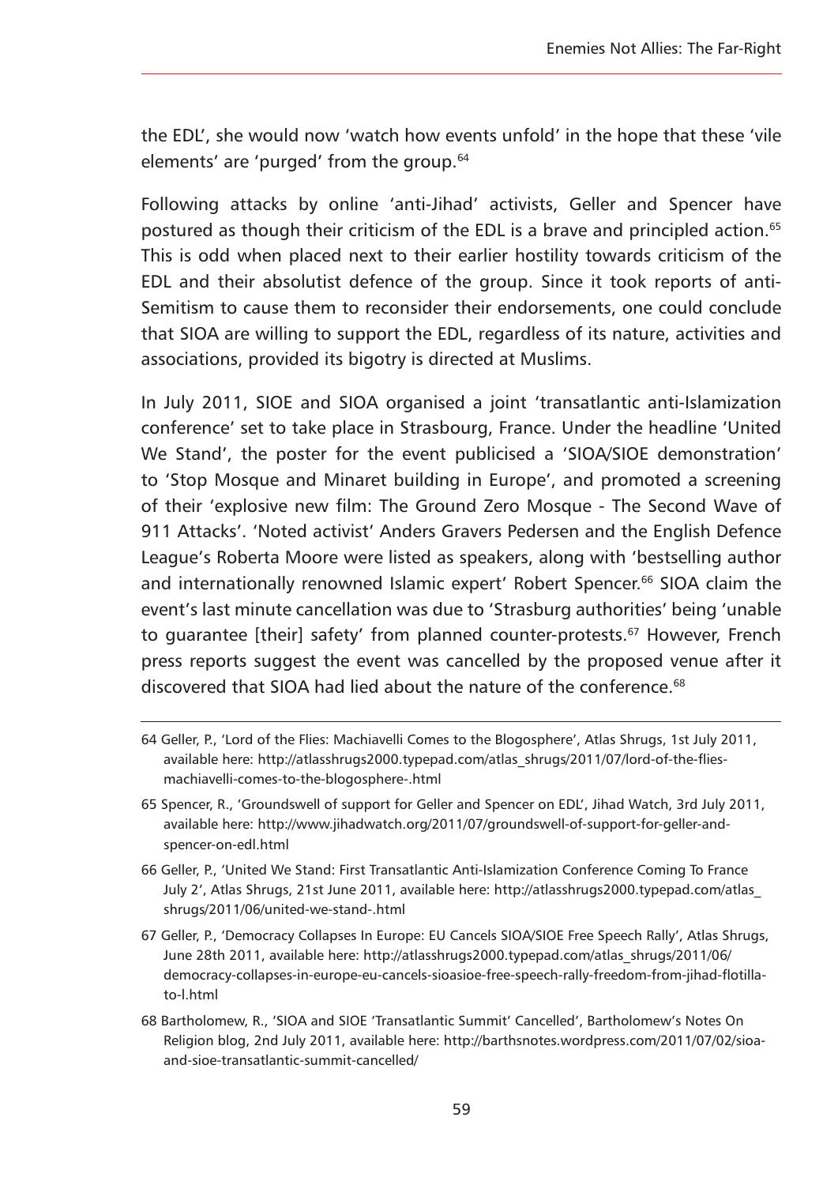the EDL', she would now 'watch how events unfold' in the hope that these 'vile elements' are 'purged' from the group.[64]

Following attacks by online 'anti-Jihad' activists, Geller and Spencer have postured as though their criticism of the EDL is a brave and principled action.[65] This is odd when placed next to their earlier hostility towards criticism of the EDL and their absolutist defence of the group. Since it took reports of anti-Semitism to cause them to reconsider their endorsements, one could conclude that SIOA are willing to support the EDL, regardless of its nature, activities and associations, provided its bigotry is directed at Muslims.

In July 2011, SIOE and SIOA organised a joint 'transatlantic anti-Islamization conference' set to take place in Strasbourg, France. Under the headline 'United We Stand', the poster for the event publicised a 'SIOA/SIOE demonstration' to 'Stop Mosque and Minaret building in Europe', and promoted a screening of their 'explosive new film: The Ground Zero Mosque - The Second Wave of 911 Attacks'. 'Noted activist' Anders Gravers Pedersen and the English Defence League's Roberta Moore were listed as speakers, along with 'bestselling author and internationally renowned Islamic expert' Robert Spencer.[66] SIOA claim the event's last minute cancellation was due to 'Strasburg authorities' being 'unable to guarantee [their] safety' from planned counter-protests.[67] However, French press reports suggest the event was cancelled by the proposed venue after it discovered that SIOA had lied about the nature of the conference.[68]

---

64 Geller, P., 'Lord of the Flies: Machiavelli Comes to the Blogosphere', Atlas Shrugs, 1st July 2011, available here: http://atlasshrugs2000.typepad.com/atlas_shrugs/2011/07/lord-of-the-flies-machiavelli-comes-to-the-blogosphere-.html

65 Spencer, R., 'Groundswell of support for Geller and Spencer on EDL', Jihad Watch, 3rd July 2011, available here: http://www.jihadwatch.org/2011/07/groundswell-of-support-for-geller-and-spencer-on-edl.html

66 Geller, P., 'United We Stand: First Transatlantic Anti-Islamization Conference Coming To France July 2', Atlas Shrugs, 21st June 2011, available here: http://atlasshrugs2000.typepad.com/atlas_shrugs/2011/06/united-we-stand-.html

67 Geller, P., 'Democracy Collapses In Europe: EU Cancels SIOA/SIOE Free Speech Rally', Atlas Shrugs, June 28th 2011, available here: http://atlasshrugs2000.typepad.com/atlas_shrugs/2011/06/democracy-collapses-in-europe-eu-cancels-sioasioe-free-speech-rally-freedom-from-jihad-flotilla-to-l.html

68 Bartholomew, R., 'SIOA and SIOE 'Transatlantic Summit' Cancelled', Bartholomew's Notes On Religion blog, 2nd July 2011, available here: http://barthsnotes.wordpress.com/2011/07/02/sioa-and-sioe-transatlantic-summit-cancelled/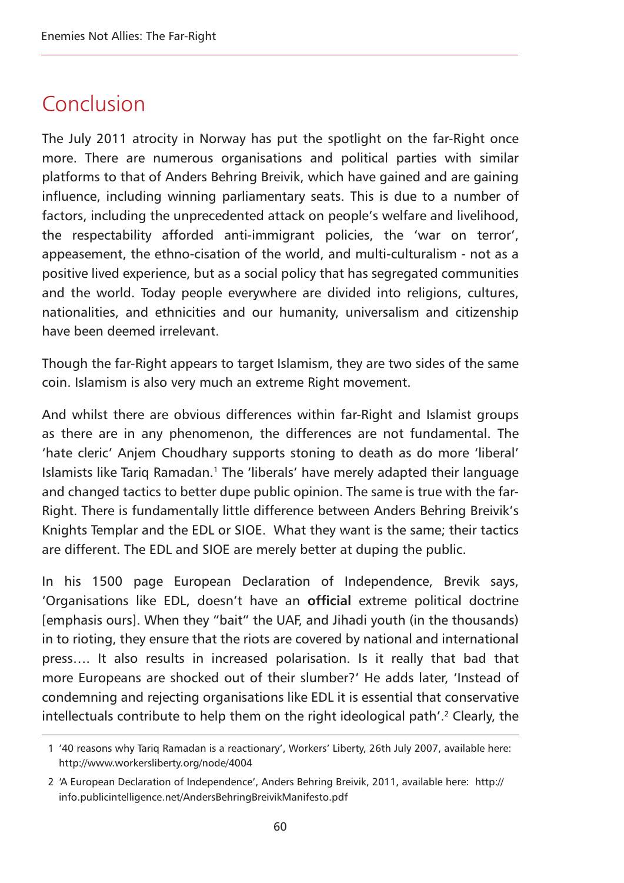# Conclusion

The July 2011 atrocity in Norway has put the spotlight on the far-Right once more. There are numerous organisations and political parties with similar platforms to that of Anders Behring Breivik, which have gained and are gaining influence, including winning parliamentary seats. This is due to a number of factors, including the unprecedented attack on people's welfare and livelihood, the respectability afforded anti-immigrant policies, the 'war on terror', appeasement, the ethno-cisation of the world, and multi-culturalism - not as a positive lived experience, but as a social policy that has segregated communities and the world. Today people everywhere are divided into religions, cultures, nationalities, and ethnicities and our humanity, universalism and citizenship have been deemed irrelevant.

Though the far-Right appears to target Islamism, they are two sides of the same coin. Islamism is also very much an extreme Right movement.

And whilst there are obvious differences within far-Right and Islamist groups as there are in any phenomenon, the differences are not fundamental. The 'hate cleric' Anjem Choudhary supports stoning to death as do more 'liberal' Islamists like Tariq Ramadan.[1] The 'liberals' have merely adapted their language and changed tactics to better dupe public opinion. The same is true with the far-Right. There is fundamentally little difference between Anders Behring Breivik's Knights Templar and the EDL or SIOE. What they want is the same; their tactics are different. The EDL and SIOE are merely better at duping the public.

In his 1500 page European Declaration of Independence, Brevik says, 'Organisations like EDL, doesn't have an **official** extreme political doctrine [emphasis ours]. When they "bait" the UAF, and Jihadi youth (in the thousands) in to rioting, they ensure that the riots are covered by national and international press…. It also results in increased polarisation. Is it really that bad that more Europeans are shocked out of their slumber?' He adds later, 'Instead of condemning and rejecting organisations like EDL it is essential that conservative intellectuals contribute to help them on the right ideological path'.[2] Clearly, the

1 '40 reasons why Tariq Ramadan is a reactionary', Workers' Liberty, 26th July 2007, available here: http://www.workersliberty.org/node/4004

2 'A European Declaration of Independence', Anders Behring Breivik, 2011, available here: http://info.publicintelligence.net/AndersBehringBreivikManifesto.pdf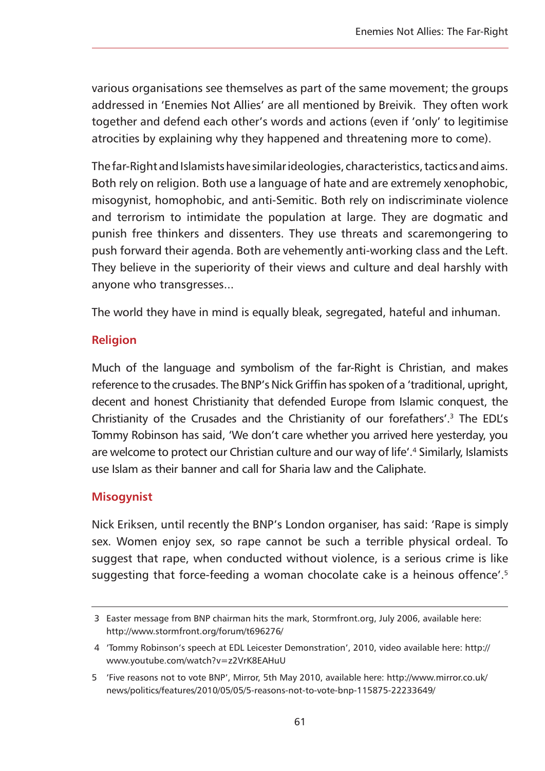various organisations see themselves as part of the same movement; the groups addressed in 'Enemies Not Allies' are all mentioned by Breivik. They often work together and defend each other's words and actions (even if 'only' to legitimise atrocities by explaining why they happened and threatening more to come).

The far-Right and Islamists have similar ideologies, characteristics, tactics and aims. Both rely on religion. Both use a language of hate and are extremely xenophobic, misogynist, homophobic, and anti-Semitic. Both rely on indiscriminate violence and terrorism to intimidate the population at large. They are dogmatic and punish free thinkers and dissenters. They use threats and scaremongering to push forward their agenda. Both are vehemently anti-working class and the Left. They believe in the superiority of their views and culture and deal harshly with anyone who transgresses...

The world they have in mind is equally bleak, segregated, hateful and inhuman.

### Religion

Much of the language and symbolism of the far-Right is Christian, and makes reference to the crusades. The BNP's Nick Griffin has spoken of a 'traditional, upright, decent and honest Christianity that defended Europe from Islamic conquest, the Christianity of the Crusades and the Christianity of our forefathers'.[3] The EDL's Tommy Robinson has said, 'We don't care whether you arrived here yesterday, you are welcome to protect our Christian culture and our way of life'.[4] Similarly, Islamists use Islam as their banner and call for Sharia law and the Caliphate.

### Misogynist

Nick Eriksen, until recently the BNP's London organiser, has said: 'Rape is simply sex. Women enjoy sex, so rape cannot be such a terrible physical ordeal. To suggest that rape, when conducted without violence, is a serious crime is like suggesting that force-feeding a woman chocolate cake is a heinous offence'.[5]

---

3 Easter message from BNP chairman hits the mark, Stormfront.org, July 2006, available here: http://www.stormfront.org/forum/t696276/

4 'Tommy Robinson's speech at EDL Leicester Demonstration', 2010, video available here: http://www.youtube.com/watch?v=z2VrK8EAHuU

5 'Five reasons not to vote BNP', Mirror, 5th May 2010, available here: http://www.mirror.co.uk/news/politics/features/2010/05/05/5-reasons-not-to-vote-bnp-115875-22233649/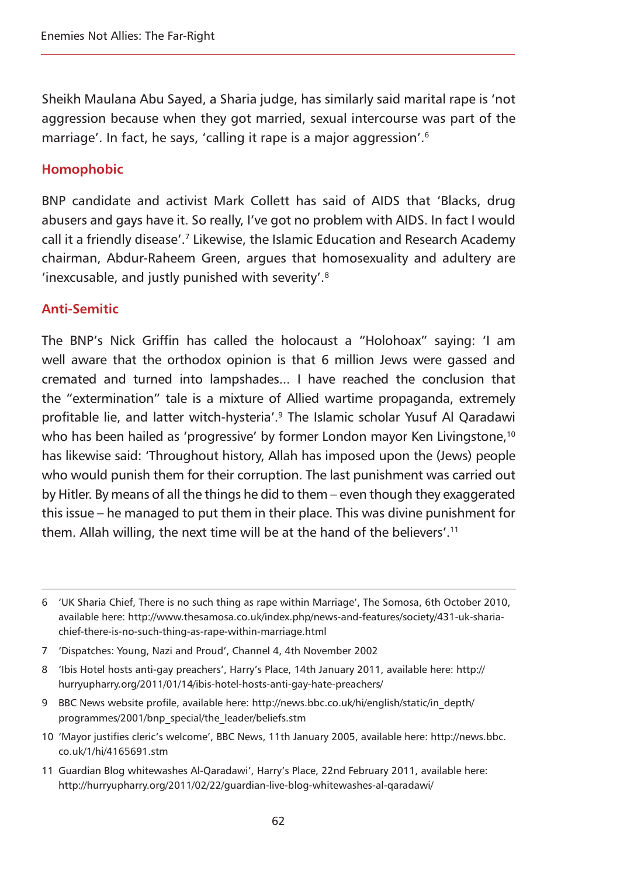Sheikh Maulana Abu Sayed, a Sharia judge, has similarly said marital rape is 'not aggression because when they got married, sexual intercourse was part of the marriage'. In fact, he says, 'calling it rape is a major aggression'.[6]

### Homophobic

BNP candidate and activist Mark Collett has said of AIDS that 'Blacks, drug abusers and gays have it. So really, I've got no problem with AIDS. In fact I would call it a friendly disease'.[7] Likewise, the Islamic Education and Research Academy chairman, Abdur-Raheem Green, argues that homosexuality and adultery are 'inexcusable, and justly punished with severity'.[8]

### Anti-Semitic

The BNP's Nick Griffin has called the holocaust a "Holohoax" saying: 'I am well aware that the orthodox opinion is that 6 million Jews were gassed and cremated and turned into lampshades... I have reached the conclusion that the "extermination" tale is a mixture of Allied wartime propaganda, extremely profitable lie, and latter witch-hysteria'.[9] The Islamic scholar Yusuf Al Qaradawi who has been hailed as 'progressive' by former London mayor Ken Livingstone,[10] has likewise said: 'Throughout history, Allah has imposed upon the (Jews) people who would punish them for their corruption. The last punishment was carried out by Hitler. By means of all the things he did to them – even though they exaggerated this issue – he managed to put them in their place. This was divine punishment for them. Allah willing, the next time will be at the hand of the believers'.[11]

---

6 'UK Sharia Chief, There is no such thing as rape within Marriage', The Somosa, 6th October 2010, available here: http://www.thesamosa.co.uk/index.php/news-and-features/society/431-uk-sharia-chief-there-is-no-such-thing-as-rape-within-marriage.html

7 'Dispatches: Young, Nazi and Proud', Channel 4, 4th November 2002

8 'Ibis Hotel hosts anti-gay preachers', Harry's Place, 14th January 2011, available here: http://hurryupharry.org/2011/01/14/ibis-hotel-hosts-anti-gay-hate-preachers/

9 BBC News website profile, available here: http://news.bbc.co.uk/hi/english/static/in_depth/programmes/2001/bnp_special/the_leader/beliefs.stm

10 'Mayor justifies cleric's welcome', BBC News, 11th January 2005, available here: http://news.bbc.co.uk/1/hi/4165691.stm

11 Guardian Blog whitewashes Al-Qaradawi', Harry's Place, 22nd February 2011, available here: http://hurryupharry.org/2011/02/22/guardian-live-blog-whitewashes-al-qaradawi/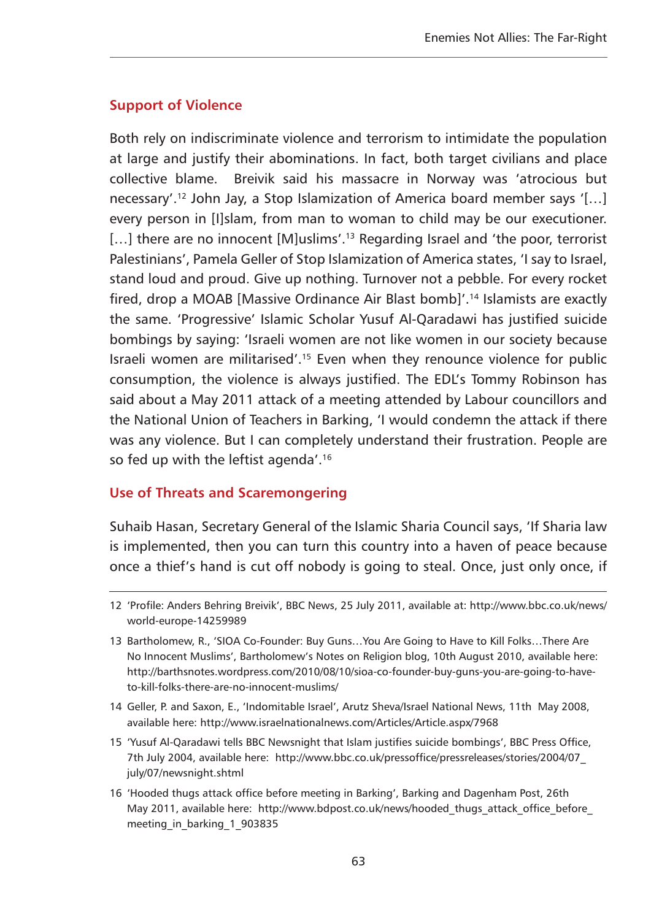## Support of Violence

Both rely on indiscriminate violence and terrorism to intimidate the population at large and justify their abominations. In fact, both target civilians and place collective blame. Breivik said his massacre in Norway was 'atrocious but necessary'.[12] John Jay, a Stop Islamization of America board member says '[…] every person in [I]slam, from man to woman to child may be our executioner. […] there are no innocent [M]uslims'.[13] Regarding Israel and 'the poor, terrorist Palestinians', Pamela Geller of Stop Islamization of America states, 'I say to Israel, stand loud and proud. Give up nothing. Turnover not a pebble. For every rocket fired, drop a MOAB [Massive Ordinance Air Blast bomb]'.[14] Islamists are exactly the same. 'Progressive' Islamic Scholar Yusuf Al-Qaradawi has justified suicide bombings by saying: 'Israeli women are not like women in our society because Israeli women are militarised'.[15] Even when they renounce violence for public consumption, the violence is always justified. The EDL's Tommy Robinson has said about a May 2011 attack of a meeting attended by Labour councillors and the National Union of Teachers in Barking, 'I would condemn the attack if there was any violence. But I can completely understand their frustration. People are so fed up with the leftist agenda'.[16]

## Use of Threats and Scaremongering

Suhaib Hasan, Secretary General of the Islamic Sharia Council says, 'If Sharia law is implemented, then you can turn this country into a haven of peace because once a thief's hand is cut off nobody is going to steal. Once, just only once, if

---

12 'Profile: Anders Behring Breivik', BBC News, 25 July 2011, available at: http://www.bbc.co.uk/news/world-europe-14259989

13 Bartholomew, R., 'SIOA Co-Founder: Buy Guns…You Are Going to Have to Kill Folks…There Are No Innocent Muslims', Bartholomew's Notes on Religion blog, 10th August 2010, available here: http://barthsnotes.wordpress.com/2010/08/10/sioa-co-founder-buy-guns-you-are-going-to-have-to-kill-folks-there-are-no-innocent-muslims/

14 Geller, P. and Saxon, E., 'Indomitable Israel', Arutz Sheva/Israel National News, 11th May 2008, available here: http://www.israelnationalnews.com/Articles/Article.aspx/7968

15 'Yusuf Al-Qaradawi tells BBC Newsnight that Islam justifies suicide bombings', BBC Press Office, 7th July 2004, available here: http://www.bbc.co.uk/pressoffice/pressreleases/stories/2004/07_july/07/newsnight.shtml

16 'Hooded thugs attack office before meeting in Barking', Barking and Dagenham Post, 26th May 2011, available here: http://www.bdpost.co.uk/news/hooded_thugs_attack_office_before_meeting_in_barking_1_903835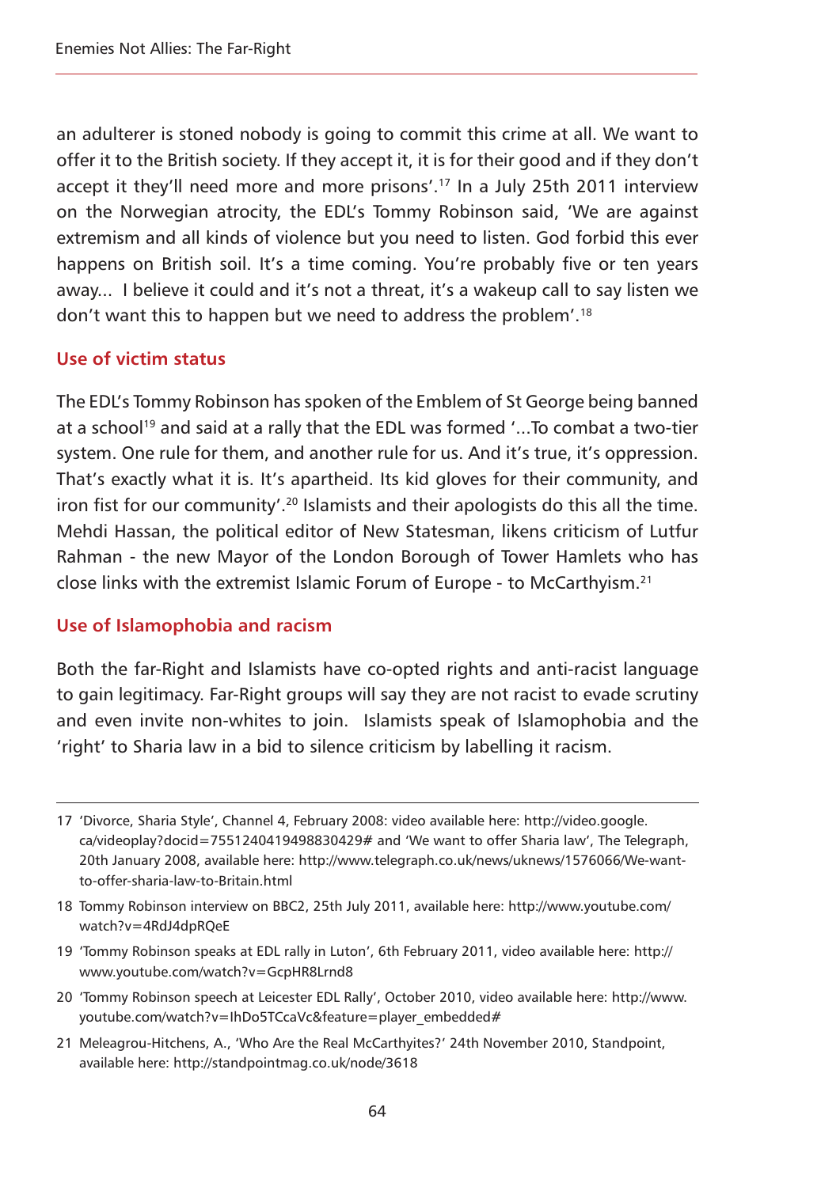an adulterer is stoned nobody is going to commit this crime at all. We want to offer it to the British society. If they accept it, it is for their good and if they don't accept it they'll need more and more prisons'.[17] In a July 25th 2011 interview on the Norwegian atrocity, the EDL's Tommy Robinson said, 'We are against extremism and all kinds of violence but you need to listen. God forbid this ever happens on British soil. It's a time coming. You're probably five or ten years away... I believe it could and it's not a threat, it's a wakeup call to say listen we don't want this to happen but we need to address the problem'.[18]

### Use of victim status

The EDL's Tommy Robinson has spoken of the Emblem of St George being banned at a school[19] and said at a rally that the EDL was formed '...To combat a two-tier system. One rule for them, and another rule for us. And it's true, it's oppression. That's exactly what it is. It's apartheid. Its kid gloves for their community, and iron fist for our community'.[20] Islamists and their apologists do this all the time. Mehdi Hassan, the political editor of New Statesman, likens criticism of Lutfur Rahman - the new Mayor of the London Borough of Tower Hamlets who has close links with the extremist Islamic Forum of Europe - to McCarthyism.[21]

### Use of Islamophobia and racism

Both the far-Right and Islamists have co-opted rights and anti-racist language to gain legitimacy. Far-Right groups will say they are not racist to evade scrutiny and even invite non-whites to join. Islamists speak of Islamophobia and the 'right' to Sharia law in a bid to silence criticism by labelling it racism.

---

17 'Divorce, Sharia Style', Channel 4, February 2008: video available here: http://video.google.ca/videoplay?docid=7551240419498830429# and 'We want to offer Sharia law', The Telegraph, 20th January 2008, available here: http://www.telegraph.co.uk/news/uknews/1576066/We-want-to-offer-sharia-law-to-Britain.html

18 Tommy Robinson interview on BBC2, 25th July 2011, available here: http://www.youtube.com/watch?v=4RdJ4dpRQeE

19 'Tommy Robinson speaks at EDL rally in Luton', 6th February 2011, video available here: http://www.youtube.com/watch?v=GcpHR8Lrnd8

20 'Tommy Robinson speech at Leicester EDL Rally', October 2010, video available here: http://www.youtube.com/watch?v=IhDo5TCcaVc&feature=player_embedded#

21 Meleagrou-Hitchens, A., 'Who Are the Real McCarthyites?' 24th November 2010, Standpoint, available here: http://standpointmag.co.uk/node/3618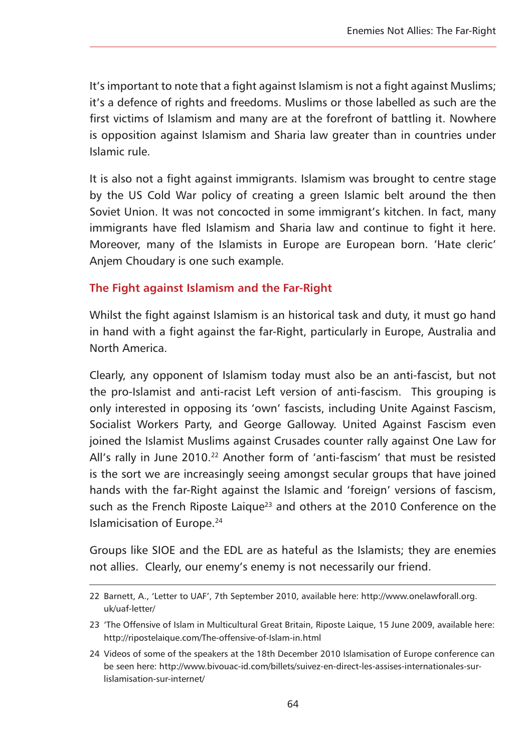It's important to note that a fight against Islamism is not a fight against Muslims; it's a defence of rights and freedoms. Muslims or those labelled as such are the first victims of Islamism and many are at the forefront of battling it. Nowhere is opposition against Islamism and Sharia law greater than in countries under Islamic rule.

It is also not a fight against immigrants. Islamism was brought to centre stage by the US Cold War policy of creating a green Islamic belt around the then Soviet Union. It was not concocted in some immigrant's kitchen. In fact, many immigrants have fled Islamism and Sharia law and continue to fight it here. Moreover, many of the Islamists in Europe are European born. 'Hate cleric' Anjem Choudary is one such example.

## The Fight against Islamism and the Far-Right

Whilst the fight against Islamism is an historical task and duty, it must go hand in hand with a fight against the far-Right, particularly in Europe, Australia and North America.

Clearly, any opponent of Islamism today must also be an anti-fascist, but not the pro-Islamist and anti-racist Left version of anti-fascism. This grouping is only interested in opposing its 'own' fascists, including Unite Against Fascism, Socialist Workers Party, and George Galloway. United Against Fascism even joined the Islamist Muslims against Crusades counter rally against One Law for All's rally in June 2010.[22] Another form of 'anti-fascism' that must be resisted is the sort we are increasingly seeing amongst secular groups that have joined hands with the far-Right against the Islamic and 'foreign' versions of fascism, such as the French Riposte Laique[23] and others at the 2010 Conference on the Islamicisation of Europe.[24]

Groups like SIOE and the EDL are as hateful as the Islamists; they are enemies not allies. Clearly, our enemy's enemy is not necessarily our friend.

---

22 Barnett, A., 'Letter to UAF', 7th September 2010, available here: http://www.onelawforall.org.uk/uaf-letter/

23 'The Offensive of Islam in Multicultural Great Britain, Riposte Laique, 15 June 2009, available here: http://ripostelaique.com/The-offensive-of-Islam-in.html

24 Videos of some of the speakers at the 18th December 2010 Islamisation of Europe conference can be seen here: http://www.bivouac-id.com/billets/suivez-en-direct-les-assises-internationales-sur-lislamisation-sur-internet/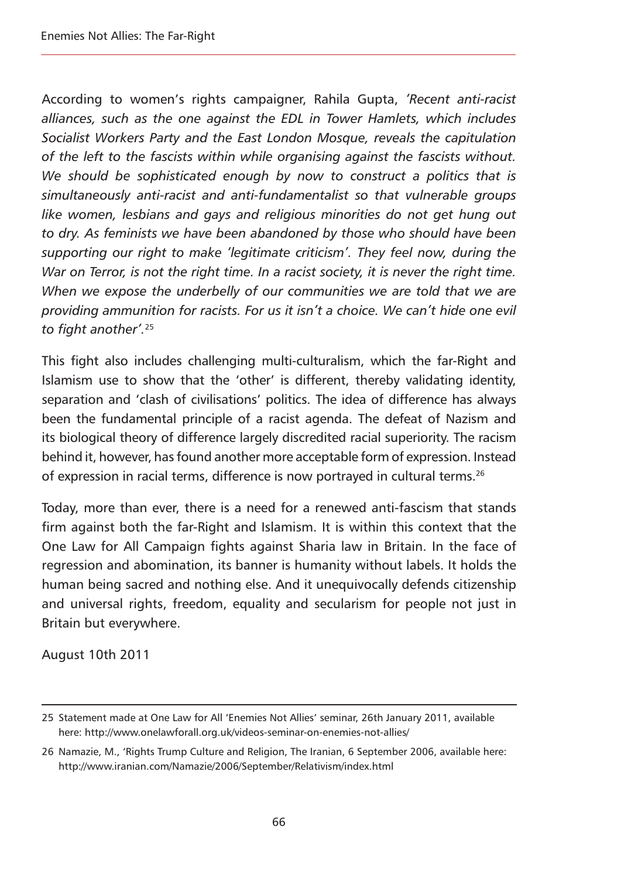According to women's rights campaigner, Rahila Gupta, *'Recent anti-racist alliances, such as the one against the EDL in Tower Hamlets, which includes Socialist Workers Party and the East London Mosque, reveals the capitulation of the left to the fascists within while organising against the fascists without. We should be sophisticated enough by now to construct a politics that is simultaneously anti-racist and anti-fundamentalist so that vulnerable groups like women, lesbians and gays and religious minorities do not get hung out to dry. As feminists we have been abandoned by those who should have been supporting our right to make 'legitimate criticism'. They feel now, during the War on Terror, is not the right time. In a racist society, it is never the right time. When we expose the underbelly of our communities we are told that we are providing ammunition for racists. For us it isn't a choice. We can't hide one evil to fight another'.*[25]

This fight also includes challenging multi-culturalism, which the far-Right and Islamism use to show that the 'other' is different, thereby validating identity, separation and 'clash of civilisations' politics. The idea of difference has always been the fundamental principle of a racist agenda. The defeat of Nazism and its biological theory of difference largely discredited racial superiority. The racism behind it, however, has found another more acceptable form of expression. Instead of expression in racial terms, difference is now portrayed in cultural terms.[26]

Today, more than ever, there is a need for a renewed anti-fascism that stands firm against both the far-Right and Islamism. It is within this context that the One Law for All Campaign fights against Sharia law in Britain. In the face of regression and abomination, its banner is humanity without labels. It holds the human being sacred and nothing else. And it unequivocally defends citizenship and universal rights, freedom, equality and secularism for people not just in Britain but everywhere.

August 10th 2011

---

25 Statement made at One Law for All 'Enemies Not Allies' seminar, 26th January 2011, available here: http://www.onelawforall.org.uk/videos-seminar-on-enemies-not-allies/

26 Namazie, M., 'Rights Trump Culture and Religion, The Iranian, 6 September 2006, available here: http://www.iranian.com/Namazie/2006/September/Relativism/index.html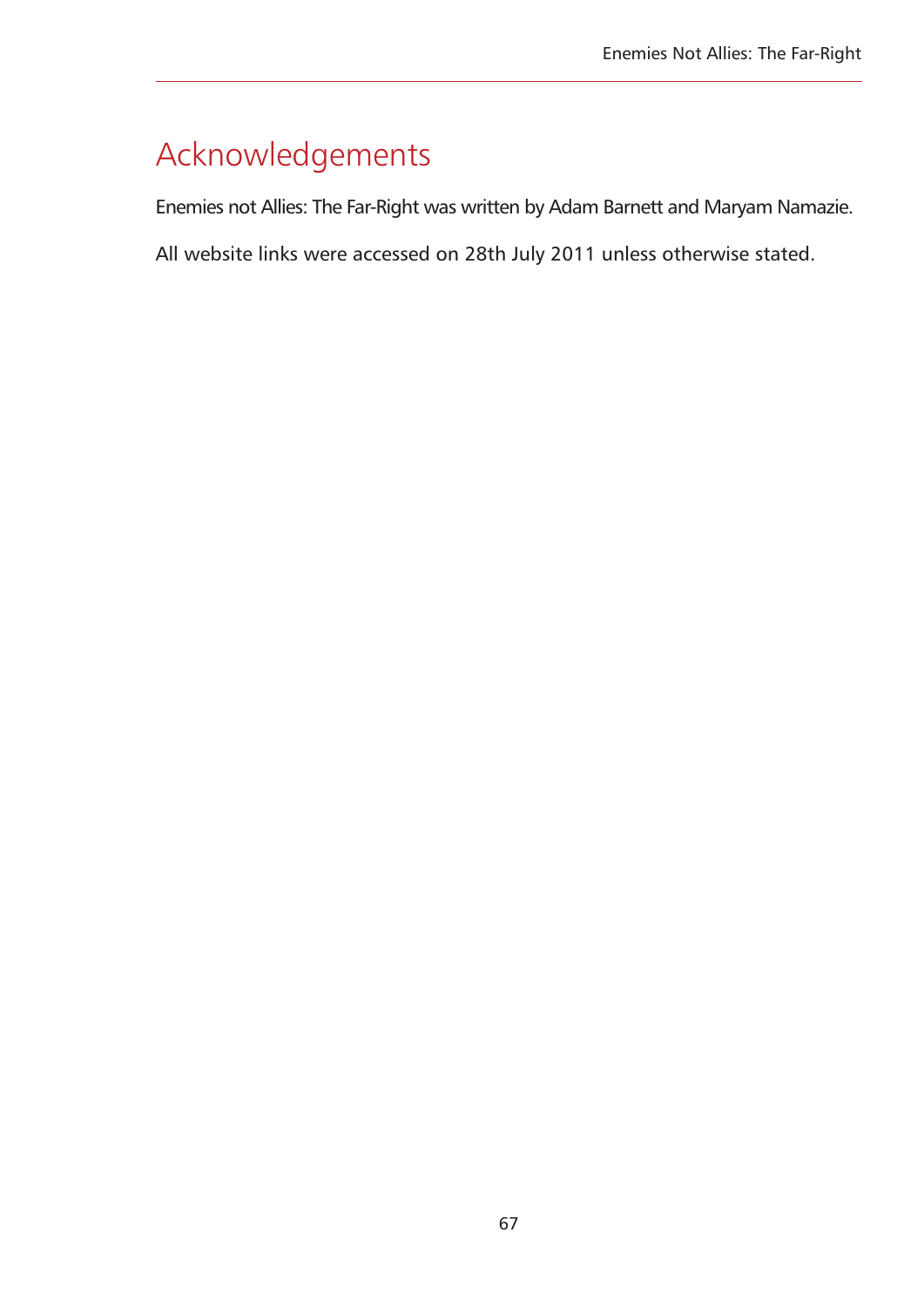# Acknowledgements

Enemies not Allies: The Far-Right was written by Adam Barnett and Maryam Namazie.

All website links were accessed on 28th July 2011 unless otherwise stated.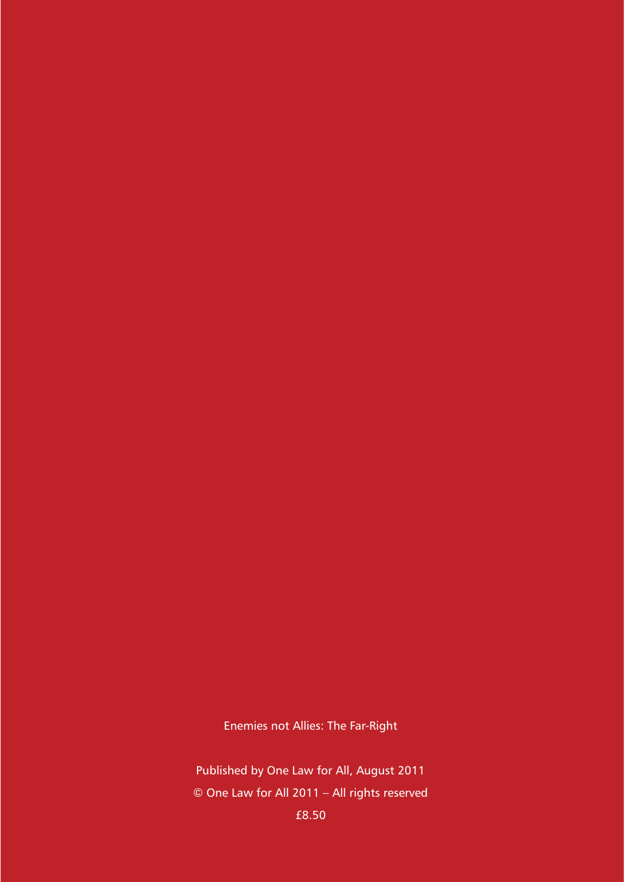Enemies not Allies: The Far-Right

Published by One Law for All, August 2011

© One Law for All 2011 – All rights reserved

£8.50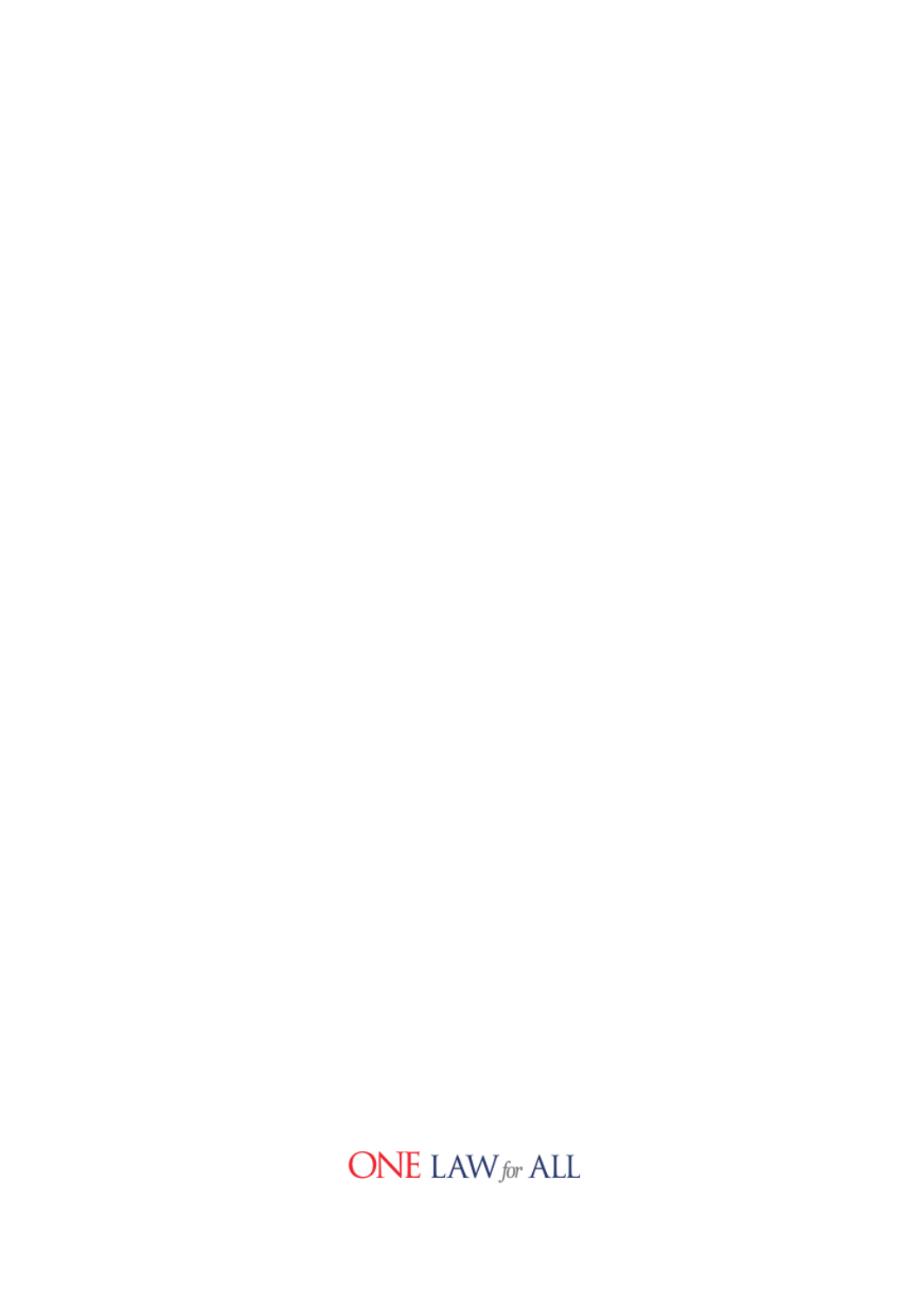ONE LAW *for* ALL